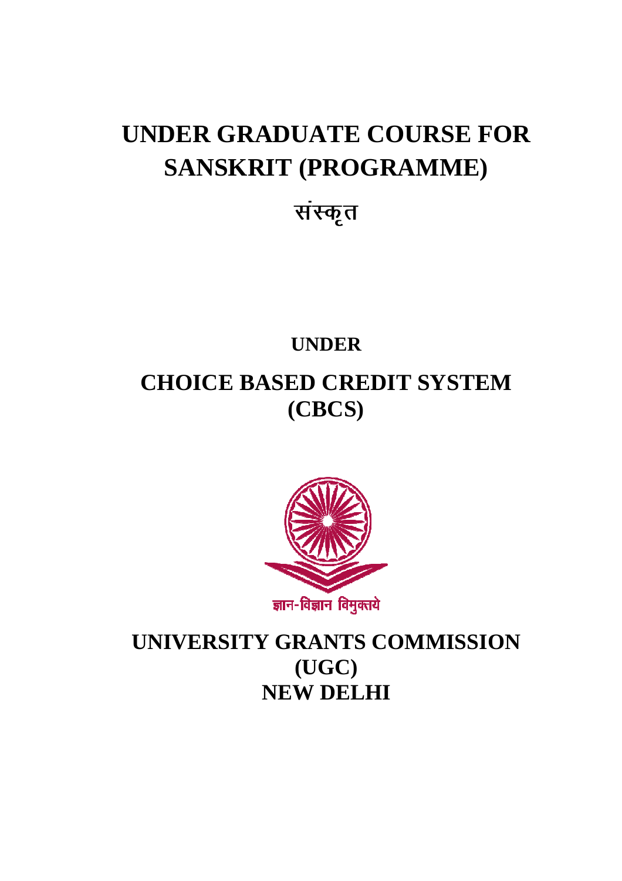# UNDER GRADUATE COURSE FOR SANSKRIT (PROGRAMME)

## संस्कृत

### UNDER

## CHOICE BASED CREDIT SYSTEM (CBCS)

ज्ञान-विज्ञान विमुक्तये

## UNIVERSITY GRANTS COMMISSION (UGC) NEW DELHI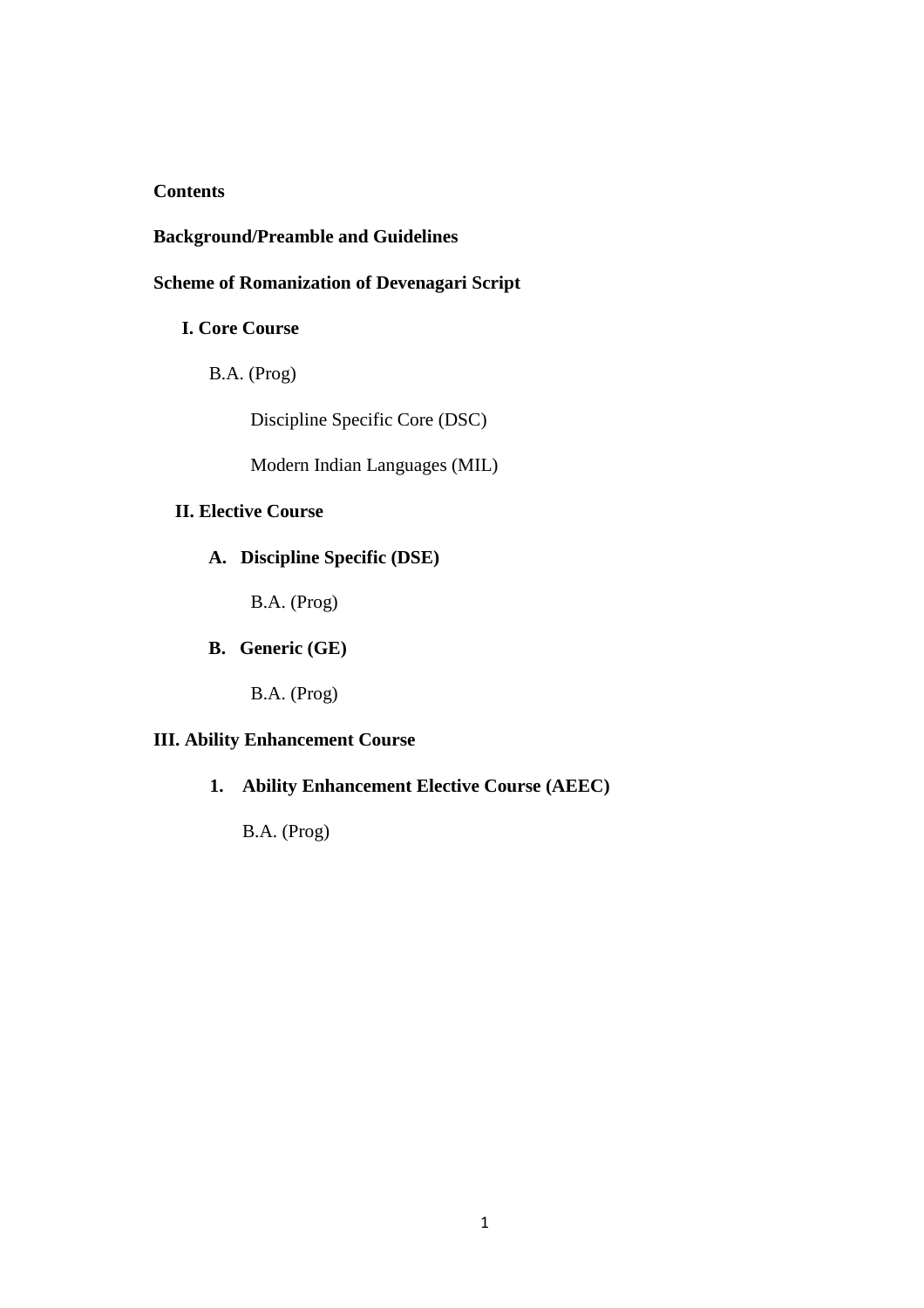**Contents**

**Background/Preamble and Guidelines**

**Scheme of Romanization of Devenagari Script**

**I. Core Course**

B.A. (Prog)

Discipline Specific Core (DSC)

Modern Indian Languages (MIL)

**II. Elective Course**

**A. Discipline Specific (DSE)**

B.A. (Prog)

**B. Generic (GE)**

B.A. (Prog)

**III. Ability Enhancement Course**

**1. Ability Enhancement Elective Course (AEEC)**

B.A. (Prog)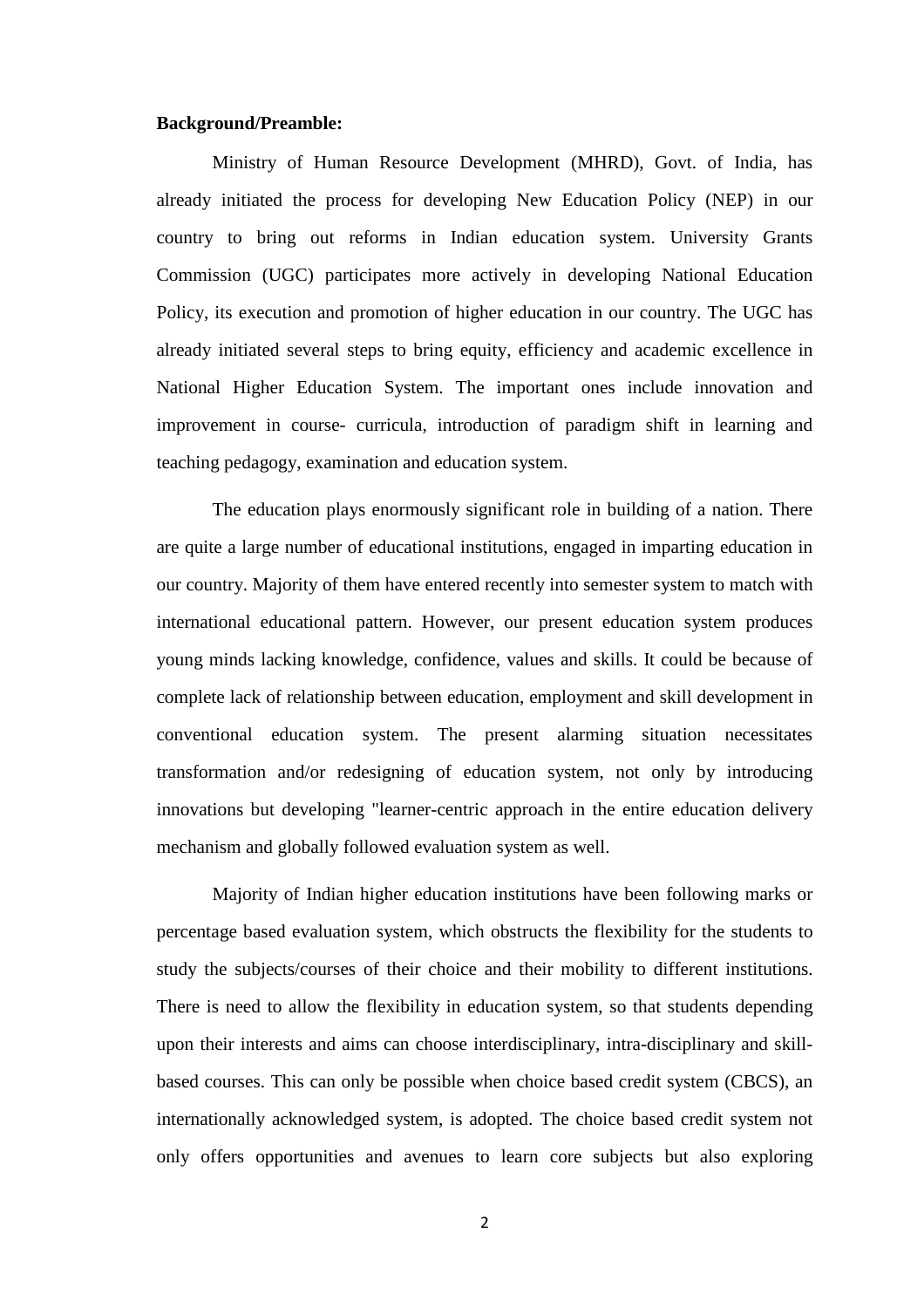**Background/Preamble:**

Ministry of Human Resource Development (MHRD), Govt. of India, has already initiated the process for developing New Education Policy (NEP) in our country to bring out reforms in Indian education system. University Grants Commission (UGC) participates more actively in developing National Education Policy, its execution and promotion of higher education in our country. The UGC has already initiated several steps to bring equity, efficiency and academic excellence in National Higher Education System. The important ones include innovation and improvement in course- curricula, introduction of paradigm shift in learning and teaching pedagogy, examination and education system.

The education plays enormously significant role in building of a nation. There are quite a large number of educational institutions, engaged in imparting education in our country. Majority of them have entered recently into semester system to match with international educational pattern. However, our present education system produces young minds lacking knowledge, confidence, values and skills. It could be because of complete lack of relationship between education, employment and skill development in conventional education system. The present alarming situation necessitates transformation and/or redesigning of education system, not only by introducing innovations but developing "learner-centric approach in the entire education delivery mechanism and globally followed evaluation system as well.

Majority of Indian higher education institutions have been following marks or percentage based evaluation system, which obstructs the flexibility for the students to study the subjects/courses of their choice and their mobility to different institutions. There is need to allow the flexibility in education system, so that students depending upon their interests and aims can choose interdisciplinary, intra-disciplinary and skill-based courses. This can only be possible when choice based credit system (CBCS), an internationally acknowledged system, is adopted. The choice based credit system not only offers opportunities and avenues to learn core subjects but also exploring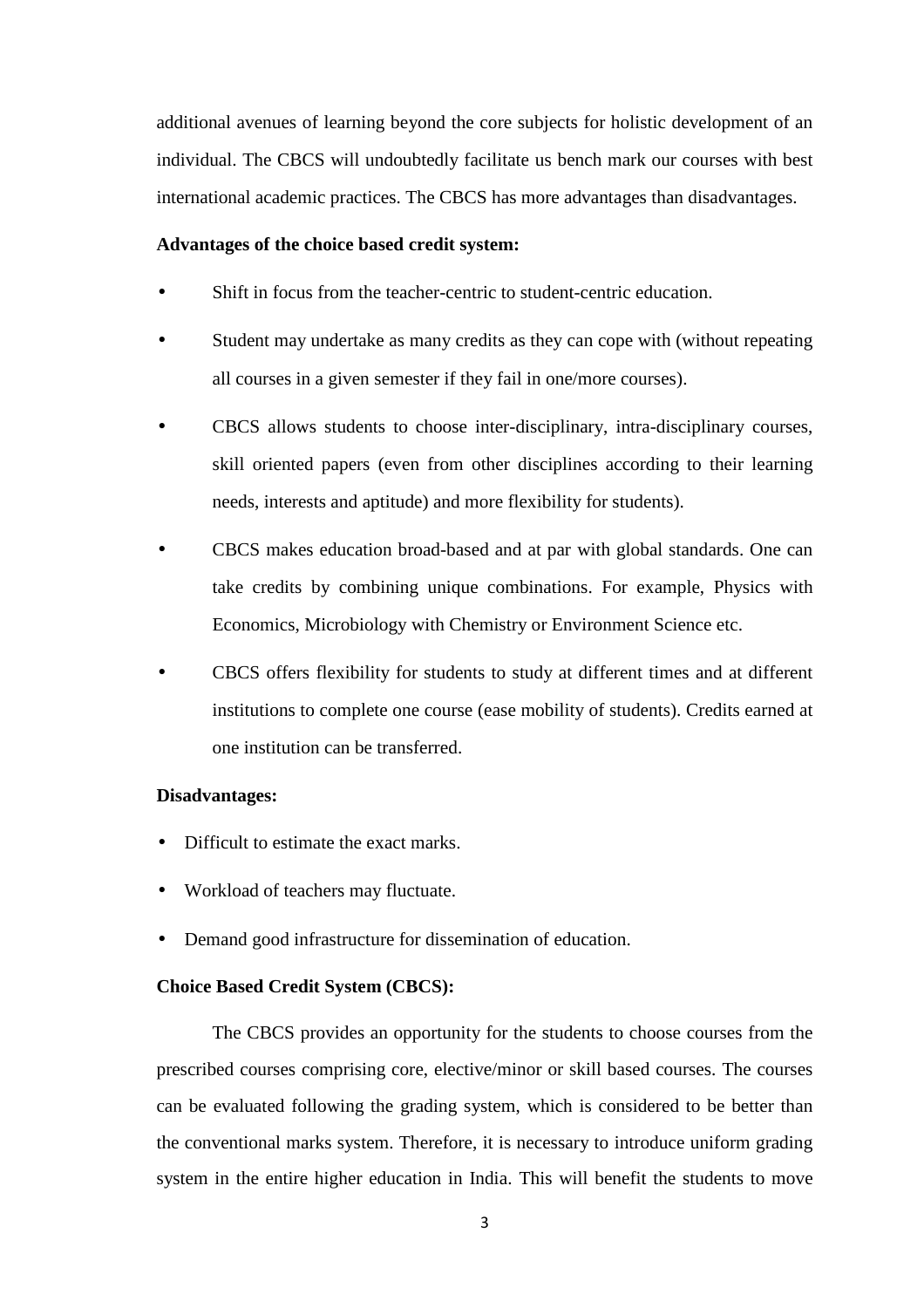additional avenues of learning beyond the core subjects for holistic development of an individual. The CBCS will undoubtedly facilitate us bench mark our courses with best international academic practices. The CBCS has more advantages than disadvantages.

**Advantages of the choice based credit system:**

- Shift in focus from the teacher-centric to student-centric education.
- Student may undertake as many credits as they can cope with (without repeating all courses in a given semester if they fail in one/more courses).
- CBCS allows students to choose inter-disciplinary, intra-disciplinary courses, skill oriented papers (even from other disciplines according to their learning needs, interests and aptitude) and more flexibility for students).
- CBCS makes education broad-based and at par with global standards. One can take credits by combining unique combinations. For example, Physics with Economics, Microbiology with Chemistry or Environment Science etc.
- CBCS offers flexibility for students to study at different times and at different institutions to complete one course (ease mobility of students). Credits earned at one institution can be transferred.

**Disadvantages:**

- Difficult to estimate the exact marks.
- Workload of teachers may fluctuate.
- Demand good infrastructure for dissemination of education.

**Choice Based Credit System (CBCS):**

The CBCS provides an opportunity for the students to choose courses from the prescribed courses comprising core, elective/minor or skill based courses. The courses can be evaluated following the grading system, which is considered to be better than the conventional marks system. Therefore, it is necessary to introduce uniform grading system in the entire higher education in India. This will benefit the students to move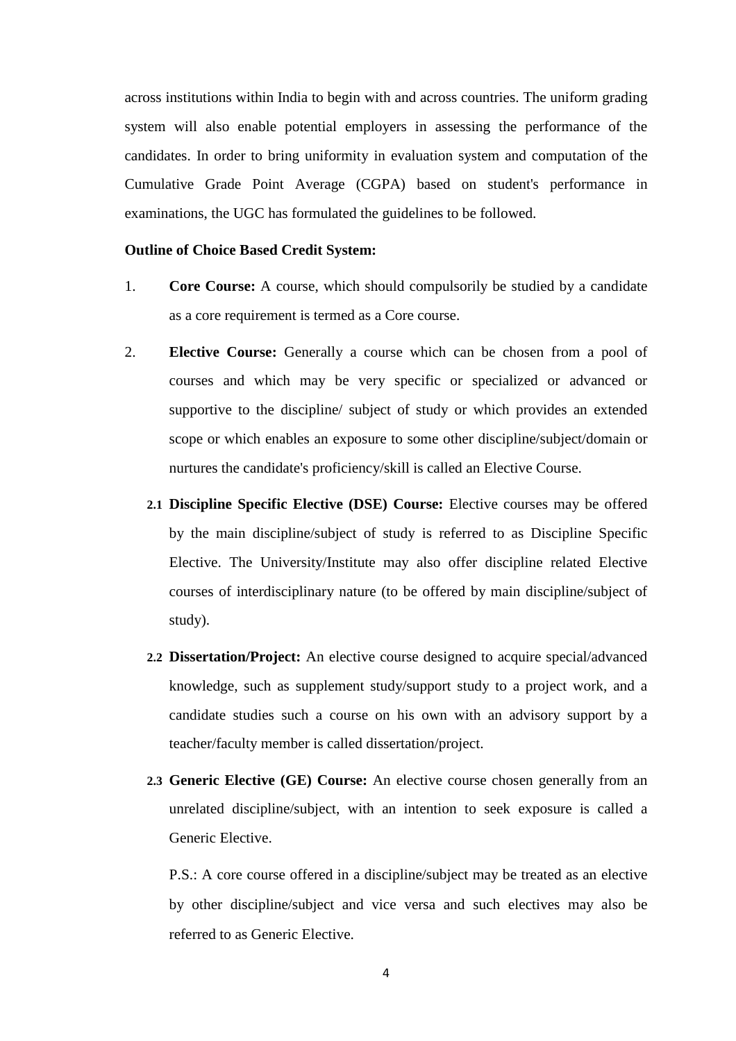across institutions within India to begin with and across countries. The uniform grading system will also enable potential employers in assessing the performance of the candidates. In order to bring uniformity in evaluation system and computation of the Cumulative Grade Point Average (CGPA) based on student's performance in examinations, the UGC has formulated the guidelines to be followed.

**Outline of Choice Based Credit System:**

1. **Core Course:** A course, which should compulsorily be studied by a candidate as a core requirement is termed as a Core course.

2. **Elective Course:** Generally a course which can be chosen from a pool of courses and which may be very specific or specialized or advanced or supportive to the discipline/ subject of study or which provides an extended scope or which enables an exposure to some other discipline/subject/domain or nurtures the candidate's proficiency/skill is called an Elective Course.

   **2.1 Discipline Specific Elective (DSE) Course:** Elective courses may be offered by the main discipline/subject of study is referred to as Discipline Specific Elective. The University/Institute may also offer discipline related Elective courses of interdisciplinary nature (to be offered by main discipline/subject of study).

   **2.2 Dissertation/Project:** An elective course designed to acquire special/advanced knowledge, such as supplement study/support study to a project work, and a candidate studies such a course on his own with an advisory support by a teacher/faculty member is called dissertation/project.

   **2.3 Generic Elective (GE) Course:** An elective course chosen generally from an unrelated discipline/subject, with an intention to seek exposure is called a Generic Elective.

   P.S.: A core course offered in a discipline/subject may be treated as an elective by other discipline/subject and vice versa and such electives may also be referred to as Generic Elective.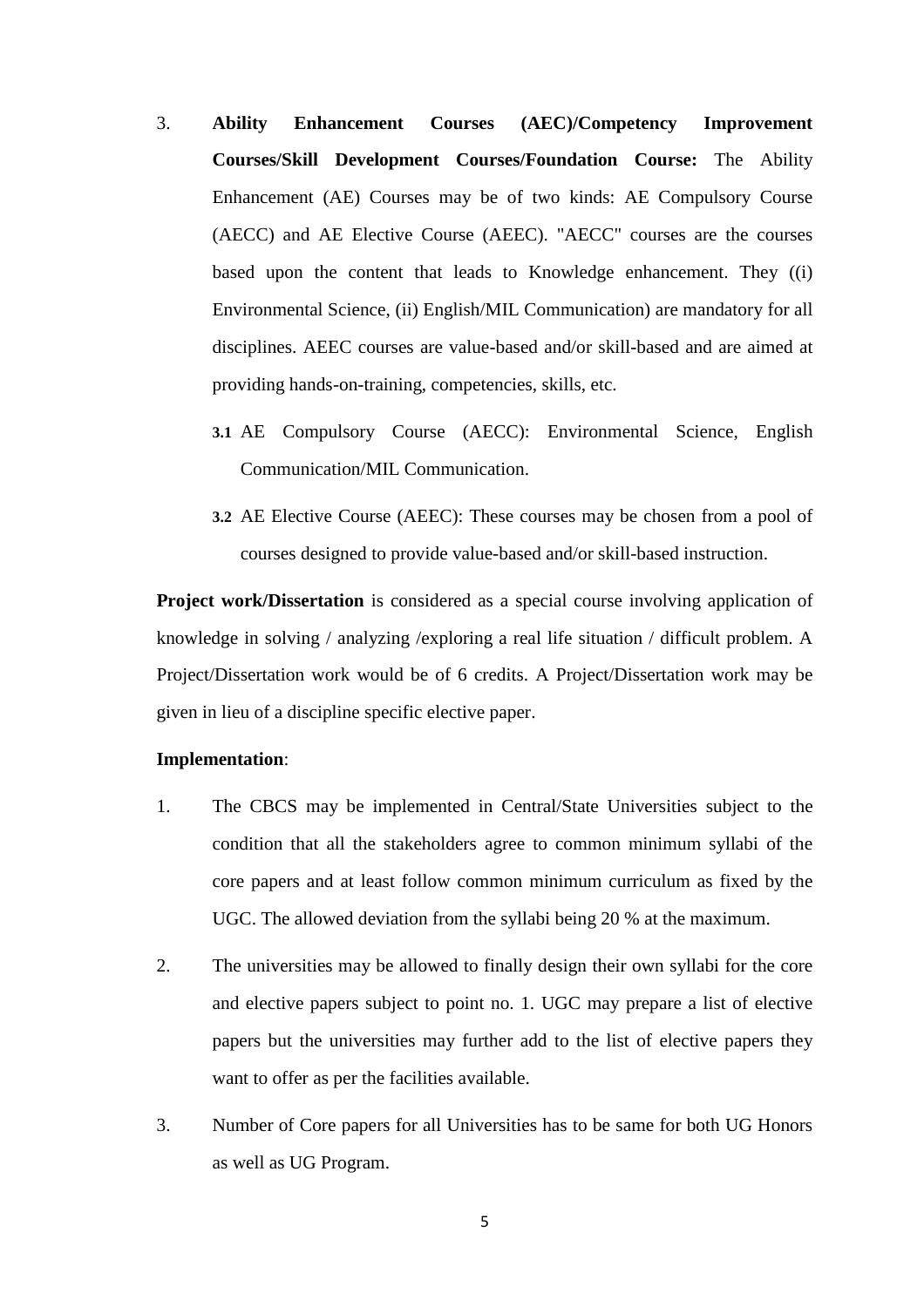3. **Ability Enhancement Courses (AEC)/Competency Improvement Courses/Skill Development Courses/Foundation Course:** The Ability Enhancement (AE) Courses may be of two kinds: AE Compulsory Course (AECC) and AE Elective Course (AEEC). "AECC" courses are the courses based upon the content that leads to Knowledge enhancement. They ((i) Environmental Science, (ii) English/MIL Communication) are mandatory for all disciplines. AEEC courses are value-based and/or skill-based and are aimed at providing hands-on-training, competencies, skills, etc.

   **3.1** AE Compulsory Course (AECC): Environmental Science, English Communication/MIL Communication.

   **3.2** AE Elective Course (AEEC): These courses may be chosen from a pool of courses designed to provide value-based and/or skill-based instruction.

**Project work/Dissertation** is considered as a special course involving application of knowledge in solving / analyzing /exploring a real life situation / difficult problem. A Project/Dissertation work would be of 6 credits. A Project/Dissertation work may be given in lieu of a discipline specific elective paper.

**Implementation**:

1. The CBCS may be implemented in Central/State Universities subject to the condition that all the stakeholders agree to common minimum syllabi of the core papers and at least follow common minimum curriculum as fixed by the UGC. The allowed deviation from the syllabi being 20 % at the maximum.

2. The universities may be allowed to finally design their own syllabi for the core and elective papers subject to point no. 1. UGC may prepare a list of elective papers but the universities may further add to the list of elective papers they want to offer as per the facilities available.

3. Number of Core papers for all Universities has to be same for both UG Honors as well as UG Program.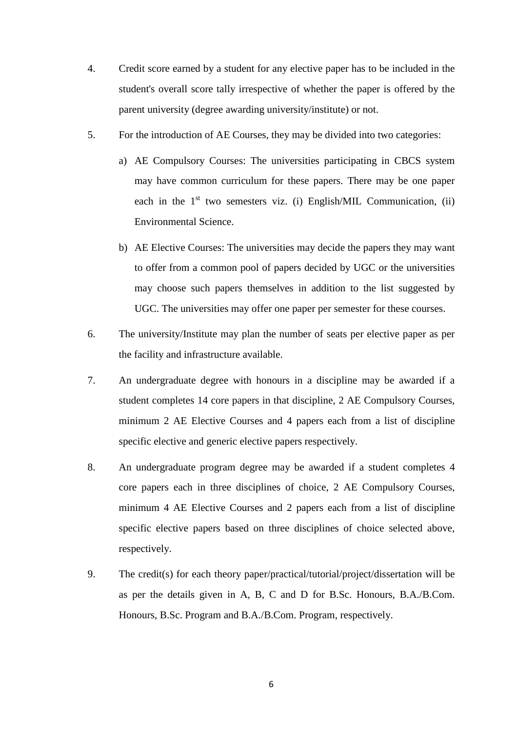4. Credit score earned by a student for any elective paper has to be included in the student's overall score tally irrespective of whether the paper is offered by the parent university (degree awarding university/institute) or not.

5. For the introduction of AE Courses, they may be divided into two categories:

   a) AE Compulsory Courses: The universities participating in CBCS system may have common curriculum for these papers. There may be one paper each in the 1st two semesters viz. (i) English/MIL Communication, (ii) Environmental Science.

   b) AE Elective Courses: The universities may decide the papers they may want to offer from a common pool of papers decided by UGC or the universities may choose such papers themselves in addition to the list suggested by UGC. The universities may offer one paper per semester for these courses.

6. The university/Institute may plan the number of seats per elective paper as per the facility and infrastructure available.

7. An undergraduate degree with honours in a discipline may be awarded if a student completes 14 core papers in that discipline, 2 AE Compulsory Courses, minimum 2 AE Elective Courses and 4 papers each from a list of discipline specific elective and generic elective papers respectively.

8. An undergraduate program degree may be awarded if a student completes 4 core papers each in three disciplines of choice, 2 AE Compulsory Courses, minimum 4 AE Elective Courses and 2 papers each from a list of discipline specific elective papers based on three disciplines of choice selected above, respectively.

9. The credit(s) for each theory paper/practical/tutorial/project/dissertation will be as per the details given in A, B, C and D for B.Sc. Honours, B.A./B.Com. Honours, B.Sc. Program and B.A./B.Com. Program, respectively.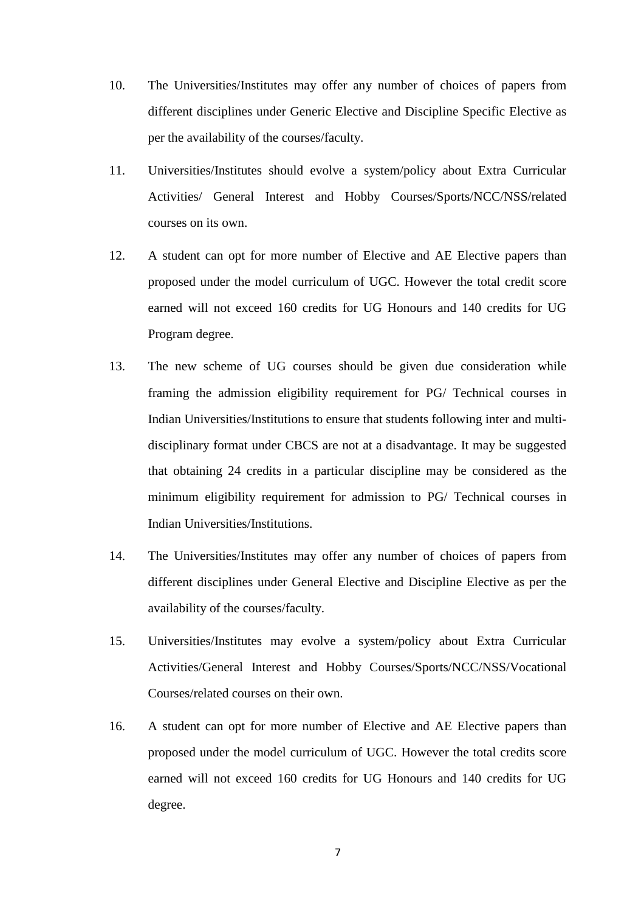10. The Universities/Institutes may offer any number of choices of papers from different disciplines under Generic Elective and Discipline Specific Elective as per the availability of the courses/faculty.

11. Universities/Institutes should evolve a system/policy about Extra Curricular Activities/ General Interest and Hobby Courses/Sports/NCC/NSS/related courses on its own.

12. A student can opt for more number of Elective and AE Elective papers than proposed under the model curriculum of UGC. However the total credit score earned will not exceed 160 credits for UG Honours and 140 credits for UG Program degree.

13. The new scheme of UG courses should be given due consideration while framing the admission eligibility requirement for PG/ Technical courses in Indian Universities/Institutions to ensure that students following inter and multi-disciplinary format under CBCS are not at a disadvantage. It may be suggested that obtaining 24 credits in a particular discipline may be considered as the minimum eligibility requirement for admission to PG/ Technical courses in Indian Universities/Institutions.

14. The Universities/Institutes may offer any number of choices of papers from different disciplines under General Elective and Discipline Elective as per the availability of the courses/faculty.

15. Universities/Institutes may evolve a system/policy about Extra Curricular Activities/General Interest and Hobby Courses/Sports/NCC/NSS/Vocational Courses/related courses on their own.

16. A student can opt for more number of Elective and AE Elective papers than proposed under the model curriculum of UGC. However the total credits score earned will not exceed 160 credits for UG Honours and 140 credits for UG degree.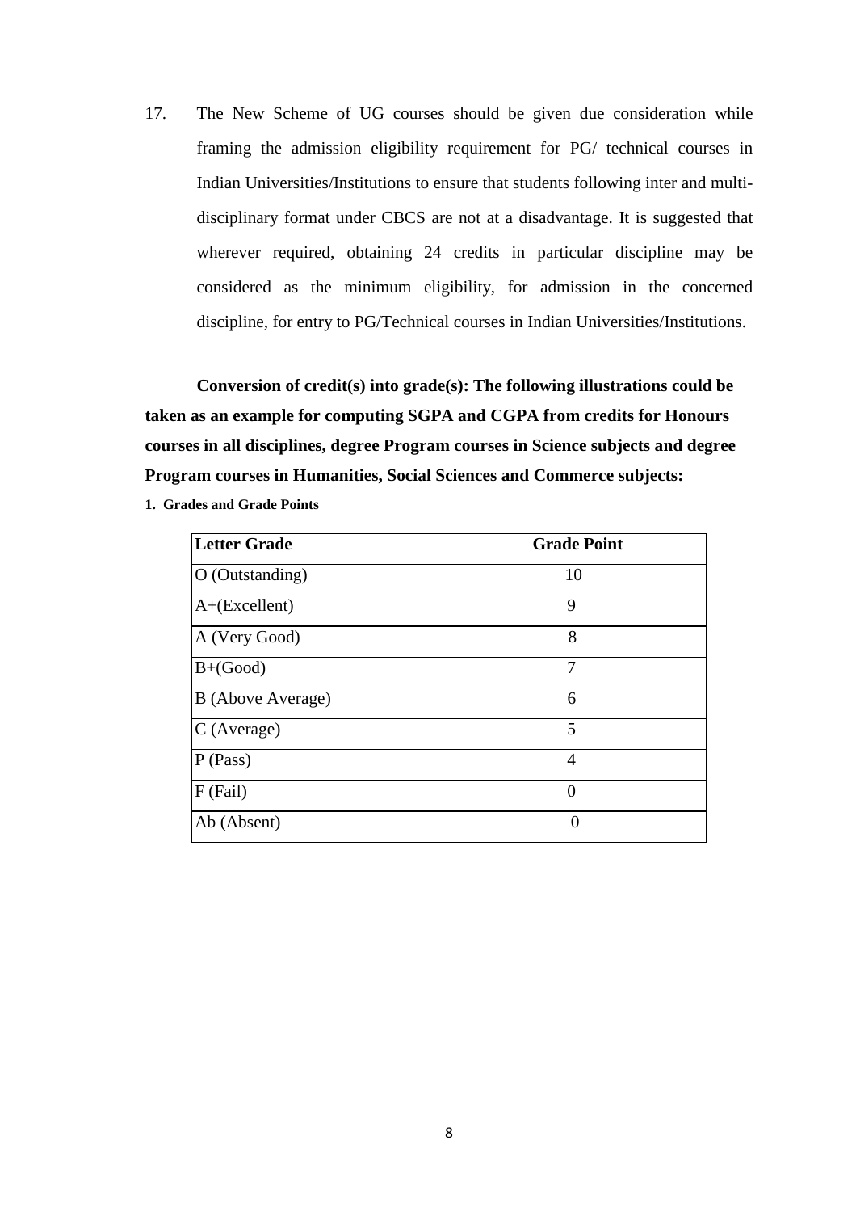17. The New Scheme of UG courses should be given due consideration while framing the admission eligibility requirement for PG/ technical courses in Indian Universities/Institutions to ensure that students following inter and multi-disciplinary format under CBCS are not at a disadvantage. It is suggested that wherever required, obtaining 24 credits in particular discipline may be considered as the minimum eligibility, for admission in the concerned discipline, for entry to PG/Technical courses in Indian Universities/Institutions.

**Conversion of credit(s) into grade(s): The following illustrations could be taken as an example for computing SGPA and CGPA from credits for Honours courses in all disciplines, degree Program courses in Science subjects and degree Program courses in Humanities, Social Sciences and Commerce subjects:**

**1. Grades and Grade Points**

| Letter Grade | Grade Point |
|---|---|
| O (Outstanding) | 10 |
| A+(Excellent) | 9 |
| A (Very Good) | 8 |
| B+(Good) | 7 |
| B (Above Average) | 6 |
| C (Average) | 5 |
| P (Pass) | 4 |
| F (Fail) | 0 |
| Ab (Absent) | 0 |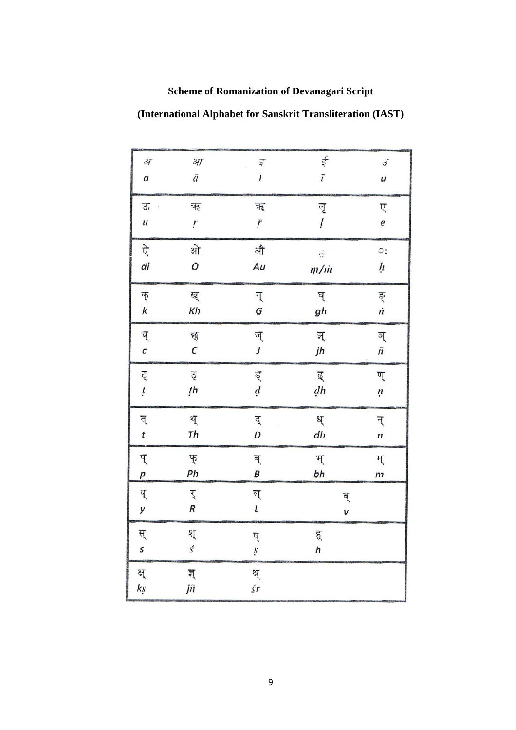**Scheme of Romanization of Devanagari Script**

**(International Alphabet for Sanskrit Transliteration (IAST)**

| | | | | |
|---|---|---|---|---|
| अ<br>a | आ<br>ā | इ<br>I | ई<br>ī | उ<br>u |
| ऊ<br>ū | ऋ<br>ṛ | ॠ<br>ṝ | ऌ<br>ḷ | ए<br>e |
| ऐ<br>ai | ओ<br>O | औ<br>Au | ं<br>ṃ/ṁ | ः<br>ḥ |
| क्<br>k | ख्<br>Kh | ग्<br>G | घ्<br>gh | ङ्<br>ṅ |
| च्<br>c | छ्<br>C | ज्<br>J | झ्<br>jh | ञ्<br>ñ |
| ट्<br>ṭ | ठ्<br>ṭh | ड्<br>ḍ | ढ्<br>ḍh | ण्<br>ṇ |
| त्<br>t | थ्<br>Th | द्<br>D | ध्<br>dh | न्<br>n |
| प्<br>p | फ्<br>Ph | ब्<br>B | भ्<br>bh | म्<br>m |
| य्<br>y | र्<br>R | ल्<br>L | व्<br>v | |
| स्<br>s | श्<br>ś | ष्<br>ṣ | ह्<br>h | |
| क्ष्<br>kṣ | ज्ञ्<br>jñ | श्र्<br>śr | | |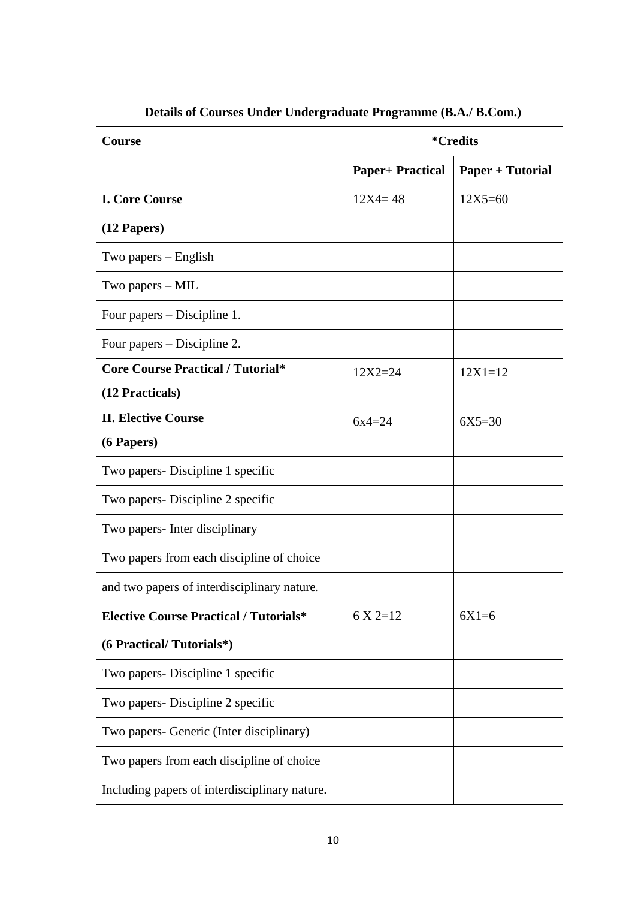**Details of Courses Under Undergraduate Programme (B.A./ B.Com.)**

| Course | *Credits | |
|---|---|---|
| | **Paper+ Practical** | **Paper + Tutorial** |
| **I. Core Course**<br>**(12 Papers)** | 12X4= 48 | 12X5=60 |
| Two papers – English | | |
| Two papers – MIL | | |
| Four papers – Discipline 1. | | |
| Four papers – Discipline 2. | | |
| **Core Course Practical / Tutorial***<br>**(12 Practicals)** | 12X2=24 | 12X1=12 |
| **II. Elective Course**<br>**(6 Papers)** | 6x4=24 | 6X5=30 |
| Two papers- Discipline 1 specific | | |
| Two papers- Discipline 2 specific | | |
| Two papers- Inter disciplinary | | |
| Two papers from each discipline of choice | | |
| and two papers of interdisciplinary nature. | | |
| **Elective Course Practical / Tutorials***<br>**(6 Practical/ Tutorials*)** | 6 X 2=12 | 6X1=6 |
| Two papers- Discipline 1 specific | | |
| Two papers- Discipline 2 specific | | |
| Two papers- Generic (Inter disciplinary) | | |
| Two papers from each discipline of choice | | |
| Including papers of interdisciplinary nature. | | |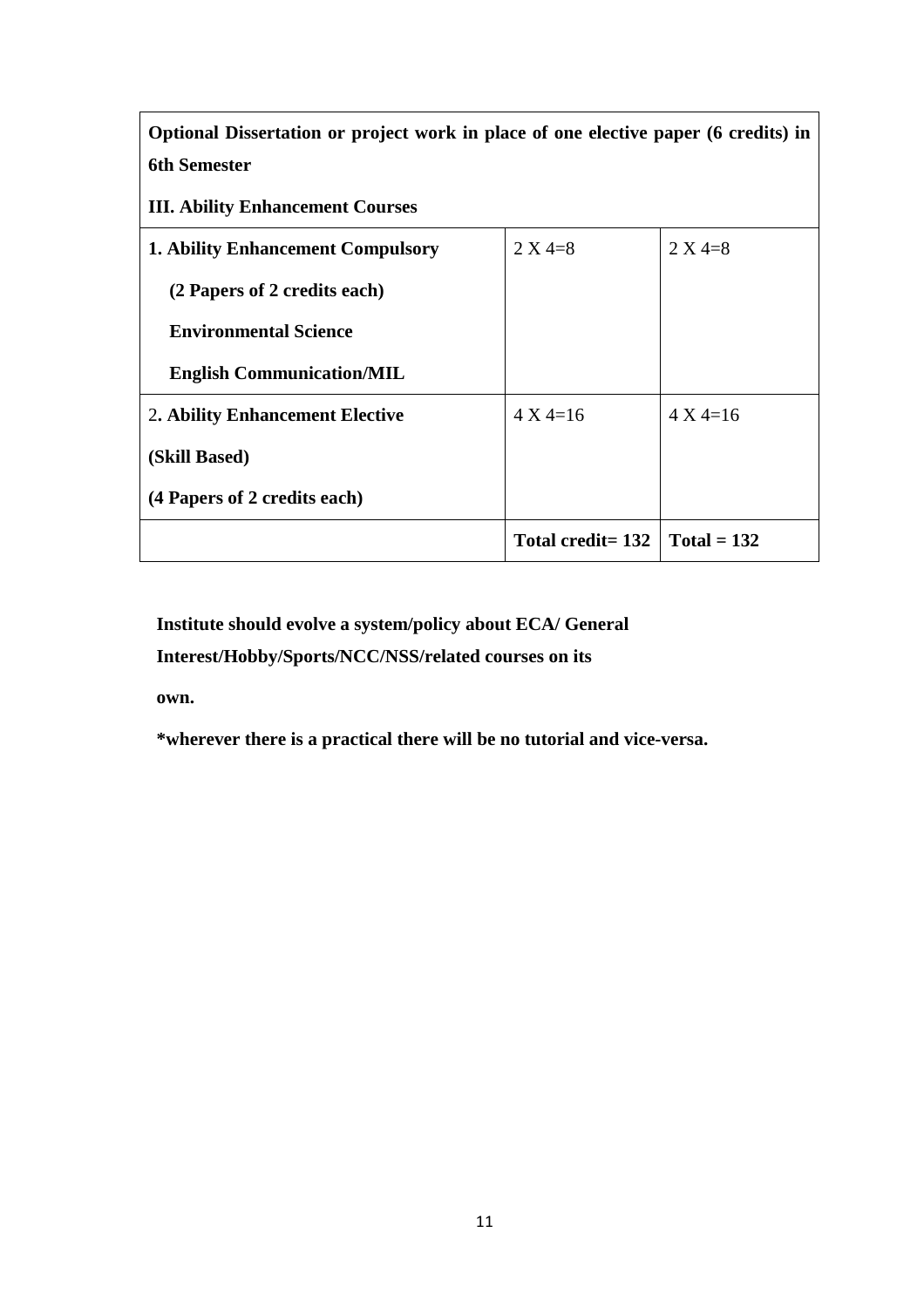| **Optional Dissertation or project work in place of one elective paper (6 credits) in 6th Semester**<br><br>**III. Ability Enhancement Courses** | | |
|---|---|---|
| **1. Ability Enhancement Compulsory**<br>**(2 Papers of 2 credits each)**<br>**Environmental Science**<br>**English Communication/MIL** | 2 X 4=8 | 2 X 4=8 |
| 2**. Ability Enhancement Elective**<br>**(Skill Based)**<br>**(4 Papers of 2 credits each)** | 4 X 4=16 | 4 X 4=16 |
| | **Total credit= 132** | **Total = 132** |

**Institute should evolve a system/policy about ECA/ General Interest/Hobby/Sports/NCC/NSS/related courses on its own.**

***wherever there is a practical there will be no tutorial and vice-versa.**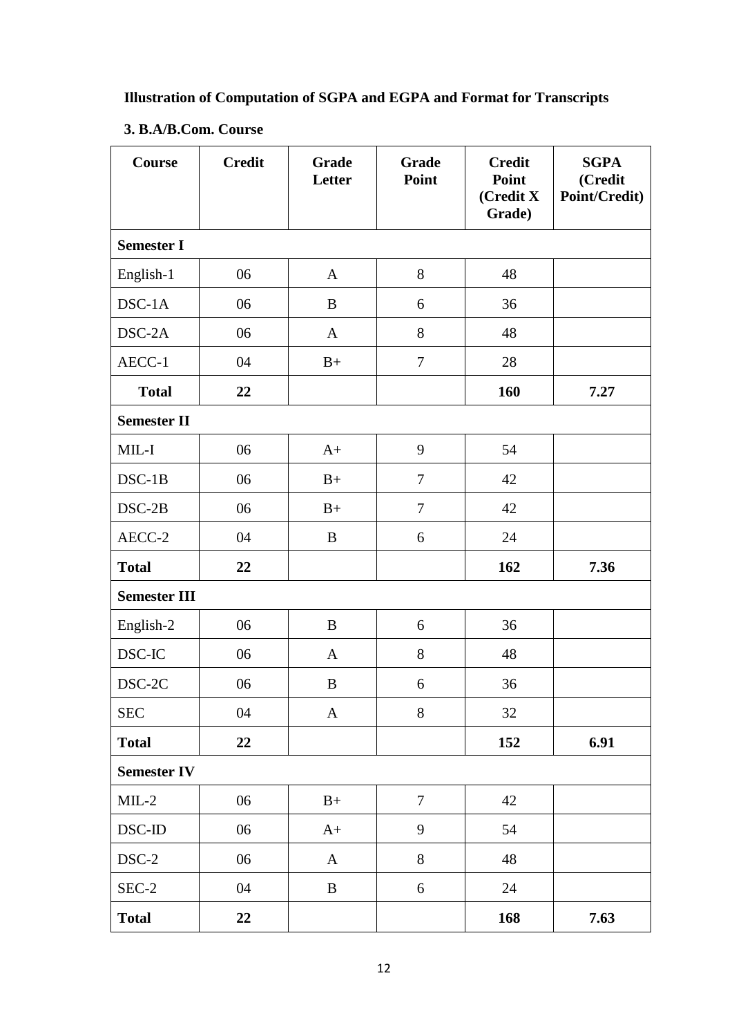**Illustration of Computation of SGPA and EGPA and Format for Transcripts**

**3. B.A/B.Com. Course**

| Course | Credit | Grade Letter | Grade Point | Credit Point (Credit X Grade) | SGPA (Credit Point/Credit) |
|---|---|---|---|---|---|
| **Semester I** | | | | | |
| English-1 | 06 | A | 8 | 48 | |
| DSC-1A | 06 | B | 6 | 36 | |
| DSC-2A | 06 | A | 8 | 48 | |
| AECC-1 | 04 | B+ | 7 | 28 | |
| **Total** | **22** | | | **160** | **7.27** |
| **Semester II** | | | | | |
| MIL-I | 06 | A+ | 9 | 54 | |
| DSC-1B | 06 | B+ | 7 | 42 | |
| DSC-2B | 06 | B+ | 7 | 42 | |
| AECC-2 | 04 | B | 6 | 24 | |
| **Total** | **22** | | | **162** | **7.36** |
| **Semester III** | | | | | |
| English-2 | 06 | B | 6 | 36 | |
| DSC-IC | 06 | A | 8 | 48 | |
| DSC-2C | 06 | B | 6 | 36 | |
| SEC | 04 | A | 8 | 32 | |
| **Total** | **22** | | | **152** | **6.91** |
| **Semester IV** | | | | | |
| MIL-2 | 06 | B+ | 7 | 42 | |
| DSC-ID | 06 | A+ | 9 | 54 | |
| DSC-2 | 06 | A | 8 | 48 | |
| SEC-2 | 04 | B | 6 | 24 | |
| **Total** | **22** | | | **168** | **7.63** |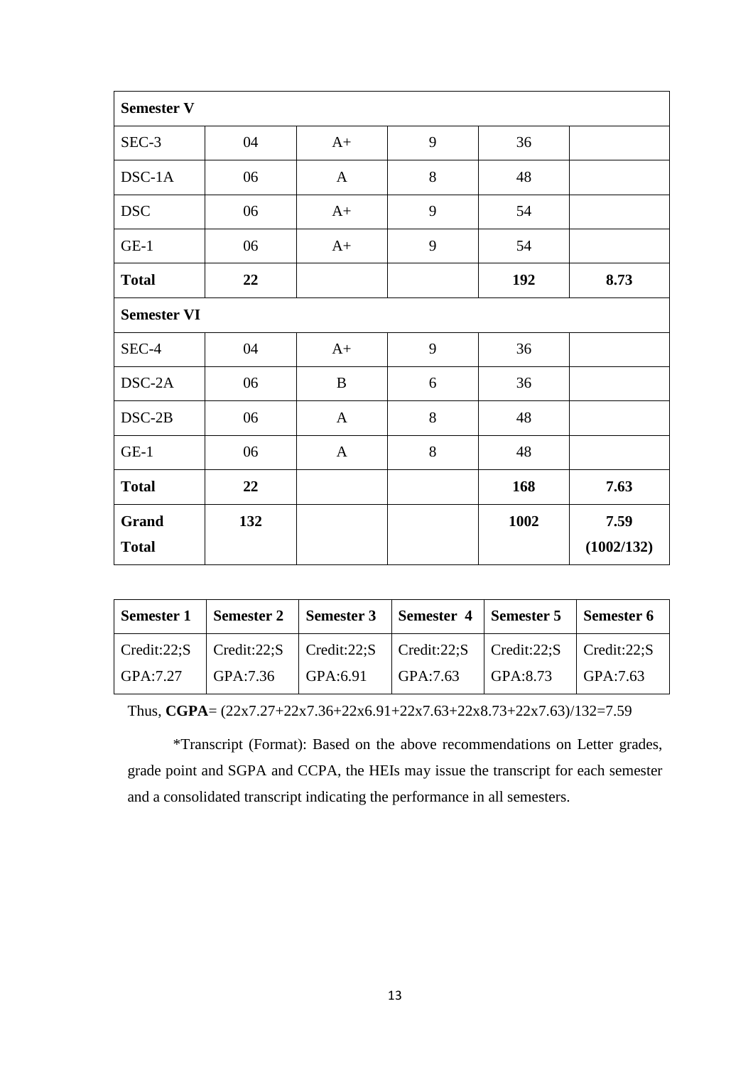| **Semester V** | | | | | |
|---|---|---|---|---|---|
| SEC-3 | 04 | A+ | 9 | 36 | |
| DSC-1A | 06 | A | 8 | 48 | |
| DSC | 06 | A+ | 9 | 54 | |
| GE-1 | 06 | A+ | 9 | 54 | |
| **Total** | **22** | | | **192** | **8.73** |
| **Semester VI** | | | | | |
| SEC-4 | 04 | A+ | 9 | 36 | |
| DSC-2A | 06 | B | 6 | 36 | |
| DSC-2B | 06 | A | 8 | 48 | |
| GE-1 | 06 | A | 8 | 48 | |
| **Total** | **22** | | | **168** | **7.63** |
| **Grand Total** | **132** | | | **1002** | **7.59 (1002/132)** |

| **Semester 1** | **Semester 2** | **Semester 3** | **Semester 4** | **Semester 5** | **Semester 6** |
|---|---|---|---|---|---|
| Credit:22;SGPA:7.27 | Credit:22;SGPA:7.36 | Credit:22;SGPA:6.91 | Credit:22;SGPA:7.63 | Credit:22;SGPA:8.73 | Credit:22;SGPA:7.63 |

Thus, **CGPA**= (22x7.27+22x7.36+22x6.91+22x7.63+22x8.73+22x7.63)/132=7.59

*Transcript (Format): Based on the above recommendations on Letter grades, grade point and SGPA and CCPA, the HEIs may issue the transcript for each semester and a consolidated transcript indicating the performance in all semesters.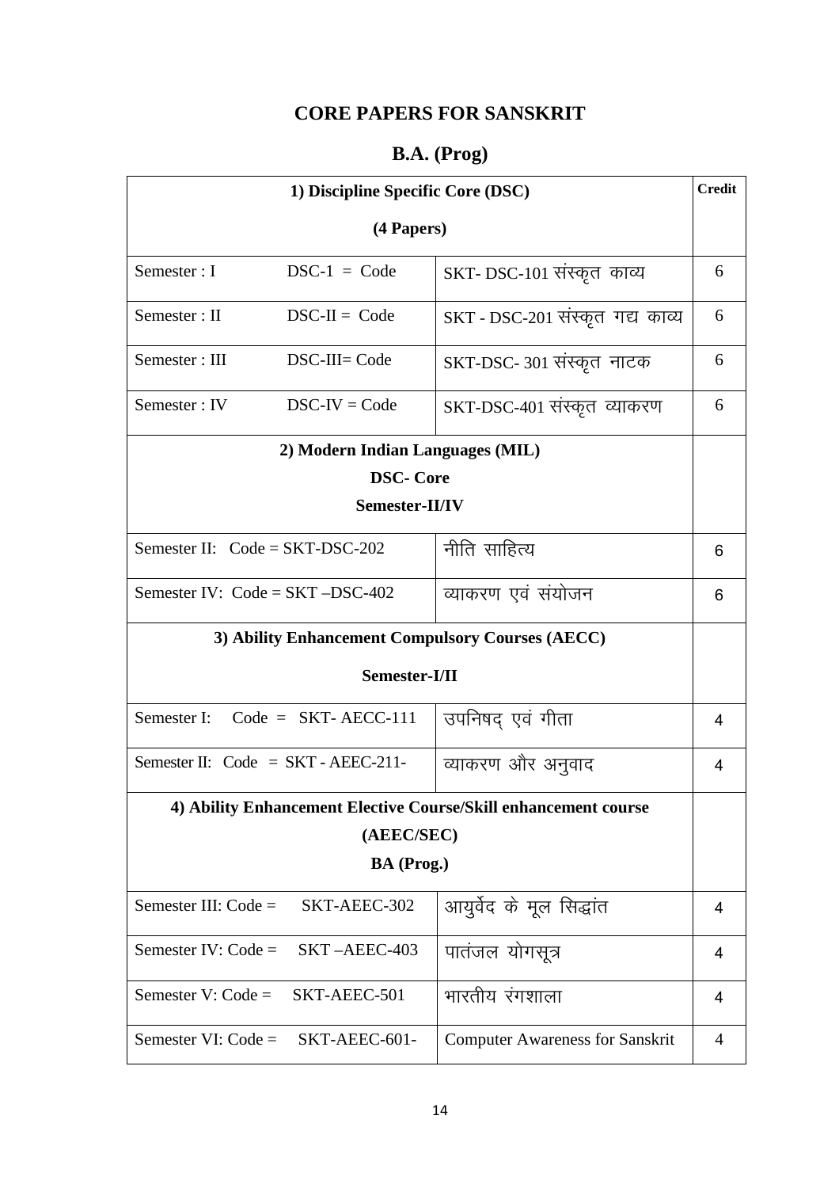# CORE PAPERS FOR SANSKRIT

## B.A. (Prog)

| 1) Discipline Specific Core (DSC)<br>(4 Papers) | | | Credit |
|---|---|---|---|
| Semester : I | DSC-1 = Code | SKT- DSC-101 संस्कृत काव्य | 6 |
| Semester : II | DSC-II = Code | SKT - DSC-201 संस्कृत गद्य काव्य | 6 |
| Semester : III | DSC-III= Code | SKT-DSC- 301 संस्कृत नाटक | 6 |
| Semester : IV | DSC-IV = Code | SKT-DSC-401 संस्कृत व्याकरण | 6 |
| **2) Modern Indian Languages (MIL)<br>DSC- Core<br>Semester-II/IV** | | | |
| Semester II: Code = SKT-DSC-202 | | नीति साहित्य | 6 |
| Semester IV: Code = SKT –DSC-402 | | व्याकरण एवं संयोजन | 6 |
| **3) Ability Enhancement Compulsory Courses (AECC)<br>Semester-I/II** | | | |
| Semester I: Code = SKT- AECC-111 | | उपनिषद् एवं गीता | 4 |
| Semester II: Code = SKT - AEEC-211- | | व्याकरण और अनुवाद | 4 |
| **4) Ability Enhancement Elective Course/Skill enhancement course<br>(AEEC/SEC)<br>BA (Prog.)** | | | |
| Semester III: Code = SKT-AEEC-302 | | आयुर्वेद के मूल सिद्धांत | 4 |
| Semester IV: Code = SKT –AEEC-403 | | पातंजल योगसूत्र | 4 |
| Semester V: Code = SKT-AEEC-501 | | भारतीय रंगशाला | 4 |
| Semester VI: Code = SKT-AEEC-601- | | Computer Awareness for Sanskrit | 4 |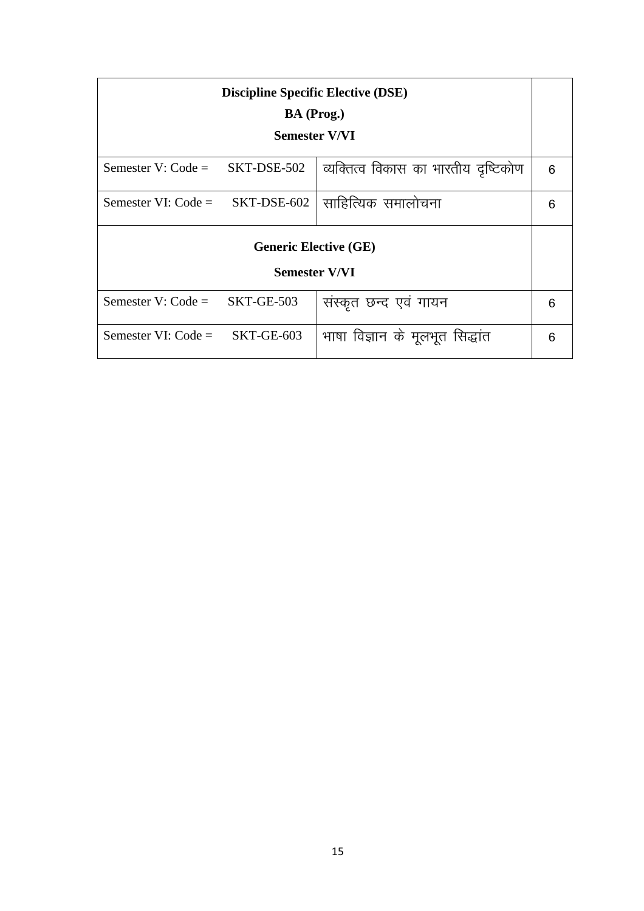| Discipline Specific Elective (DSE)<br>BA (Prog.)<br>Semester V/VI | | |
|---|---|---|
| Semester V: Code = SKT-DSE-502 | व्यक्तित्व विकास का भारतीय दृष्टिकोण | 6 |
| Semester VI: Code = SKT-DSE-602 | साहित्यिक समालोचना | 6 |
| **Generic Elective (GE)<br>Semester V/VI** | | |
| Semester V: Code = SKT-GE-503 | संस्कृत छन्द एवं गायन | 6 |
| Semester VI: Code = SKT-GE-603 | भाषा विज्ञान के मूलभूत सिद्धांत | 6 |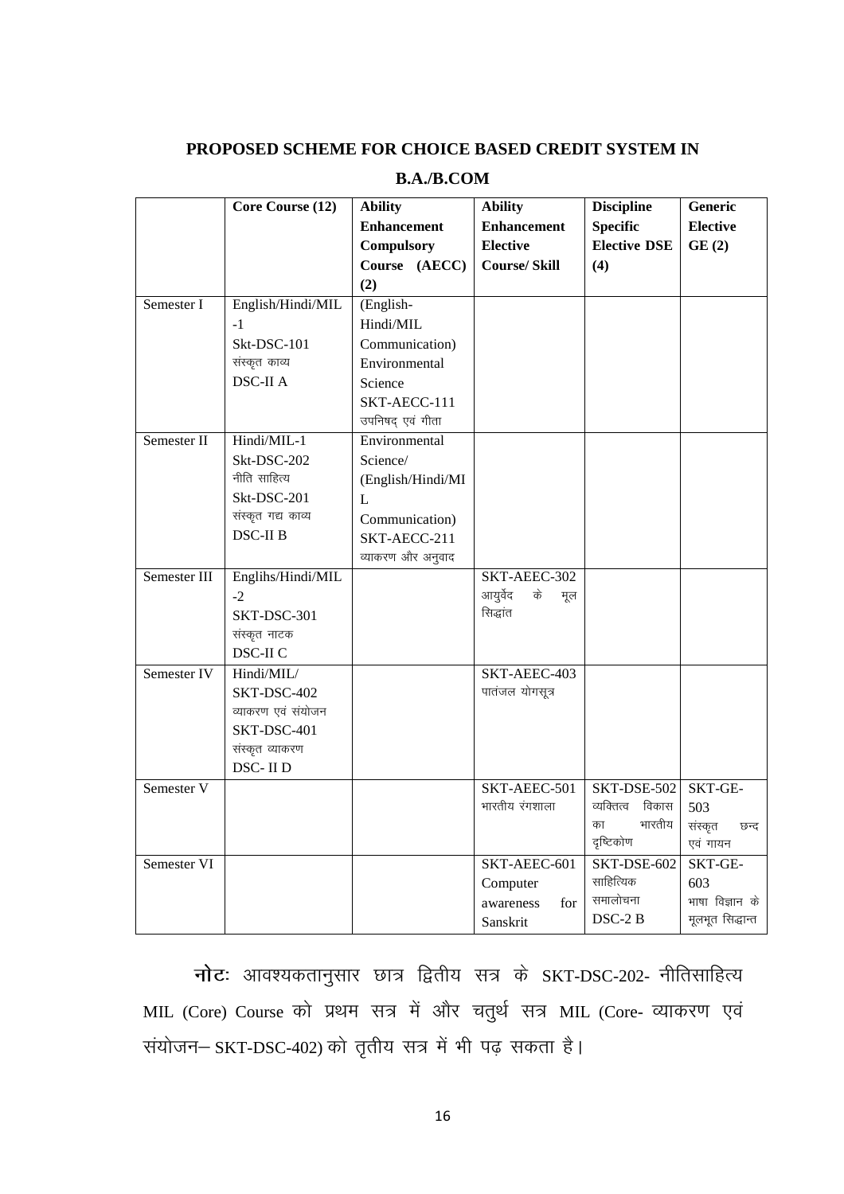## PROPOSED SCHEME FOR CHOICE BASED CREDIT SYSTEM IN

## B.A./B.COM

| | Core Course (12) | Ability Enhancement Compulsory Course (AECC) (2) | Ability Enhancement Elective Course/ Skill | Discipline Specific Elective DSE (4) | Generic Elective GE (2) |
|---|---|---|---|---|---|
| Semester I | English/Hindi/MIL -1 Skt-DSC-101 संस्कृत काव्य DSC-II A | (English-Hindi/MIL Communication) Environmental Science SKT-AECC-111 उपनिषद् एवं गीता | | | |
| Semester II | Hindi/MIL-1 Skt-DSC-202 नीति साहित्य Skt-DSC-201 संस्कृत गद्य काव्य DSC-II B | Environmental Science/ (English/Hindi/MIL Communication) SKT-AECC-211 व्याकरण और अनुवाद | | | |
| Semester III | Englihs/Hindi/MIL -2 SKT-DSC-301 संस्कृत नाटक DSC-II C | | SKT-AEEC-302 आयुर्वेद के मूल सिद्धांत | | |
| Semester IV | Hindi/MIL/ SKT-DSC-402 व्याकरण एवं संयोजन SKT-DSC-401 संस्कृत व्याकरण DSC- II D | | SKT-AEEC-403 पातंजल योगसूत्र | | |
| Semester V | | | SKT-AEEC-501 भारतीय रंगशाला | SKT-DSE-502 व्यक्तित्व विकास का भारतीय दृष्टिकोण | SKT-GE-503 संस्कृत छन्द एवं गायन |
| Semester VI | | | SKT-AEEC-601 Computer awareness for Sanskrit | SKT-DSE-602 साहित्यिक समालोचना DSC-2 B | SKT-GE-603 भाषा विज्ञान के मूलभूत सिद्धान्त |

**नोटः** आवश्यकतानुसार छात्र द्वितीय सत्र के SKT-DSC-202- नीतिसाहित्य MIL (Core) Course को प्रथम सत्र में और चतुर्थ सत्र MIL (Core- व्याकरण एवं संयोजन– SKT-DSC-402) को तृतीय सत्र में भी पढ़ सकता है।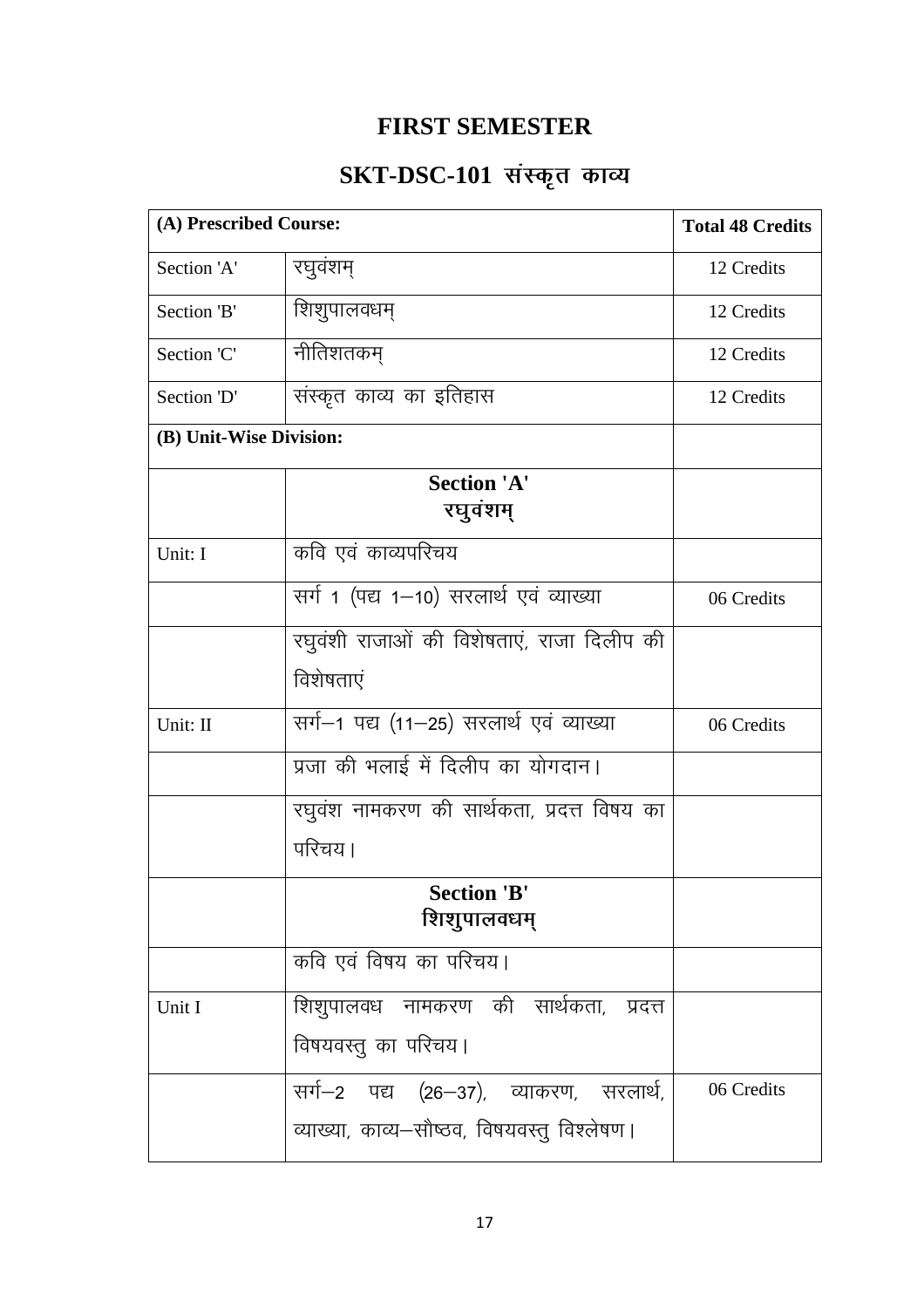# FIRST SEMESTER

## SKT-DSC-101 संस्कृत काव्य

| **(A) Prescribed Course:** | | **Total 48 Credits** |
|---|---|---|
| Section 'A' | रघुवंशम् | 12 Credits |
| Section 'B' | शिशुपालवधम् | 12 Credits |
| Section 'C' | नीतिशतकम् | 12 Credits |
| Section 'D' | संस्कृत काव्य का इतिहास | 12 Credits |
| **(B) Unit-Wise Division:** | | |
| | **Section 'A'** **रघुवंशम्** | |
| Unit: I | कवि एवं काव्यपरिचय | |
| | सर्ग 1 (पद्य 1–10) सरलार्थ एवं व्याख्या | 06 Credits |
| | रघुवंशी राजाओं की विशेषताएं, राजा दिलीप की विशेषताएं | |
| Unit: II | सर्ग–1 पद्य (11–25) सरलार्थ एवं व्याख्या | 06 Credits |
| | प्रजा की भलाई में दिलीप का योगदान। | |
| | रघुवंश नामकरण की सार्थकता, प्रदत्त विषय का परिचय। | |
| | **Section 'B'** **शिशुपालवधम्** | |
| | कवि एवं विषय का परिचय। | |
| Unit I | शिशुपालवध नामकरण की सार्थकता, प्रदत्त विषयवस्तु का परिचय। | |
| | सर्ग–2 पद्य (26–37), व्याकरण, सरलार्थ, व्याख्या, काव्य–सौष्ठव, विषयवस्तु विश्लेषण। | 06 Credits |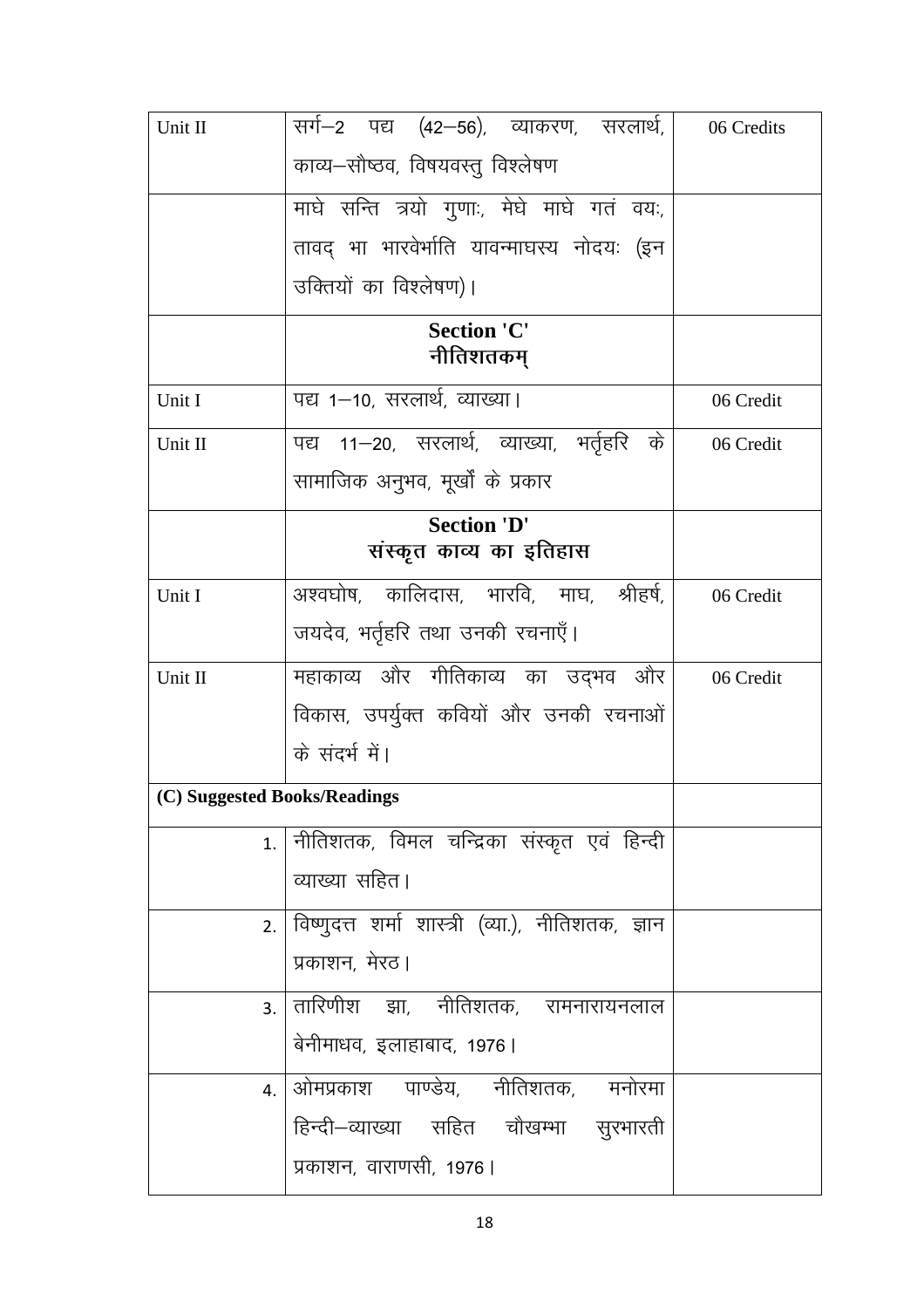| | | |
|---|---|---|
| Unit II | सर्ग–2 पद्य (42–56), व्याकरण, सरलार्थ, काव्य–सौष्ठव, विषयवस्तु विश्लेषण | 06 Credits |
| | माघे सन्ति त्रयो गुणाः, मेघे माघे गतं वयः, तावद् भा भारवेर्भाति यावन्माघस्य नोदयः (इन उक्तियों का विश्लेषण)। | |
| | **Section 'C'** **नीतिशतकम्** | |
| Unit I | पद्य 1–10, सरलार्थ, व्याख्या। | 06 Credit |
| Unit II | पद्य 11–20, सरलार्थ, व्याख्या, भर्तृहरि के सामाजिक अनुभव, मूर्खों के प्रकार | 06 Credit |
| | **Section 'D'** **संस्कृत काव्य का इतिहास** | |
| Unit I | अश्वघोष, कालिदास, भारवि, माघ, श्रीहर्ष, जयदेव, भर्तृहरि तथा उनकी रचनाएँ। | 06 Credit |
| Unit II | महाकाव्य और गीतिकाव्य का उद्भव और विकास, उपर्युक्त कवियों और उनकी रचनाओं के संदर्भ में। | 06 Credit |
| **(C) Suggested Books/Readings** | | |
| 1. | नीतिशतक, विमल चन्द्रिका संस्कृत एवं हिन्दी व्याख्या सहित। | |
| 2. | विष्णुदत्त शर्मा शास्त्री (व्या.), नीतिशतक, ज्ञान प्रकाशन, मेरठ। | |
| 3. | तारिणीश झा, नीतिशतक, रामनारायनलाल बेनीमाधव, इलाहाबाद, 1976। | |
| 4. | ओमप्रकाश पाण्डेय, नीतिशतक, मनोरमा हिन्दी–व्याख्या सहित चौखम्भा सुरभारती प्रकाशन, वाराणसी, 1976। | |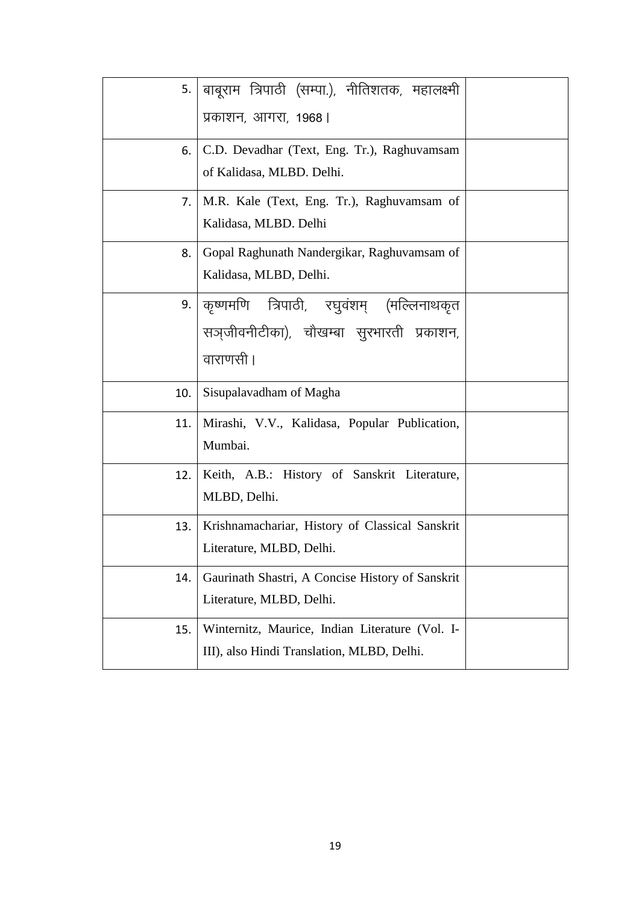| | | |
|---|---|---|
| 5. | बाबूराम त्रिपाठी (सम्पा.), नीतिशतक, महालक्ष्मी प्रकाशन, आगरा, 1968। | |
| 6. | C.D. Devadhar (Text, Eng. Tr.), Raghuvamsam of Kalidasa, MLBD. Delhi. | |
| 7. | M.R. Kale (Text, Eng. Tr.), Raghuvamsam of Kalidasa, MLBD. Delhi | |
| 8. | Gopal Raghunath Nandergikar, Raghuvamsam of Kalidasa, MLBD, Delhi. | |
| 9. | कृष्णमणि त्रिपाठी, रघुवंशम् (मल्लिनाथकृत सञ्जीवनीटीका), चौखम्बा सुरभारती प्रकाशन, वाराणसी। | |
| 10. | Sisupalavadham of Magha | |
| 11. | Mirashi, V.V., Kalidasa, Popular Publication, Mumbai. | |
| 12. | Keith, A.B.: History of Sanskrit Literature, MLBD, Delhi. | |
| 13. | Krishnamachariar, History of Classical Sanskrit Literature, MLBD, Delhi. | |
| 14. | Gaurinath Shastri, A Concise History of Sanskrit Literature, MLBD, Delhi. | |
| 15. | Winternitz, Maurice, Indian Literature (Vol. I-III), also Hindi Translation, MLBD, Delhi. | |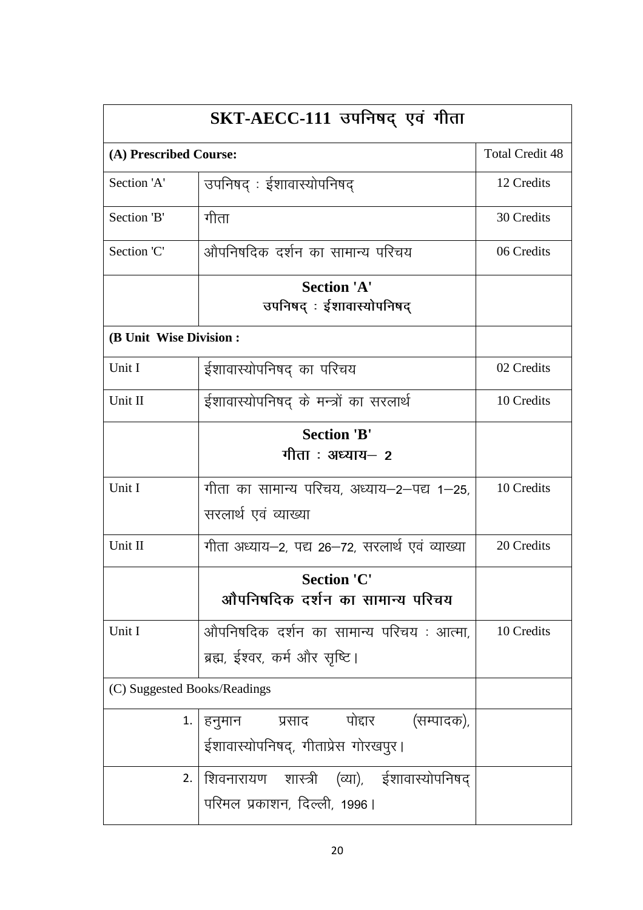| SKT-AECC-111 उपनिषद् एवं गीता | | |
|---|---|---|
| **(A) Prescribed Course:** | | Total Credit 48 |
| Section 'A' | उपनिषद् : ईशावास्योपनिषद् | 12 Credits |
| Section 'B' | गीता | 30 Credits |
| Section 'C' | औपनिषदिक दर्शन का सामान्य परिचय | 06 Credits |
| | **Section 'A'** **उपनिषद् : ईशावास्योपनिषद्** | |
| **(B Unit Wise Division :** | | |
| Unit I | ईशावास्योपनिषद् का परिचय | 02 Credits |
| Unit II | ईशावास्योपनिषद् के मन्त्रों का सरलार्थ | 10 Credits |
| | **Section 'B'** **गीता : अध्याय– 2** | |
| Unit I | गीता का सामान्य परिचय, अध्याय–2–पद्य 1–25, सरलार्थ एवं व्याख्या | 10 Credits |
| Unit II | गीता अध्याय–2, पद्य 26–72, सरलार्थ एवं व्याख्या | 20 Credits |
| | **Section 'C'** **औपनिषदिक दर्शन का सामान्य परिचय** | |
| Unit I | औपनिषदिक दर्शन का सामान्य परिचय : आत्मा, ब्रह्म, ईश्वर, कर्म और सृष्टि। | 10 Credits |
| (C) Suggested Books/Readings | | |
| 1. | हनुमान प्रसाद पोद्दार (सम्पादक), ईशावास्योपनिषद्, गीताप्रेस गोरखपुर। | |
| 2. | शिवनारायण शास्त्री (व्या), ईशावास्योपनिषद् परिमल प्रकाशन, दिल्ली, 1996। | |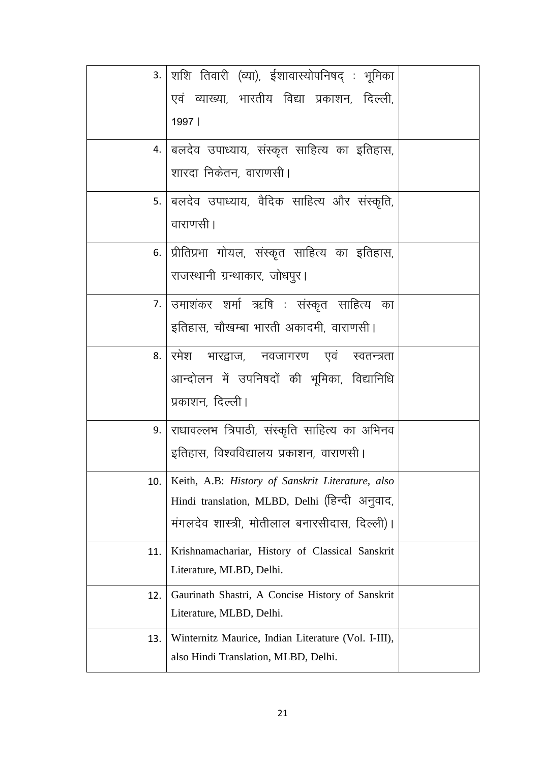| | | |
|---|---|---|
| 3. | शशि तिवारी (व्या), ईशावास्योपनिषद् : भूमिका एवं व्याख्या, भारतीय विद्या प्रकाशन, दिल्ली, 1997। | |
| 4. | बलदेव उपाध्याय, संस्कृत साहित्य का इतिहास, शारदा निकेतन, वाराणसी। | |
| 5. | बलदेव उपाध्याय, वैदिक साहित्य और संस्कृति, वाराणसी। | |
| 6. | प्रीतिप्रभा गोयल, संस्कृत साहित्य का इतिहास, राजस्थानी ग्रन्थाकार, जोधपुर। | |
| 7. | उमाशंकर शर्मा ऋषि : संस्कृत साहित्य का इतिहास, चौखम्बा भारती अकादमी, वाराणसी। | |
| 8. | रमेश भारद्वाज, नवजागरण एवं स्वतन्त्रता आन्दोलन में उपनिषदों की भूमिका, विद्यानिधि प्रकाशन, दिल्ली। | |
| 9. | राधावल्लभ त्रिपाठी, संस्कृति साहित्य का अभिनव इतिहास, विश्वविद्यालय प्रकाशन, वाराणसी। | |
| 10. | Keith, A.B: *History of Sanskrit Literature, also* Hindi translation, MLBD, Delhi (हिन्दी अनुवाद, मंगलदेव शास्त्री, मोतीलाल बनारसीदास, दिल्ली)। | |
| 11. | Krishnamachariar, History of Classical Sanskrit Literature, MLBD, Delhi. | |
| 12. | Gaurinath Shastri, A Concise History of Sanskrit Literature, MLBD, Delhi. | |
| 13. | Winternitz Maurice, Indian Literature (Vol. I-III), also Hindi Translation, MLBD, Delhi. | |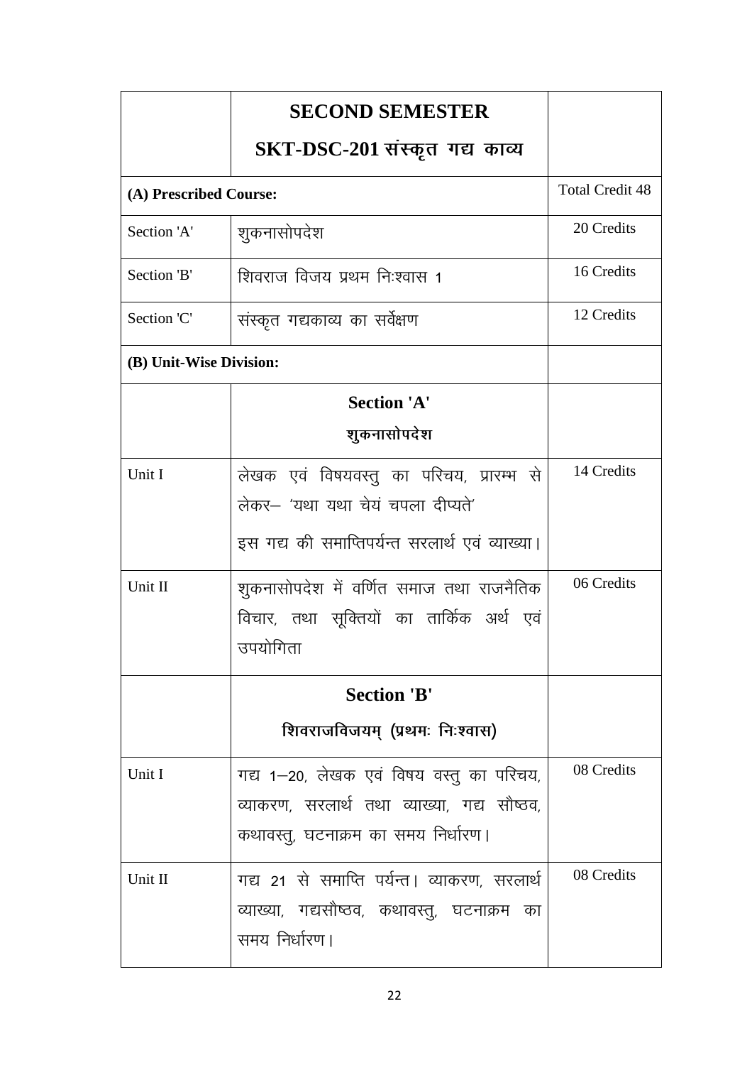|  | **SECOND SEMESTER**<br>**SKT-DSC-201 संस्कृत गद्य काव्य** |  |
|---|---|---|
| **(A) Prescribed Course:** |  | Total Credit 48 |
| Section 'A' | शुकनासोपदेश | 20 Credits |
| Section 'B' | शिवराज विजय प्रथम निःश्वास 1 | 16 Credits |
| Section 'C' | संस्कृत गद्यकाव्य का सर्वेक्षण | 12 Credits |
| **(B) Unit-Wise Division:** |  |  |
|  | **Section 'A'**<br>**शुकनासोपदेश** |  |
| Unit I | लेखक एवं विषयवस्तु का परिचय, प्रारम्भ से लेकर– 'यथा यथा चेयं चपला दीप्यते'<br>इस गद्य की समाप्तिपर्यन्त सरलार्थ एवं व्याख्या। | 14 Credits |
| Unit II | शुकनासोपदेश में वर्णित समाज तथा राजनैतिक विचार, तथा सूक्तियों का तार्किक अर्थ एवं उपयोगिता | 06 Credits |
|  | **Section 'B'**<br>**शिवराजविजयम् (प्रथमः निःश्वास)** |  |
| Unit I | गद्य 1–20, लेखक एवं विषय वस्तु का परिचय, व्याकरण, सरलार्थ तथा व्याख्या, गद्य सौष्ठव, कथावस्तु, घटनाक्रम का समय निर्धारण। | 08 Credits |
| Unit II | गद्य 21 से समाप्ति पर्यन्त। व्याकरण, सरलार्थ व्याख्या, गद्यसौष्ठव, कथावस्तु, घटनाक्रम का समय निर्धारण। | 08 Credits |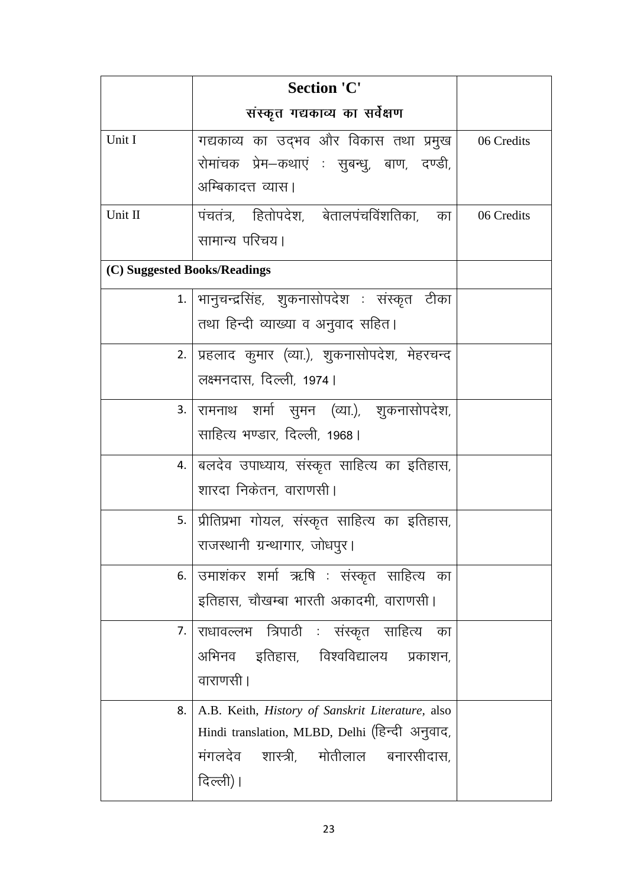| | **Section 'C'**<br>**संस्कृत गद्यकाव्य का सर्वेक्षण** | |
|---|---|---|
| Unit I | गद्यकाव्य का उद्भव और विकास तथा प्रमुख रोमांचक प्रेम–कथाएं : सुबन्धु, बाण, दण्डी, अम्बिकादत्त व्यास। | 06 Credits |
| Unit II | पंचतंत्र, हितोपदेश, बेतालपंचविंशतिका, का सामान्य परिचय। | 06 Credits |
| **(C) Suggested Books/Readings** | | |
| 1. | भानुचन्द्रसिंह, शुकनासोपदेश : संस्कृत टीका तथा हिन्दी व्याख्या व अनुवाद सहित। | |
| 2. | प्रहलाद कुमार (व्या.), शुकनासोपदेश, मेहरचन्द लक्ष्मनदास, दिल्ली, 1974। | |
| 3. | रामनाथ शर्मा सुमन (व्या.), शुकनासोपदेश, साहित्य भण्डार, दिल्ली, 1968। | |
| 4. | बलदेव उपाध्याय, संस्कृत साहित्य का इतिहास, शारदा निकेतन, वाराणसी। | |
| 5. | प्रीतिप्रभा गोयल, संस्कृत साहित्य का इतिहास, राजस्थानी ग्रन्थागार, जोधपुर। | |
| 6. | उमाशंकर शर्मा ऋषि : संस्कृत साहित्य का इतिहास, चौखम्बा भारती अकादमी, वाराणसी। | |
| 7. | राधावल्लभ त्रिपाठी : संस्कृत साहित्य का अभिनव इतिहास, विश्वविद्यालय प्रकाशन, वाराणसी। | |
| 8. | A.B. Keith, *History of Sanskrit Literature*, also Hindi translation, MLBD, Delhi (हिन्दी अनुवाद, मंगलदेव शास्त्री, मोतीलाल बनारसीदास, दिल्ली)। | |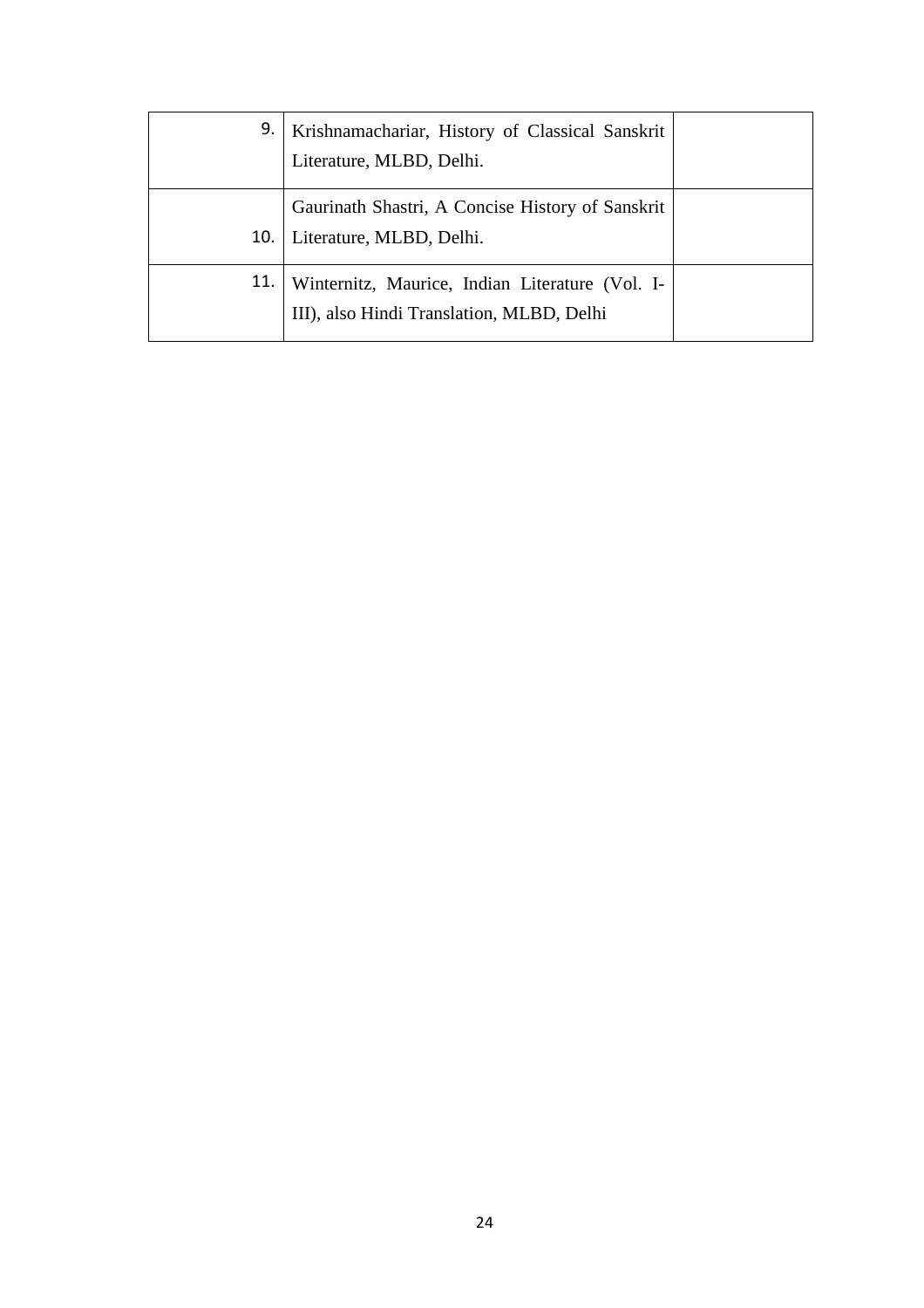| 9. | Krishnamachariar, History of Classical Sanskrit Literature, MLBD, Delhi. | |
|---|---|---|
| 10. | Gaurinath Shastri, A Concise History of Sanskrit Literature, MLBD, Delhi. | |
| 11. | Winternitz, Maurice, Indian Literature (Vol. I-III), also Hindi Translation, MLBD, Delhi | |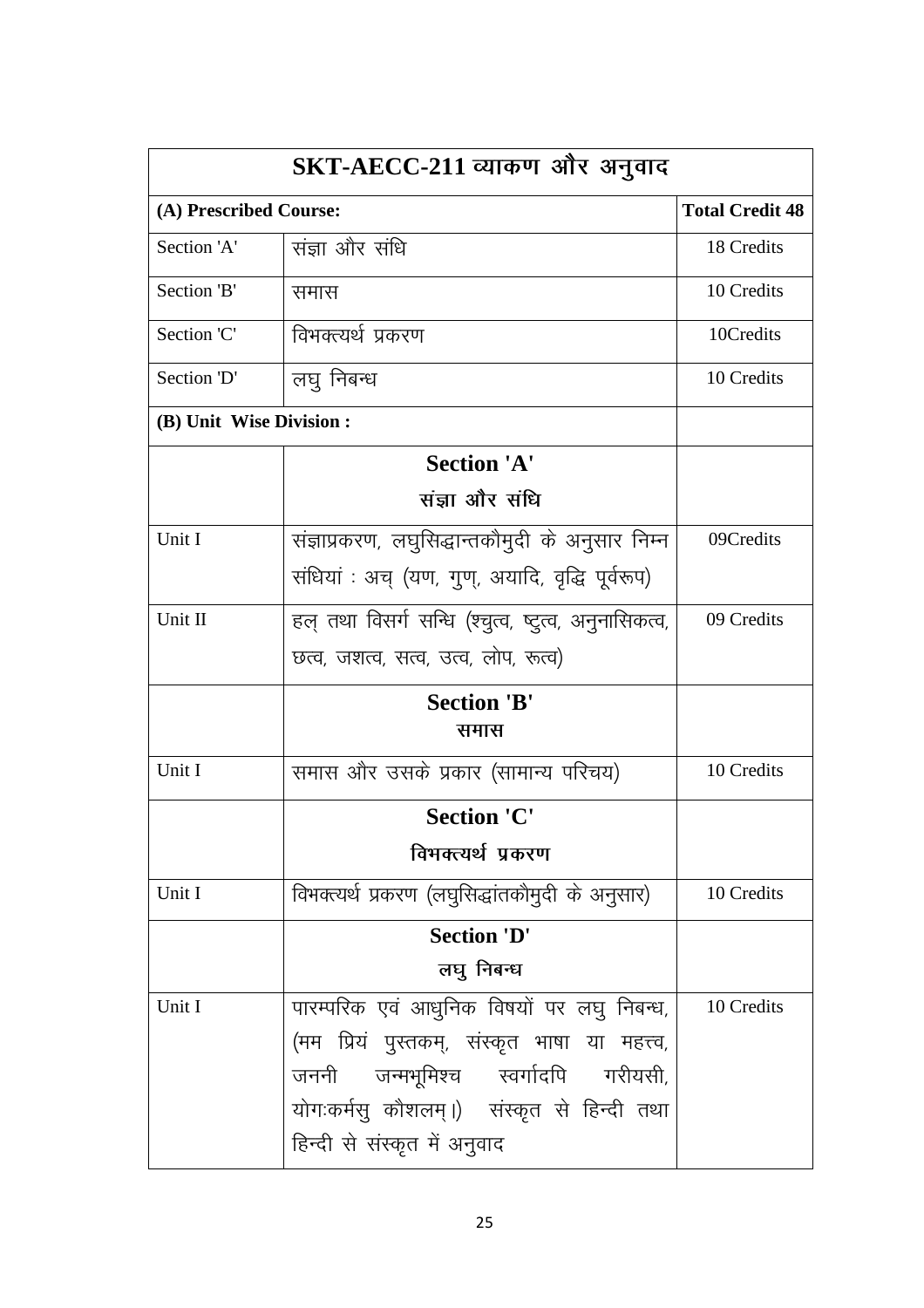| SKT-AECC-211 व्याकण और अनुवाद | | |
|---|---|---|
| **(A) Prescribed Course:** | | **Total Credit 48** |
| Section 'A' | संज्ञा और संधि | 18 Credits |
| Section 'B' | समास | 10 Credits |
| Section 'C' | विभक्त्यर्थ प्रकरण | 10Credits |
| Section 'D' | लघु निबन्ध | 10 Credits |
| **(B) Unit Wise Division :** | | |
| | **Section 'A'** **संज्ञा और संधि** | |
| Unit I | संज्ञाप्रकरण, लघुसिद्धान्तकौमुदी के अनुसार निम्न संधियां : अच् (यण, गुण, अयादि, वृद्धि पूर्वरूप) | 09Credits |
| Unit II | हल् तथा विसर्ग सन्धि (श्चुत्व, ष्टुत्व, अनुनासिकत्व, छत्व, जशत्व, सत्व, उत्व, लोप, रूत्व) | 09 Credits |
| | **Section 'B'** **समास** | |
| Unit I | समास और उसके प्रकार (सामान्य परिचय) | 10 Credits |
| | **Section 'C'** **विभक्त्यर्थ प्रकरण** | |
| Unit I | विभक्त्यर्थ प्रकरण (लघुसिद्धांतकौमुदी के अनुसार) | 10 Credits |
| | **Section 'D'** **लघु निबन्ध** | |
| Unit I | पारम्परिक एवं आधुनिक विषयों पर लघु निबन्ध, (मम प्रियं पुस्तकम्, संस्कृत भाषा या महत्त्व, जननी जन्मभूमिश्च स्वर्गादपि गरीयसी, योगःकर्मसु कौशलम्।) संस्कृत से हिन्दी तथा हिन्दी से संस्कृत में अनुवाद | 10 Credits |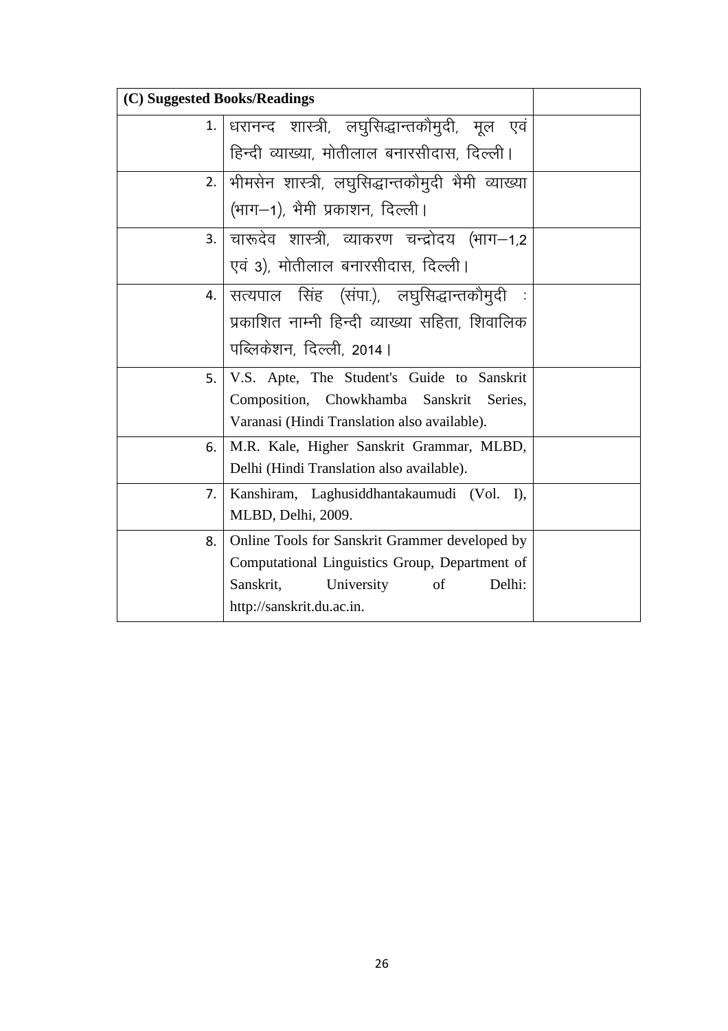| (C) Suggested Books/Readings | | |
|---|---|---|
| 1. | धरानन्द शास्त्री, लघुसिद्धान्तकौमुदी, मूल एवं हिन्दी व्याख्या, मोतीलाल बनारसीदास, दिल्ली। | |
| 2. | भीमसेन शास्त्री, लघुसिद्धान्तकौमुदी भैमी व्याख्या (भाग–1), भैमी प्रकाशन, दिल्ली। | |
| 3. | चारूदेव शास्त्री, व्याकरण चन्द्रोदय (भाग–1,2 एवं 3), मोतीलाल बनारसीदास, दिल्ली। | |
| 4. | सत्यपाल सिंह (संपा.), लघुसिद्धान्तकौमुदी : प्रकाशित नाम्नी हिन्दी व्याख्या सहिता, शिवालिक पब्लिकेशन, दिल्ली, 2014। | |
| 5. | V.S. Apte, The Student's Guide to Sanskrit Composition, Chowkhamba Sanskrit Series, Varanasi (Hindi Translation also available). | |
| 6. | M.R. Kale, Higher Sanskrit Grammar, MLBD, Delhi (Hindi Translation also available). | |
| 7. | Kanshiram, Laghusiddhantakaumudi (Vol. I), MLBD, Delhi, 2009. | |
| 8. | Online Tools for Sanskrit Grammer developed by Computational Linguistics Group, Department of Sanskrit, University of Delhi: http://sanskrit.du.ac.in. | |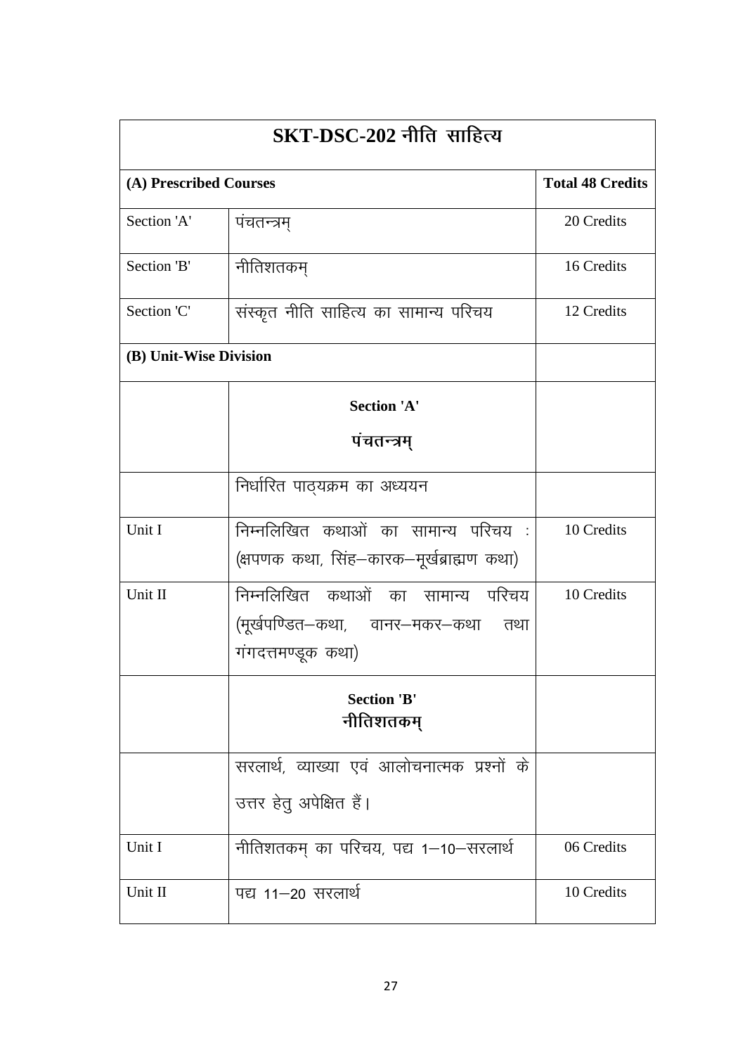| SKT-DSC-202 नीति साहित्य | | |
|---|---|---|
| **(A) Prescribed Courses** | | **Total 48 Credits** |
| Section 'A' | पंचतन्त्रम् | 20 Credits |
| Section 'B' | नीतिशतकम् | 16 Credits |
| Section 'C' | संस्कृत नीति साहित्य का सामान्य परिचय | 12 Credits |
| **(B) Unit-Wise Division** | | |
| | **Section 'A'** **पंचतन्त्रम्** | |
| | निर्धारित पाठ्यक्रम का अध्ययन | |
| Unit I | निम्नलिखित कथाओं का सामान्य परिचय : (क्षपणक कथा, सिंह–कारक–मूर्खब्राह्मण कथा) | 10 Credits |
| Unit II | निम्नलिखित कथाओं का सामान्य परिचय (मूर्खपण्डित–कथा, वानर–मकर–कथा तथा गंगदत्तमण्डूक कथा) | 10 Credits |
| | **Section 'B'** **नीतिशतकम्** | |
| | सरलार्थ, व्याख्या एवं आलोचनात्मक प्रश्नों के उत्तर हेतु अपेक्षित हैं। | |
| Unit I | नीतिशतकम् का परिचय, पद्य 1–10–सरलार्थ | 06 Credits |
| Unit II | पद्य 11–20 सरलार्थ | 10 Credits |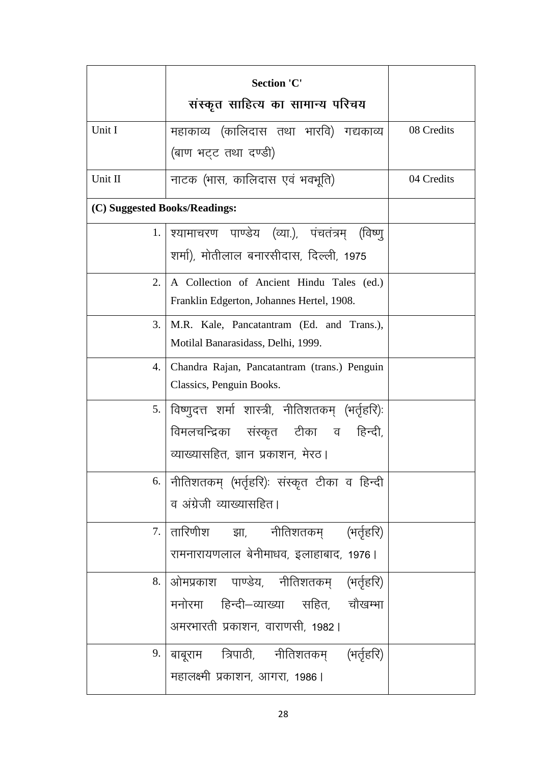|  | **Section 'C'**<br>**संस्कृत साहित्य का सामान्य परिचय** |  |
|---|---|---|
| Unit I | महाकाव्य (कालिदास तथा भारवि) गद्यकाव्य (बाण भट्ट तथा दण्डी) | 08 Credits |
| Unit II | नाटक (भास, कालिदास एवं भवभूति) | 04 Credits |
| **(C) Suggested Books/Readings:** | | |
| 1. | श्यामाचरण पाण्डेय (व्या.), पंचतंत्रम् (विष्णु शर्मा), मोतीलाल बनारसीदास, दिल्ली, 1975 |  |
| 2. | A Collection of Ancient Hindu Tales (ed.) Franklin Edgerton, Johannes Hertel, 1908. |  |
| 3. | M.R. Kale, Pancatantram (Ed. and Trans.), Motilal Banarasidass, Delhi, 1999. |  |
| 4. | Chandra Rajan, Pancatantram (trans.) Penguin Classics, Penguin Books. |  |
| 5. | विष्णुदत्त शर्मा शास्त्री, नीतिशतकम् (भर्तृहरि): विमलचन्द्रिका संस्कृत टीका व हिन्दी, व्याख्यासहित, ज्ञान प्रकाशन, मेरठ। |  |
| 6. | नीतिशतकम् (भर्तृहरि): संस्कृत टीका व हिन्दी व अंग्रेजी व्याख्यासहित। |  |
| 7. | तारिणीश झा, नीतिशतकम् (भर्तृहरि) रामनारायणलाल बेनीमाधव, इलाहाबाद, 1976। |  |
| 8. | ओमप्रकाश पाण्डेय, नीतिशतकम् (भर्तृहरि) मनोरमा हिन्दी–व्याख्या सहित, चौखम्भा अमरभारती प्रकाशन, वाराणसी, 1982। |  |
| 9. | बाबूराम त्रिपाठी, नीतिशतकम् (भर्तृहरि) महालक्ष्मी प्रकाशन, आगरा, 1986। |  |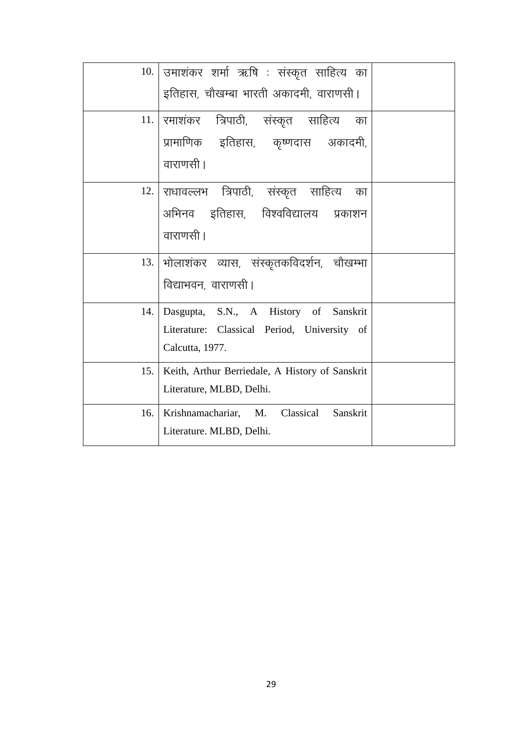| | | |
|---|---|---|
| 10. | उमाशंकर शर्मा ऋषि : संस्कृत साहित्य का इतिहास, चौखम्बा भारती अकादमी, वाराणसी। | |
| 11. | रमाशंकर त्रिपाठी, संस्कृत साहित्य का प्रामाणिक इतिहास, कृष्णदास अकादमी, वाराणसी। | |
| 12. | राधावल्लभ त्रिपाठी, संस्कृत साहित्य का अभिनव इतिहास, विश्वविद्यालय प्रकाशन वाराणसी। | |
| 13. | भोलाशंकर व्यास, संस्कृतकविदर्शन, चौखम्भा विद्याभवन, वाराणसी। | |
| 14. | Dasgupta, S.N., A History of Sanskrit Literature: Classical Period, University of Calcutta, 1977. | |
| 15. | Keith, Arthur Berriedale, A History of Sanskrit Literature, MLBD, Delhi. | |
| 16. | Krishnamachariar, M. Classical Sanskrit Literature. MLBD, Delhi. | |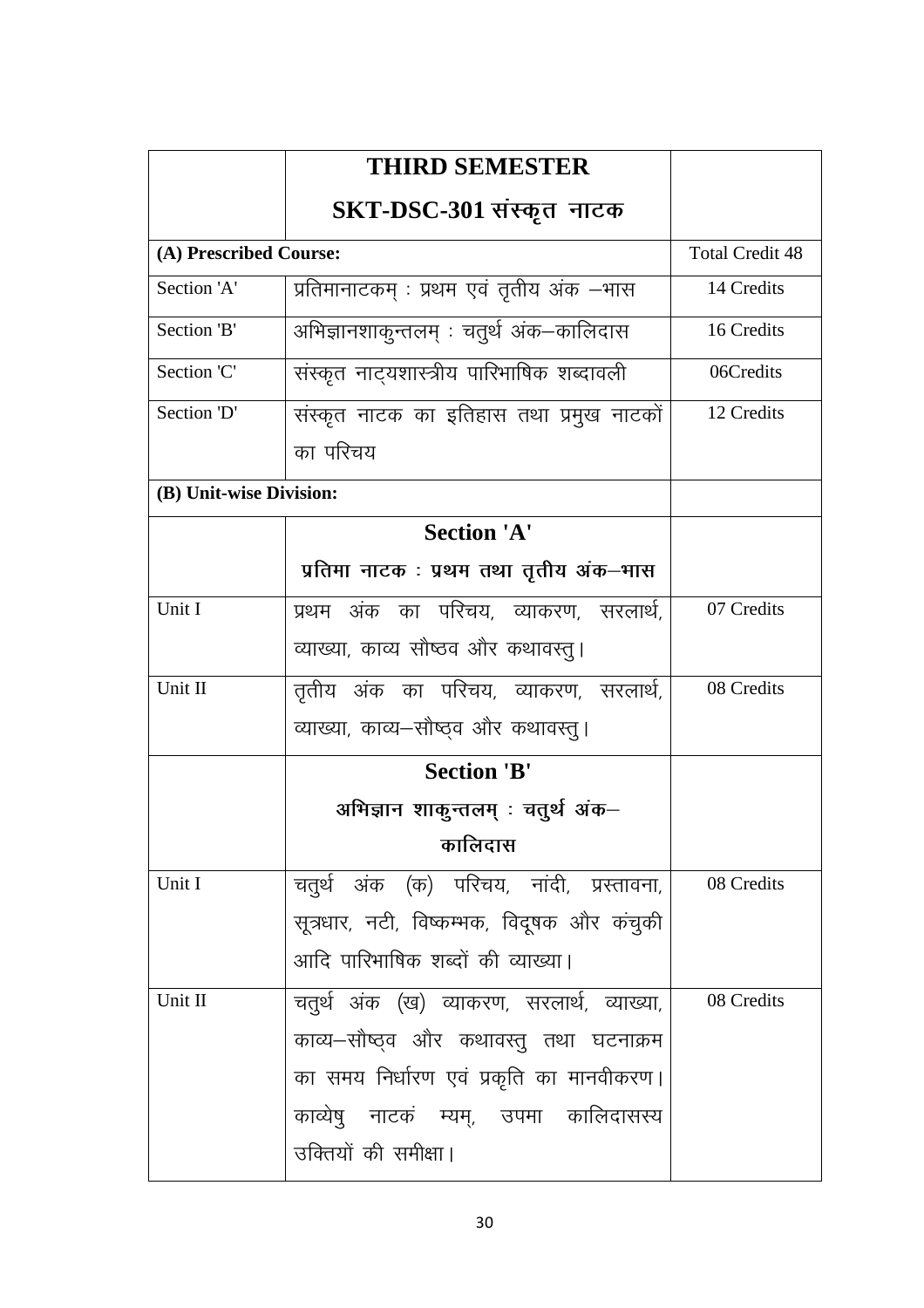| | **THIRD SEMESTER**<br>**SKT-DSC-301 संस्कृत नाटक** | |
|---|---|---|
| **(A) Prescribed Course:** | | Total Credit 48 |
| Section 'A' | प्रतिमानाटकम् : प्रथम एवं तृतीय अंक –भास | 14 Credits |
| Section 'B' | अभिज्ञानशाकुन्तलम् : चतुर्थ अंक–कालिदास | 16 Credits |
| Section 'C' | संस्कृत नाट्यशास्त्रीय पारिभाषिक शब्दावली | 06Credits |
| Section 'D' | संस्कृत नाटक का इतिहास तथा प्रमुख नाटकों का परिचय | 12 Credits |
| **(B) Unit-wise Division:** | | |
| | **Section 'A'**<br>**प्रतिमा नाटक : प्रथम तथा तृतीय अंक–भास** | |
| Unit I | प्रथम अंक का परिचय, व्याकरण, सरलार्थ, व्याख्या, काव्य सौष्ठव और कथावस्तु। | 07 Credits |
| Unit II | तृतीय अंक का परिचय, व्याकरण, सरलार्थ, व्याख्या, काव्य–सौष्ठव और कथावस्तु। | 08 Credits |
| | **Section 'B'**<br>**अभिज्ञान शाकुन्तलम् : चतुर्थ अंक–कालिदास** | |
| Unit I | चतुर्थ अंक (क) परिचय, नांदी, प्रस्तावना, सूत्रधार, नटी, विष्कम्भक, विदूषक और कंचुकी आदि पारिभाषिक शब्दों की व्याख्या। | 08 Credits |
| Unit II | चतुर्थ अंक (ख) व्याकरण, सरलार्थ, व्याख्या, काव्य–सौष्ठव और कथावस्तु तथा घटनाक्रम का समय निर्धारण एवं प्रकृति का मानवीकरण। काव्येषु नाटकं म्यम्, उपमा कालिदासस्य उक्तियों की समीक्षा। | 08 Credits |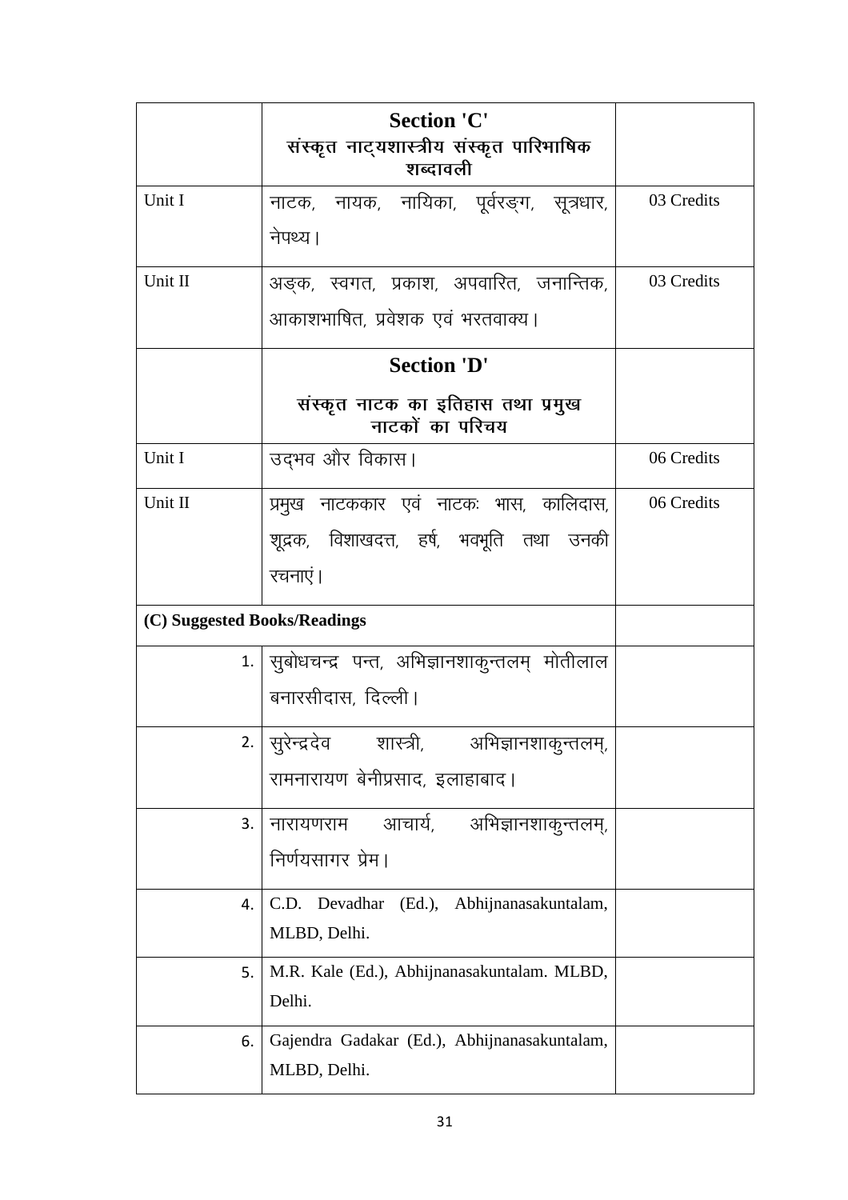|  | **Section 'C'**<br>**संस्कृत नाट्यशास्त्रीय संस्कृत पारिभाषिक शब्दावली** |  |
|---|---|---|
| Unit I | नाटक, नायक, नायिका, पूर्वरङ्ग, सूत्रधार, नेपथ्य। | 03 Credits |
| Unit II | अङ्क, स्वगत, प्रकाश, अपवारित, जनान्तिक, आकाशभाषित, प्रवेशक एवं भरतवाक्य। | 03 Credits |
|  | **Section 'D'**<br>**संस्कृत नाटक का इतिहास तथा प्रमुख नाटकों का परिचय** |  |
| Unit I | उद्भव और विकास। | 06 Credits |
| Unit II | प्रमुख नाटककार एवं नाटकः भास, कालिदास, शूद्रक, विशाखदत्त, हर्ष, भवभूति तथा उनकी रचनाएं। | 06 Credits |
| **(C) Suggested Books/Readings** |  |  |
| 1. | सुबोधचन्द्र पन्त, अभिज्ञानशाकुन्तलम् मोतीलाल बनारसीदास, दिल्ली। |  |
| 2. | सुरेन्द्रदेव शास्त्री, अभिज्ञानशाकुन्तलम्, रामनारायण बेनीप्रसाद, इलाहाबाद। |  |
| 3. | नारायणराम आचार्य, अभिज्ञानशाकुन्तलम्, निर्णयसागर प्रेम। |  |
| 4. | C.D. Devadhar (Ed.), Abhijnanasakuntalam, MLBD, Delhi. |  |
| 5. | M.R. Kale (Ed.), Abhijnanasakuntalam. MLBD, Delhi. |  |
| 6. | Gajendra Gadakar (Ed.), Abhijnanasakuntalam, MLBD, Delhi. |  |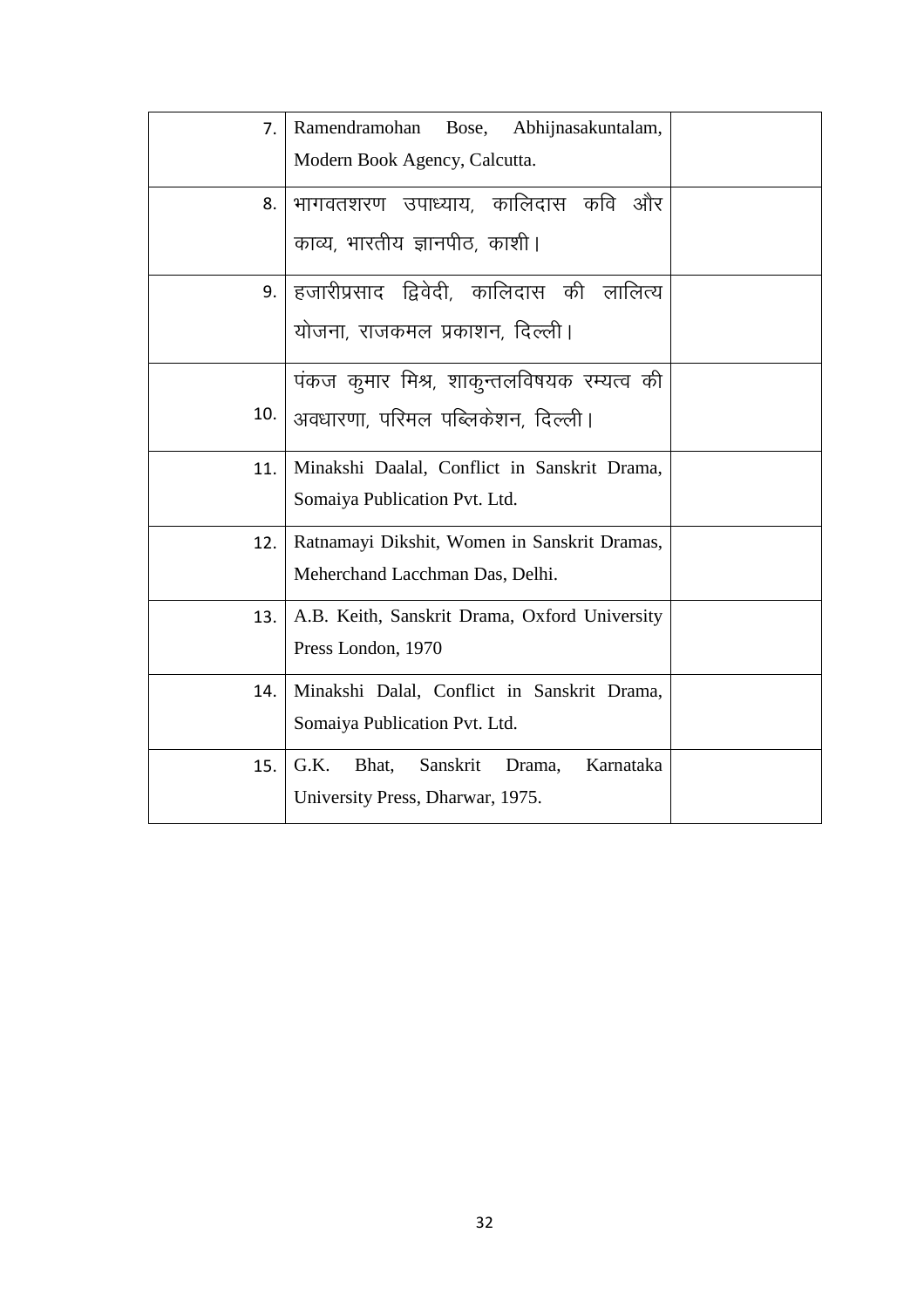| | | |
|---|---|---|
| 7. | Ramendramohan Bose, Abhijnasakuntalam, Modern Book Agency, Calcutta. | |
| 8. | भागवतशरण उपाध्याय, कालिदास कवि और काव्य, भारतीय ज्ञानपीठ, काशी। | |
| 9. | हजारीप्रसाद द्विवेदी, कालिदास की लालित्य योजना, राजकमल प्रकाशन, दिल्ली। | |
| 10. | पंकज कुमार मिश्र, शाकुन्तलविषयक रम्यत्व की अवधारणा, परिमल पब्लिकेशन, दिल्ली। | |
| 11. | Minakshi Daalal, Conflict in Sanskrit Drama, Somaiya Publication Pvt. Ltd. | |
| 12. | Ratnamayi Dikshit, Women in Sanskrit Dramas, Meherchand Lacchman Das, Delhi. | |
| 13. | A.B. Keith, Sanskrit Drama, Oxford University Press London, 1970 | |
| 14. | Minakshi Dalal, Conflict in Sanskrit Drama, Somaiya Publication Pvt. Ltd. | |
| 15. | G.K. Bhat, Sanskrit Drama, Karnataka University Press, Dharwar, 1975. | |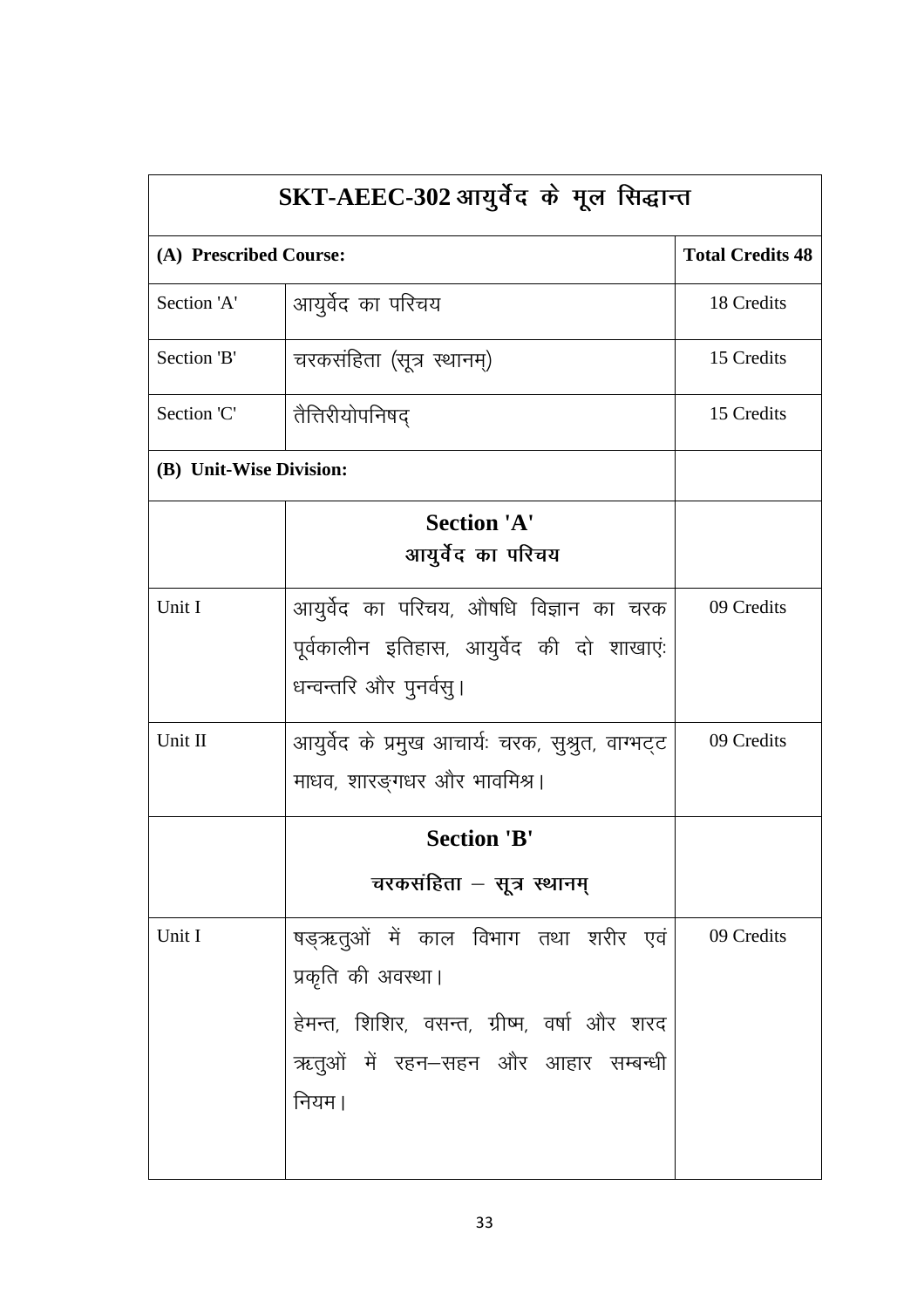| SKT-AEEC-302 आयुर्वेद के मूल सिद्धान्त | | |
|---|---|---|
| **(A) Prescribed Course:** | | **Total Credits 48** |
| Section 'A' | आयुर्वेद का परिचय | 18 Credits |
| Section 'B' | चरकसंहिता (सूत्र स्थानम्) | 15 Credits |
| Section 'C' | तैत्तिरीयोपनिषद् | 15 Credits |
| **(B) Unit-Wise Division:** | | |
| | **Section 'A'**<br>**आयुर्वेद का परिचय** | |
| Unit I | आयुर्वेद का परिचय, औषधि विज्ञान का चरक पूर्वकालीन इतिहास, आयुर्वेद की दो शाखाएंः धन्वन्तरि और पुनर्वसु। | 09 Credits |
| Unit II | आयुर्वेद के प्रमुख आचार्यः चरक, सुश्रुत, वाग्भट्ट माधव, शारङ्गधर और भावमिश्र। | 09 Credits |
| | **Section 'B'**<br>**चरकसंहिता – सूत्र स्थानम्** | |
| Unit I | षड्ऋतुओं में काल विभाग तथा शरीर एवं प्रकृति की अवस्था।<br>हेमन्त, शिशिर, वसन्त, ग्रीष्म, वर्षा और शरद ऋतुओं में रहन–सहन और आहार सम्बन्धी नियम। | 09 Credits |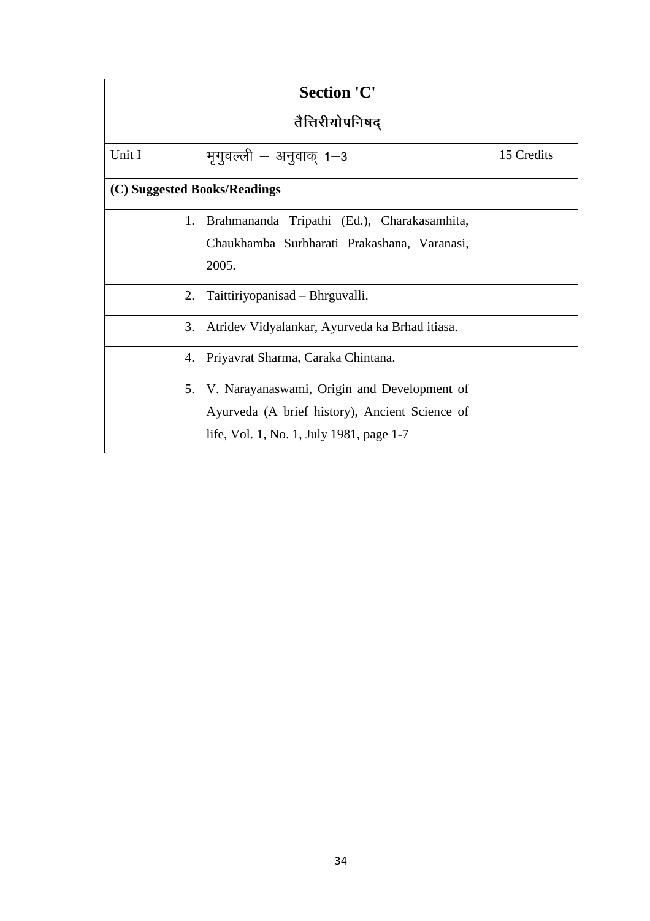| | Section 'C'<br>तैत्तिरीयोपनिषद् | |
|---|---|---|
| Unit I | भृगुवल्ली – अनुवाक् 1–3 | 15 Credits |
| **(C) Suggested Books/Readings** | | |
| 1. | Brahmananda Tripathi (Ed.), Charakasamhita, Chaukhamba Surbharati Prakashana, Varanasi, 2005. | |
| 2. | Taittiriyopanisad – Bhrguvalli. | |
| 3. | Atridev Vidyalankar, Ayurveda ka Brhad itiasa. | |
| 4. | Priyavrat Sharma, Caraka Chintana. | |
| 5. | V. Narayanaswami, Origin and Development of Ayurveda (A brief history), Ancient Science of life, Vol. 1, No. 1, July 1981, page 1-7 | |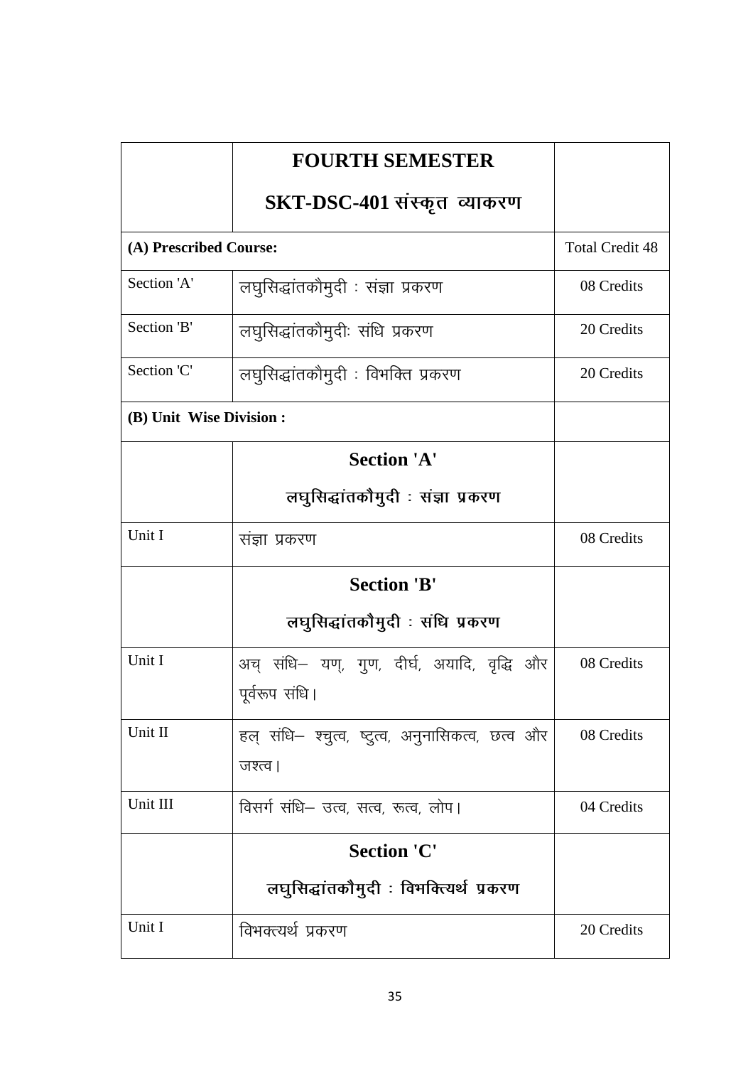| | **FOURTH SEMESTER** **SKT-DSC-401 संस्कृत व्याकरण** | |
|---|---|---|
| **(A) Prescribed Course:** | | Total Credit 48 |
| Section 'A' | लघुसिद्धांतकौमुदी : संज्ञा प्रकरण | 08 Credits |
| Section 'B' | लघुसिद्धांतकौमुदीः संधि प्रकरण | 20 Credits |
| Section 'C' | लघुसिद्धांतकौमुदी : विभक्ति प्रकरण | 20 Credits |
| **(B) Unit Wise Division :** | | |
| | **Section 'A'** **लघुसिद्धांतकौमुदी : संज्ञा प्रकरण** | |
| Unit I | संज्ञा प्रकरण | 08 Credits |
| | **Section 'B'** **लघुसिद्धांतकौमुदी : संधि प्रकरण** | |
| Unit I | अच् संधि– यण्, गुण, दीर्घ, अयादि, वृद्धि और पूर्वरूप संधि। | 08 Credits |
| Unit II | हल् संधि– श्चुत्व, ष्टुत्व, अनुनासिकत्व, छत्व और जश्त्व। | 08 Credits |
| Unit III | विसर्ग संधि– उत्व, सत्व, रूत्व, लोप। | 04 Credits |
| | **Section 'C'** **लघुसिद्धांतकौमुदी : विभक्त्यर्थ प्रकरण** | |
| Unit I | विभक्त्यर्थ प्रकरण | 20 Credits |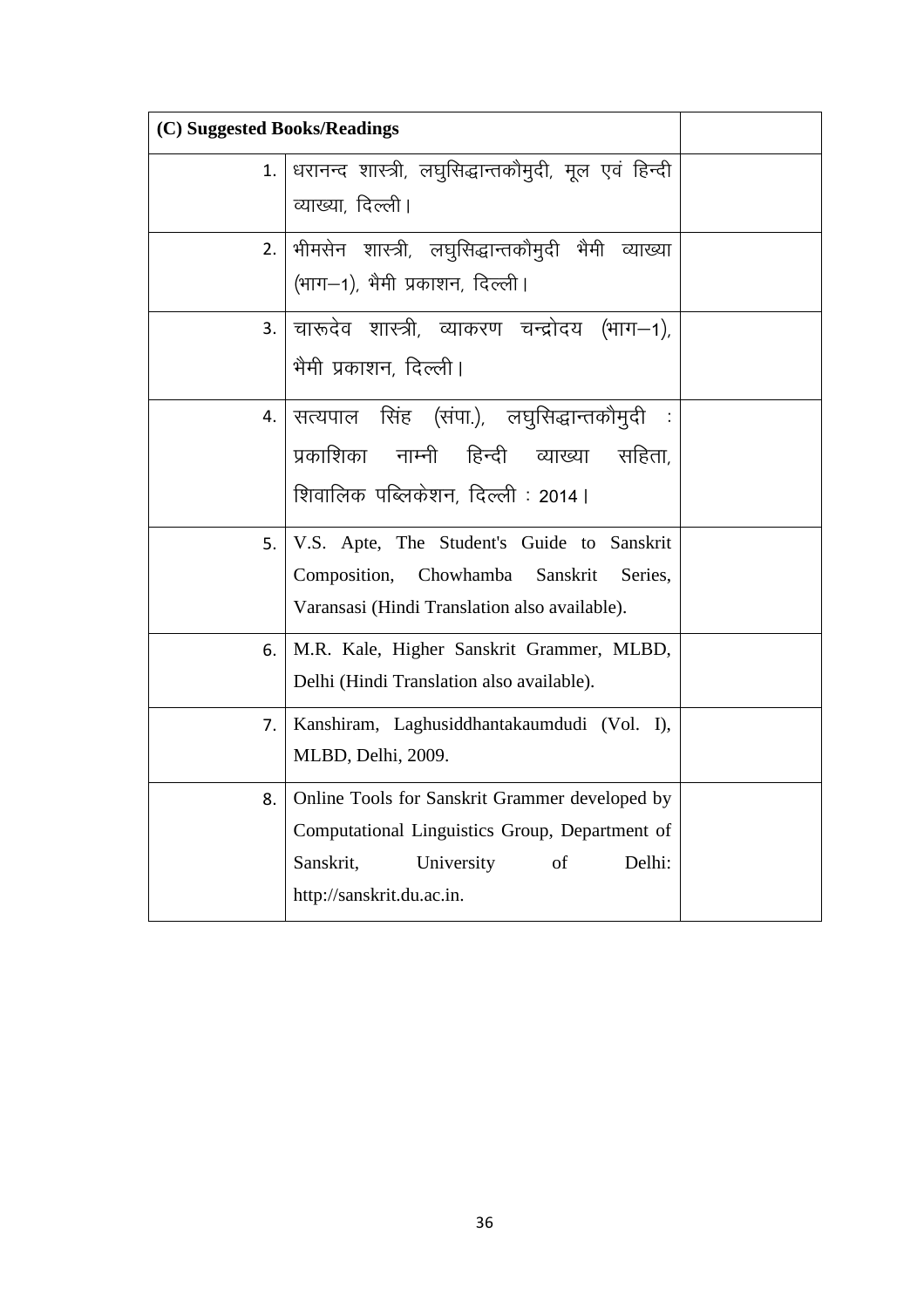| (C) Suggested Books/Readings | | |
|---|---|---|
| 1. | धरानन्द शास्त्री, लघुसिद्धान्तकौमुदी, मूल एवं हिन्दी व्याख्या, दिल्ली। | |
| 2. | भीमसेन शास्त्री, लघुसिद्धान्तकौमुदी भैमी व्याख्या (भाग–1), भैमी प्रकाशन, दिल्ली। | |
| 3. | चारूदेव शास्त्री, व्याकरण चन्द्रोदय (भाग–1), भैमी प्रकाशन, दिल्ली। | |
| 4. | सत्यपाल सिंह (संपा.), लघुसिद्धान्तकौमुदी : प्रकाशिका नाम्नी हिन्दी व्याख्या सहिता, शिवालिक पब्लिकेशन, दिल्ली : 2014। | |
| 5. | V.S. Apte, The Student's Guide to Sanskrit Composition, Chowhamba Sanskrit Series, Varansasi (Hindi Translation also available). | |
| 6. | M.R. Kale, Higher Sanskrit Grammer, MLBD, Delhi (Hindi Translation also available). | |
| 7. | Kanshiram, Laghusiddhantakaumdudi (Vol. I), MLBD, Delhi, 2009. | |
| 8. | Online Tools for Sanskrit Grammer developed by Computational Linguistics Group, Department of Sanskrit, University of Delhi: http://sanskrit.du.ac.in. | |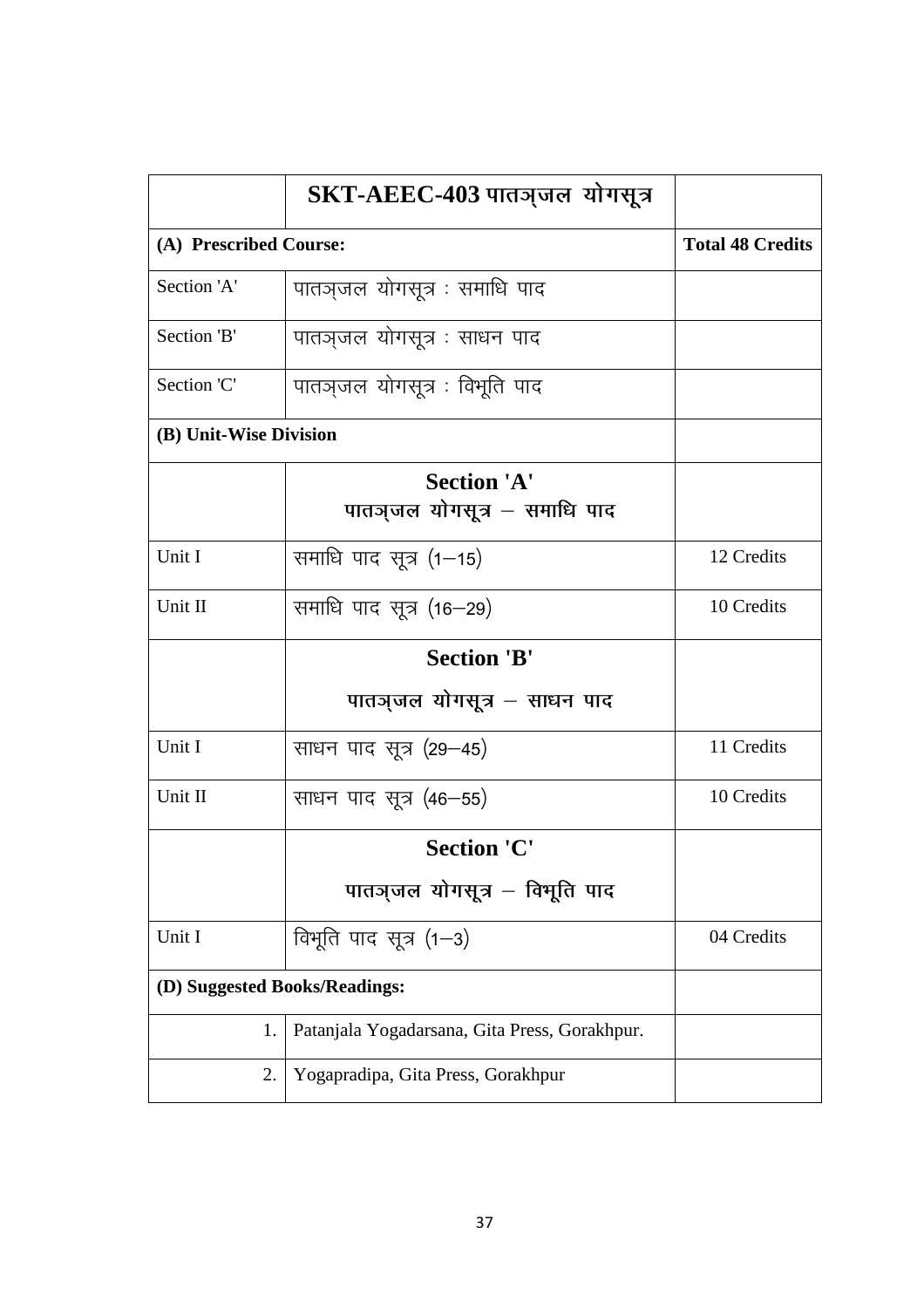| | **SKT-AEEC-403 पातञ्जल योगसूत्र** | |
|---|---|---|
| **(A) Prescribed Course:** | | **Total 48 Credits** |
| Section 'A' | पातञ्जल योगसूत्र : समाधि पाद | |
| Section 'B' | पातञ्जल योगसूत्र : साधन पाद | |
| Section 'C' | पातञ्जल योगसूत्र : विभूति पाद | |
| **(B) Unit-Wise Division** | | |
| | **Section 'A'** **पातञ्जल योगसूत्र – समाधि पाद** | |
| Unit I | समाधि पाद सूत्र (1–15) | 12 Credits |
| Unit II | समाधि पाद सूत्र (16–29) | 10 Credits |
| | **Section 'B'** **पातञ्जल योगसूत्र – साधन पाद** | |
| Unit I | साधन पाद सूत्र (29–45) | 11 Credits |
| Unit II | साधन पाद सूत्र (46–55) | 10 Credits |
| | **Section 'C'** **पातञ्जल योगसूत्र – विभूति पाद** | |
| Unit I | विभूति पाद सूत्र (1–3) | 04 Credits |
| **(D) Suggested Books/Readings:** | | |
| 1. | Patanjala Yogadarsana, Gita Press, Gorakhpur. | |
| 2. | Yogapradipa, Gita Press, Gorakhpur | |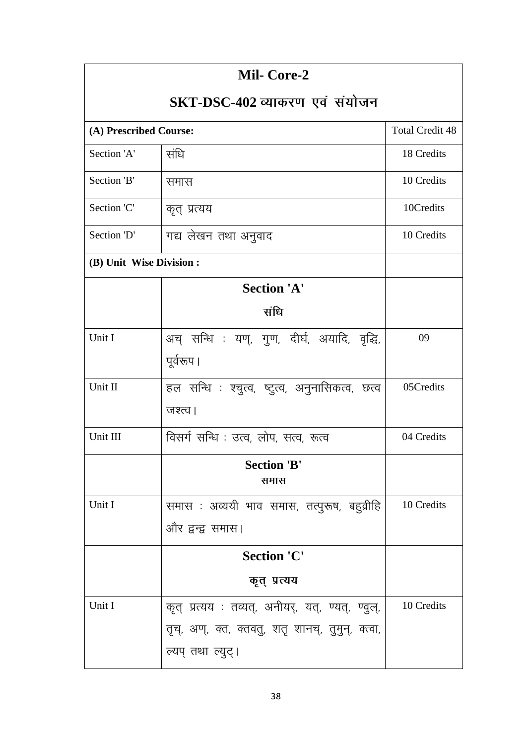| Mil- Core-2<br>SKT-DSC-402 व्याकरण एवं संयोजन | | |
|---|---|---|
| **(A) Prescribed Course:** | | Total Credit 48 |
| Section 'A' | संधि | 18 Credits |
| Section 'B' | समास | 10 Credits |
| Section 'C' | कृत् प्रत्यय | 10Credits |
| Section 'D' | गद्य लेखन तथा अनुवाद | 10 Credits |
| **(B) Unit Wise Division :** | | |
| | **Section 'A'**<br>**संधि** | |
| Unit I | अच् सन्धि : यण्, गुण, दीर्घ, अयादि, वृद्धि, पूर्वरूप। | 09 |
| Unit II | हल सन्धि : श्चुत्व, ष्टुत्व, अनुनासिकत्व, छत्व जश्त्व। | 05Credits |
| Unit III | विसर्ग सन्धि : उत्व, लोप, सत्व, रूत्व | 04 Credits |
| | **Section 'B'**<br>**समास** | |
| Unit I | समास : अव्ययी भाव समास, तत्पुरूष, बहुव्रीहि और द्वन्द्व समास। | 10 Credits |
| | **Section 'C'**<br>**कृत् प्रत्यय** | |
| Unit I | कृत् प्रत्यय : तव्यत्, अनीयर्, यत्, ण्यत्, ण्वुल्, तृच्, अण्, क्त, क्तवतु, शतृ शानच्, तुमुन्, क्त्वा, ल्यप् तथा ल्युट्। | 10 Credits |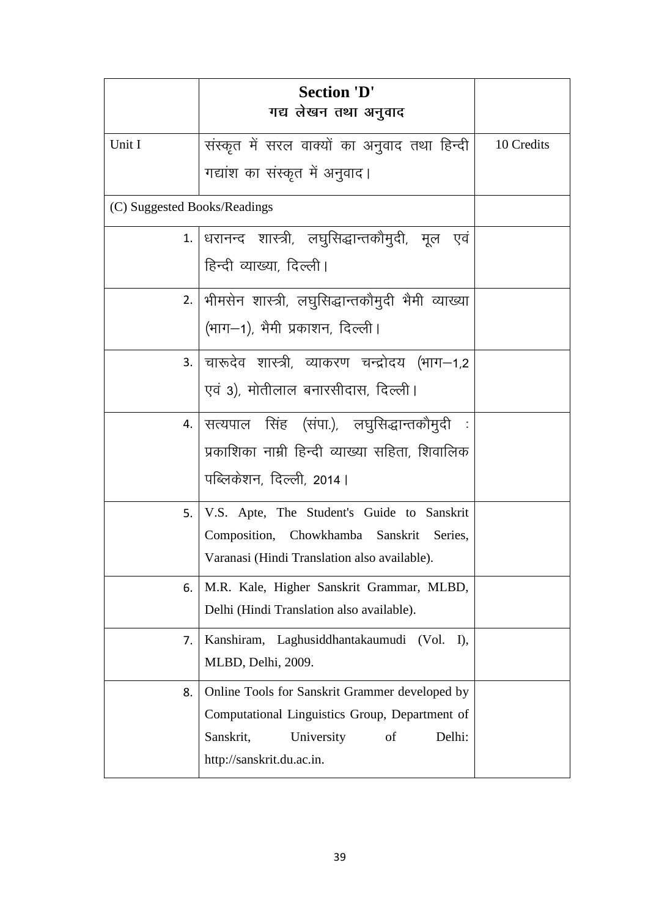| | **Section 'D'**<br>**गद्य लेखन तथा अनुवाद** | |
|---|---|---|
| Unit I | संस्कृत में सरल वाक्यों का अनुवाद तथा हिन्दी गद्यांश का संस्कृत में अनुवाद। | 10 Credits |
| (C) Suggested Books/Readings | | |
| 1. | धरानन्द शास्त्री, लघुसिद्धान्तकौमुदी, मूल एवं हिन्दी व्याख्या, दिल्ली। | |
| 2. | भीमसेन शास्त्री, लघुसिद्धान्तकौमुदी भैमी व्याख्या (भाग–1), भैमी प्रकाशन, दिल्ली। | |
| 3. | चारूदेव शास्त्री, व्याकरण चन्द्रोदय (भाग–1,2 एवं 3), मोतीलाल बनारसीदास, दिल्ली। | |
| 4. | सत्यपाल सिंह (संपा.), लघुसिद्धान्तकौमुदी : प्रकाशिका नाम्नी हिन्दी व्याख्या सहिता, शिवालिक पब्लिकेशन, दिल्ली, 2014। | |
| 5. | V.S. Apte, The Student's Guide to Sanskrit Composition, Chowkhamba Sanskrit Series, Varanasi (Hindi Translation also available). | |
| 6. | M.R. Kale, Higher Sanskrit Grammar, MLBD, Delhi (Hindi Translation also available). | |
| 7. | Kanshiram, Laghusiddhantakaumudi (Vol. I), MLBD, Delhi, 2009. | |
| 8. | Online Tools for Sanskrit Grammer developed by Computational Linguistics Group, Department of Sanskrit, University of Delhi: http://sanskrit.du.ac.in. | |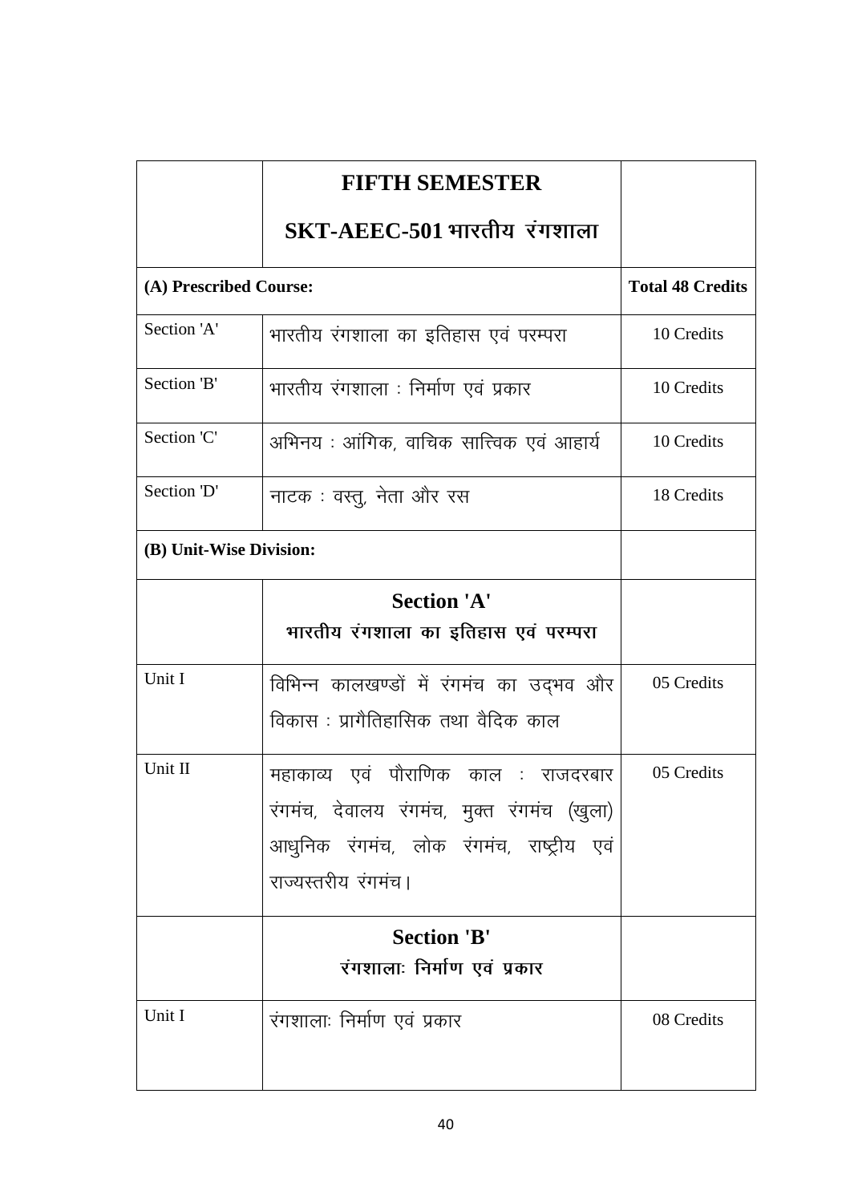| | **FIFTH SEMESTER**<br>**SKT-AEEC-501 भारतीय रंगशाला** | |
|---|---|---|
| **(A) Prescribed Course:** | | **Total 48 Credits** |
| Section 'A' | भारतीय रंगशाला का इतिहास एवं परम्परा | 10 Credits |
| Section 'B' | भारतीय रंगशाला : निर्माण एवं प्रकार | 10 Credits |
| Section 'C' | अभिनय : आंगिक, वाचिक सात्त्विक एवं आहार्य | 10 Credits |
| Section 'D' | नाटक : वस्तु, नेता और रस | 18 Credits |
| **(B) Unit-Wise Division:** | | |
| | **Section 'A'**<br>**भारतीय रंगशाला का इतिहास एवं परम्परा** | |
| Unit I | विभिन्न कालखण्डों में रंगमंच का उद्भव और विकास : प्रागैतिहासिक तथा वैदिक काल | 05 Credits |
| Unit II | महाकाव्य एवं पौराणिक काल : राजदरबार रंगमंच, देवालय रंगमंच, मुक्त रंगमंच (खुला) आधुनिक रंगमंच, लोक रंगमंच, राष्ट्रीय एवं राज्यस्तरीय रंगमंच। | 05 Credits |
| | **Section 'B'**<br>**रंगशालाः निर्माण एवं प्रकार** | |
| Unit I | रंगशालाः निर्माण एवं प्रकार | 08 Credits |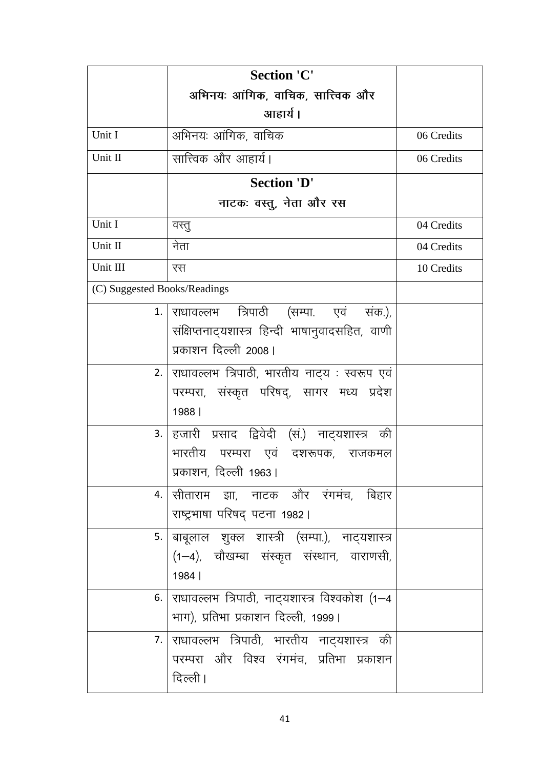| | Section 'C' अभिनयः आंगिक, वाचिक, सात्त्विक और आहार्य। | |
|---|---|---|
| Unit I | अभिनयः आंगिक, वाचिक | 06 Credits |
| Unit II | सात्त्विक और आहार्य। | 06 Credits |
| | **Section 'D'** नाटकः वस्तु, नेता और रस | |
| Unit I | वस्तु | 04 Credits |
| Unit II | नेता | 04 Credits |
| Unit III | रस | 10 Credits |
| (C) Suggested Books/Readings | | |
| 1. | राधावल्लभ त्रिपाठी (सम्पा. एवं संक.), संक्षिप्तनाट्यशास्त्र हिन्दी भाषानुवादसहित, वाणी प्रकाशन दिल्ली 2008। | |
| 2. | राधावल्लभ त्रिपाठी, भारतीय नाट्य : स्वरूप एवं परम्परा, संस्कृत परिषद्, सागर मध्य प्रदेश 1988। | |
| 3. | हजारी प्रसाद द्विवेदी (सं.) नाट्यशास्त्र की भारतीय परम्परा एवं दशरूपक, राजकमल प्रकाशन, दिल्ली 1963। | |
| 4. | सीताराम झा, नाटक और रंगमंच, बिहार राष्ट्रभाषा परिषद् पटना 1982। | |
| 5. | बाबूलाल शुक्ल शास्त्री (सम्पा.), नाट्यशास्त्र (1–4), चौखम्बा संस्कृत संस्थान, वाराणसी, 1984। | |
| 6. | राधावल्लभ त्रिपाठी, नाट्यशास्त्र विश्वकोश (1–4 भाग), प्रतिभा प्रकाशन दिल्ली, 1999। | |
| 7. | राधावल्लभ त्रिपाठी, भारतीय नाट्यशास्त्र की परम्परा और विश्व रंगमंच, प्रतिभा प्रकाशन दिल्ली। | |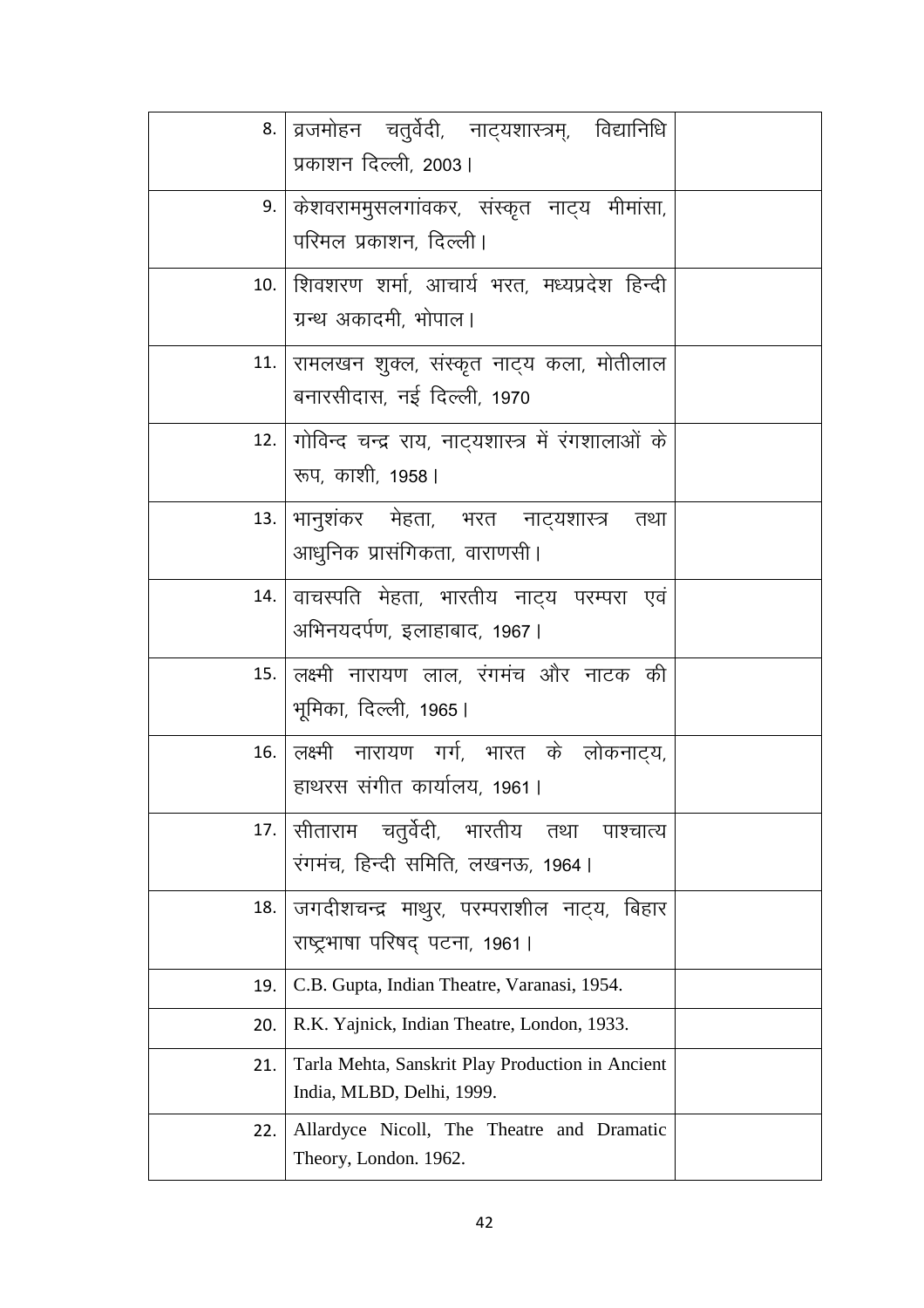| | | |
|---|---|---|
| 8. | व्रजमोहन चतुर्वेदी, नाट्यशास्त्रम्, विद्यानिधि प्रकाशन दिल्ली, 2003। | |
| 9. | केशवराममुसलगांवकर, संस्कृत नाट्य मीमांसा, परिमल प्रकाशन, दिल्ली। | |
| 10. | शिवशरण शर्मा, आचार्य भरत, मध्यप्रदेश हिन्दी ग्रन्थ अकादमी, भोपाल। | |
| 11. | रामलखन शुक्ल, संस्कृत नाट्य कला, मोतीलाल बनारसीदास, नई दिल्ली, 1970 | |
| 12. | गोविन्द चन्द्र राय, नाट्यशास्त्र में रंगशालाओं के रूप, काशी, 1958। | |
| 13. | भानुशंकर मेहता, भरत नाट्यशास्त्र तथा आधुनिक प्रासंगिकता, वाराणसी। | |
| 14. | वाचस्पति मेहता, भारतीय नाट्य परम्परा एवं अभिनयदर्पण, इलाहाबाद, 1967। | |
| 15. | लक्ष्मी नारायण लाल, रंगमंच और नाटक की भूमिका, दिल्ली, 1965। | |
| 16. | लक्ष्मी नारायण गर्ग, भारत के लोकनाट्य, हाथरस संगीत कार्यालय, 1961। | |
| 17. | सीताराम चतुर्वेदी, भारतीय तथा पाश्चात्य रंगमंच, हिन्दी समिति, लखनऊ, 1964। | |
| 18. | जगदीशचन्द्र माथुर, परम्पराशील नाट्य, बिहार राष्ट्रभाषा परिषद् पटना, 1961। | |
| 19. | C.B. Gupta, Indian Theatre, Varanasi, 1954. | |
| 20. | R.K. Yajnick, Indian Theatre, London, 1933. | |
| 21. | Tarla Mehta, Sanskrit Play Production in Ancient India, MLBD, Delhi, 1999. | |
| 22. | Allardyce Nicoll, The Theatre and Dramatic Theory, London. 1962. | |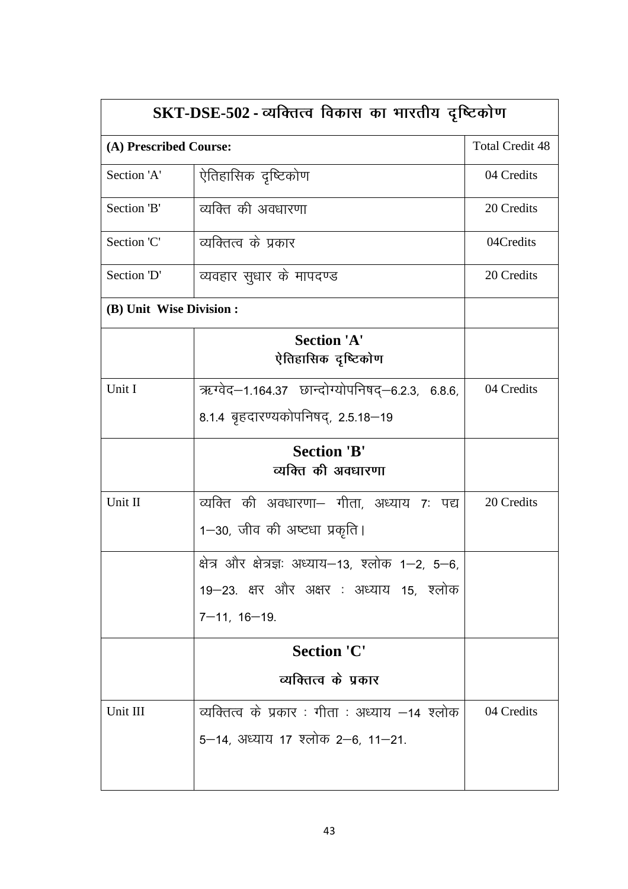| SKT-DSE-502 - व्यक्तित्व विकास का भारतीय दृष्टिकोण | | |
|---|---|---|
| **(A) Prescribed Course:** | | Total Credit 48 |
| Section 'A' | ऐतिहासिक दृष्टिकोण | 04 Credits |
| Section 'B' | व्यक्ति की अवधारणा | 20 Credits |
| Section 'C' | व्यक्तित्व के प्रकार | 04Credits |
| Section 'D' | व्यवहार सुधार के मापदण्ड | 20 Credits |
| **(B) Unit Wise Division :** | | |
| | **Section 'A'** **ऐतिहासिक दृष्टिकोण** | |
| Unit I | ऋग्वेद–1.164.37 छान्दोग्योपनिषद्–6.2.3, 6.8.6, 8.1.4 बृहदारण्यकोपनिषद्, 2.5.18–19 | 04 Credits |
| | **Section 'B'** **व्यक्ति की अवधारणा** | |
| Unit II | व्यक्ति की अवधारणा– गीता, अध्याय 7: पद्य 1–30, जीव की अष्टधा प्रकृति। | 20 Credits |
| | क्षेत्र और क्षेत्रज्ञः अध्याय–13, श्लोक 1–2, 5–6, 19–23. क्षर और अक्षर : अध्याय 15, श्लोक 7–11, 16–19. | |
| | **Section 'C'** **व्यक्तित्व के प्रकार** | |
| Unit III | व्यक्तित्व के प्रकार : गीता : अध्याय –14 श्लोक 5–14, अध्याय 17 श्लोक 2–6, 11–21. | 04 Credits |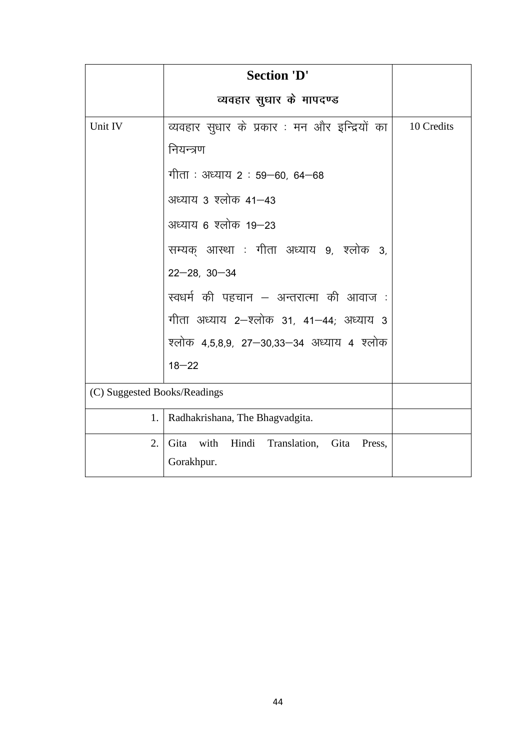|  | **Section 'D'**<br>**व्यवहार सुधार के मापदण्ड** |  |
|---|---|---|
| Unit IV | व्यवहार सुधार के प्रकार : मन और इन्द्रियों का नियन्त्रण<br>गीता : अध्याय 2 : 59–60, 64–68<br>अध्याय 3 श्लोक 41–43<br>अध्याय 6 श्लोक 19–23<br>सम्यक् आस्था : गीता अध्याय 9, श्लोक 3, 22–28, 30–34<br>स्वधर्म की पहचान – अन्तरात्मा की आवाज : गीता अध्याय 2–श्लोक 31, 41–44; अध्याय 3 श्लोक 4,5,8,9, 27–30,33–34 अध्याय 4 श्लोक 18–22 | 10 Credits |
| (C) Suggested Books/Readings |  |  |
| 1. | Radhakrishana, The Bhagvadgita. |  |
| 2. | Gita with Hindi Translation, Gita Press, Gorakhpur. |  |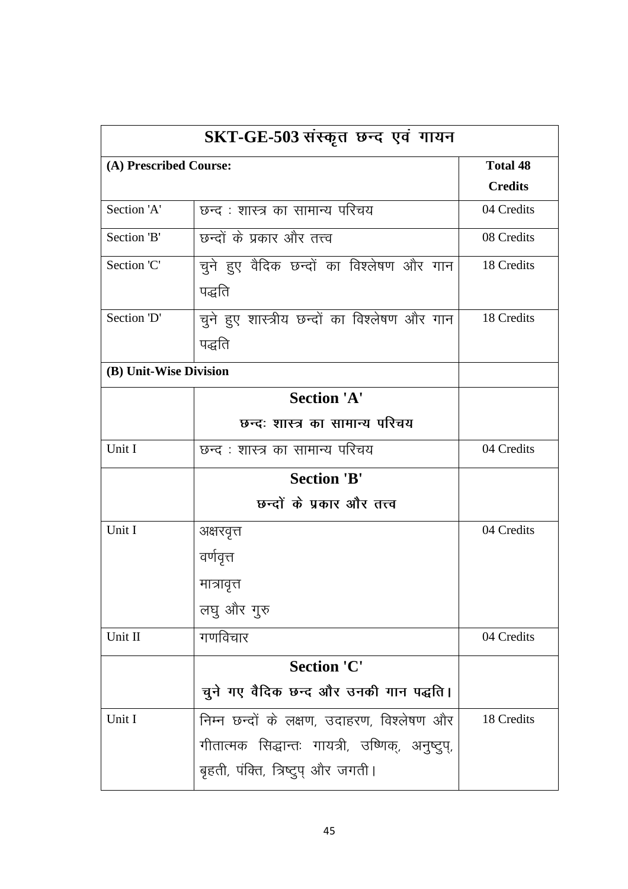| SKT-GE-503 संस्कृत छन्द एवं गायन | | |
|---|---|---|
| **(A) Prescribed Course:** | | **Total 48 Credits** |
| Section 'A' | छन्द : शास्त्र का सामान्य परिचय | 04 Credits |
| Section 'B' | छन्दों के प्रकार और तत्त्व | 08 Credits |
| Section 'C' | चुने हुए वैदिक छन्दों का विश्लेषण और गान पद्धति | 18 Credits |
| Section 'D' | चुने हुए शास्त्रीय छन्दों का विश्लेषण और गान पद्धति | 18 Credits |
| **(B) Unit-Wise Division** | | |
| | **Section 'A'** **छन्दः शास्त्र का सामान्य परिचय** | |
| Unit I | छन्द : शास्त्र का सामान्य परिचय | 04 Credits |
| | **Section 'B'** **छन्दों के प्रकार और तत्त्व** | |
| Unit I | अक्षरवृत्त<br>वर्णवृत्त<br>मात्रावृत्त<br>लघु और गुरु | 04 Credits |
| Unit II | गणविचार | 04 Credits |
| | **Section 'C'** **चुने गए वैदिक छन्द और उनकी गान पद्धति।** | |
| Unit I | निम्न छन्दों के लक्षण, उदाहरण, विश्लेषण और गीतात्मक सिद्धान्तः गायत्री, उष्णिक्, अनुष्टुप्, बृहती, पंक्ति, त्रिष्टुप् और जगती। | 18 Credits |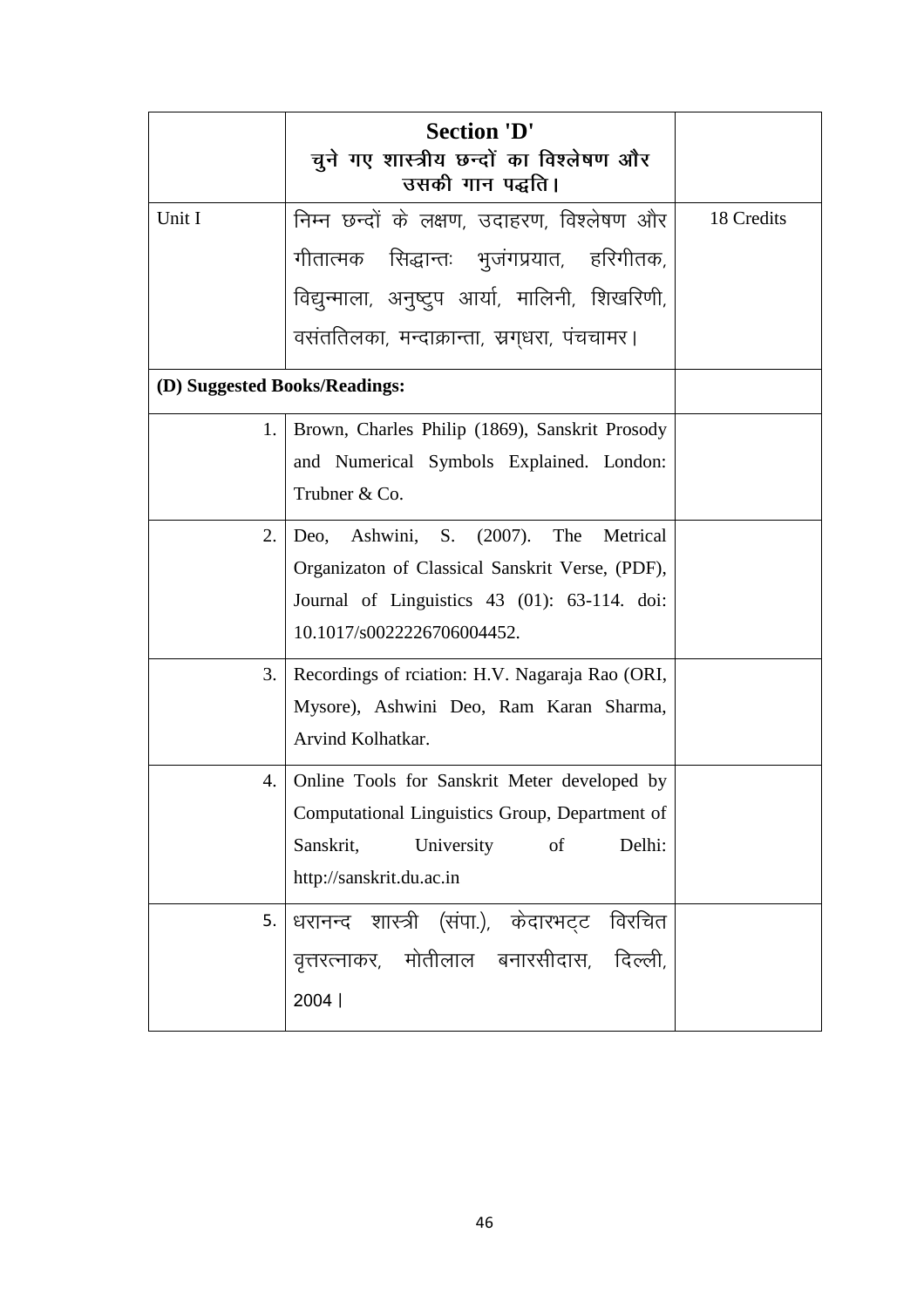| | **Section 'D'**<br>**चुने गए शास्त्रीय छन्दों का विश्लेषण और उसकी गान पद्धति।** | |
|---|---|---|
| Unit I | निम्न छन्दों के लक्षण, उदाहरण, विश्लेषण और गीतात्मक सिद्धान्तः भुजंगप्रयात, हरिगीतक, विद्युन्माला, अनुष्टुप आर्या, मालिनी, शिखरिणी, वसंततिलका, मन्दाक्रान्ता, स्रग्धरा, पंचचामर। | 18 Credits |
| **(D) Suggested Books/Readings:** | | |
| 1. | Brown, Charles Philip (1869), Sanskrit Prosody and Numerical Symbols Explained. London: Trubner & Co. | |
| 2. | Deo, Ashwini, S. (2007). The Metrical Organizaton of Classical Sanskrit Verse, (PDF), Journal of Linguistics 43 (01): 63-114. doi: 10.1017/s0022226706004452. | |
| 3. | Recordings of rciation: H.V. Nagaraja Rao (ORI, Mysore), Ashwini Deo, Ram Karan Sharma, Arvind Kolhatkar. | |
| 4. | Online Tools for Sanskrit Meter developed by Computational Linguistics Group, Department of Sanskrit, University of Delhi: http://sanskrit.du.ac.in | |
| 5. | धरानन्द शास्त्री (संपा.), केदारभट्ट विरचित वृत्तरत्नाकर, मोतीलाल बनारसीदास, दिल्ली, 2004 | | |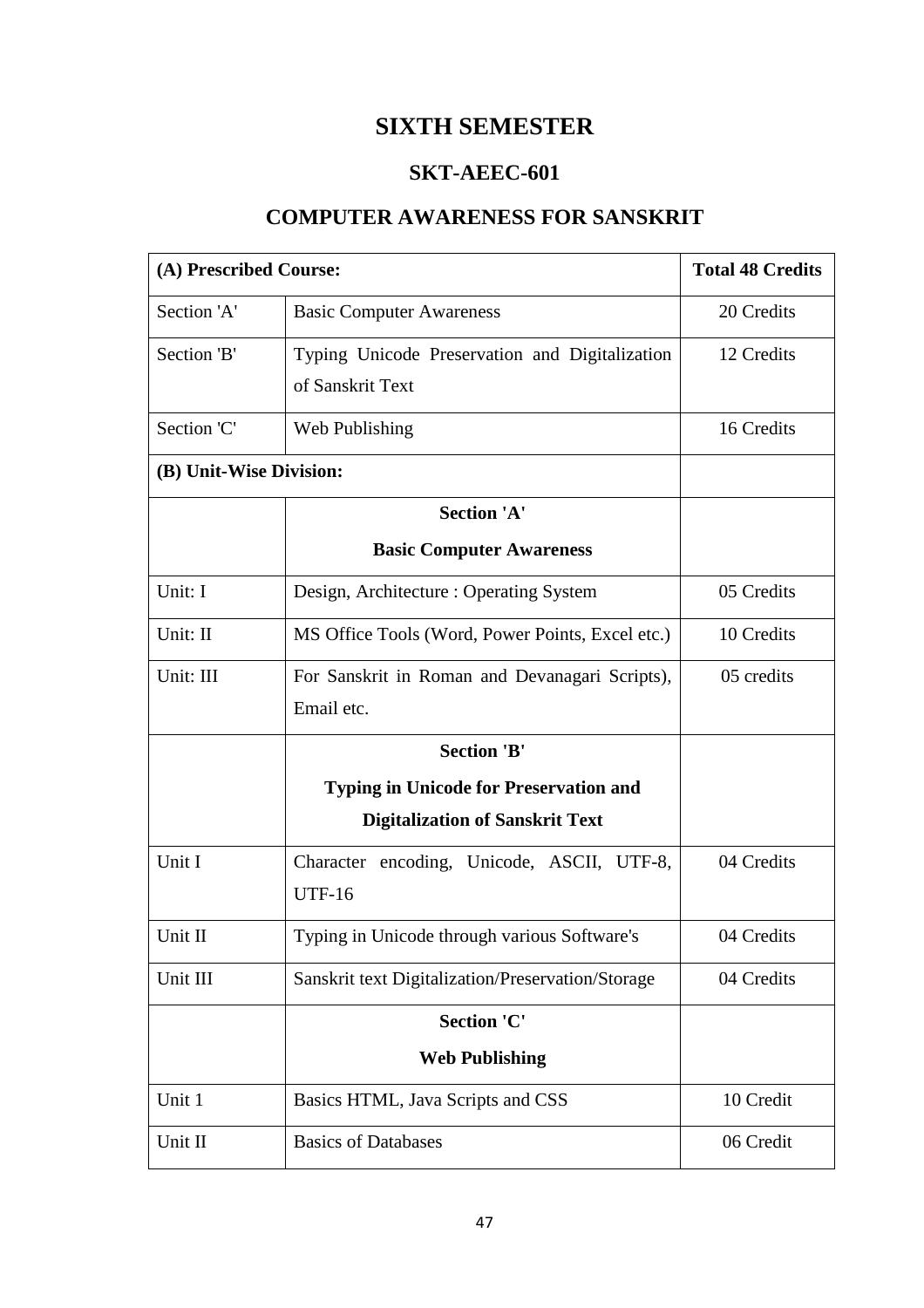# SIXTH SEMESTER

## SKT-AEEC-601

## COMPUTER AWARENESS FOR SANSKRIT

| (A) Prescribed Course: | | Total 48 Credits |
|---|---|---|
| Section 'A' | Basic Computer Awareness | 20 Credits |
| Section 'B' | Typing Unicode Preservation and Digitalization of Sanskrit Text | 12 Credits |
| Section 'C' | Web Publishing | 16 Credits |
| **(B) Unit-Wise Division:** | | |
| | **Section 'A'**<br>**Basic Computer Awareness** | |
| Unit: I | Design, Architecture : Operating System | 05 Credits |
| Unit: II | MS Office Tools (Word, Power Points, Excel etc.) | 10 Credits |
| Unit: III | For Sanskrit in Roman and Devanagari Scripts), Email etc. | 05 credits |
| | **Section 'B'**<br>**Typing in Unicode for Preservation and Digitalization of Sanskrit Text** | |
| Unit I | Character encoding, Unicode, ASCII, UTF-8, UTF-16 | 04 Credits |
| Unit II | Typing in Unicode through various Software's | 04 Credits |
| Unit III | Sanskrit text Digitalization/Preservation/Storage | 04 Credits |
| | **Section 'C'**<br>**Web Publishing** | |
| Unit 1 | Basics HTML, Java Scripts and CSS | 10 Credit |
| Unit II | Basics of Databases | 06 Credit |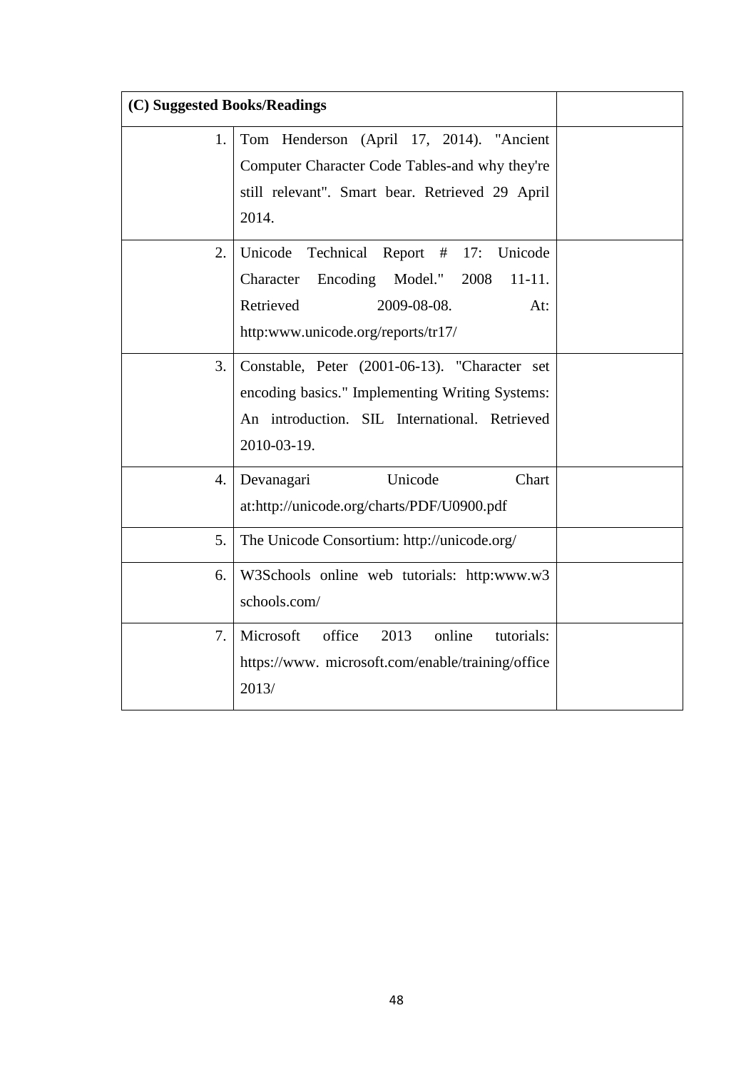| (C) Suggested Books/Readings | | |
|---|---|---|
| 1. | Tom Henderson (April 17, 2014). "Ancient Computer Character Code Tables-and why they're still relevant". Smart bear. Retrieved 29 April 2014. | |
| 2. | Unicode Technical Report # 17: Unicode Character Encoding Model." 2008 11-11. Retrieved 2009-08-08. At: http:www.unicode.org/reports/tr17/ | |
| 3. | Constable, Peter (2001-06-13). "Character set encoding basics." Implementing Writing Systems: An introduction. SIL International. Retrieved 2010-03-19. | |
| 4. | Devanagari Unicode Chart at:http://unicode.org/charts/PDF/U0900.pdf | |
| 5. | The Unicode Consortium: http://unicode.org/ | |
| 6. | W3Schools online web tutorials: http:www.w3 schools.com/ | |
| 7. | Microsoft office 2013 online tutorials: https://www. microsoft.com/enable/training/office 2013/ | |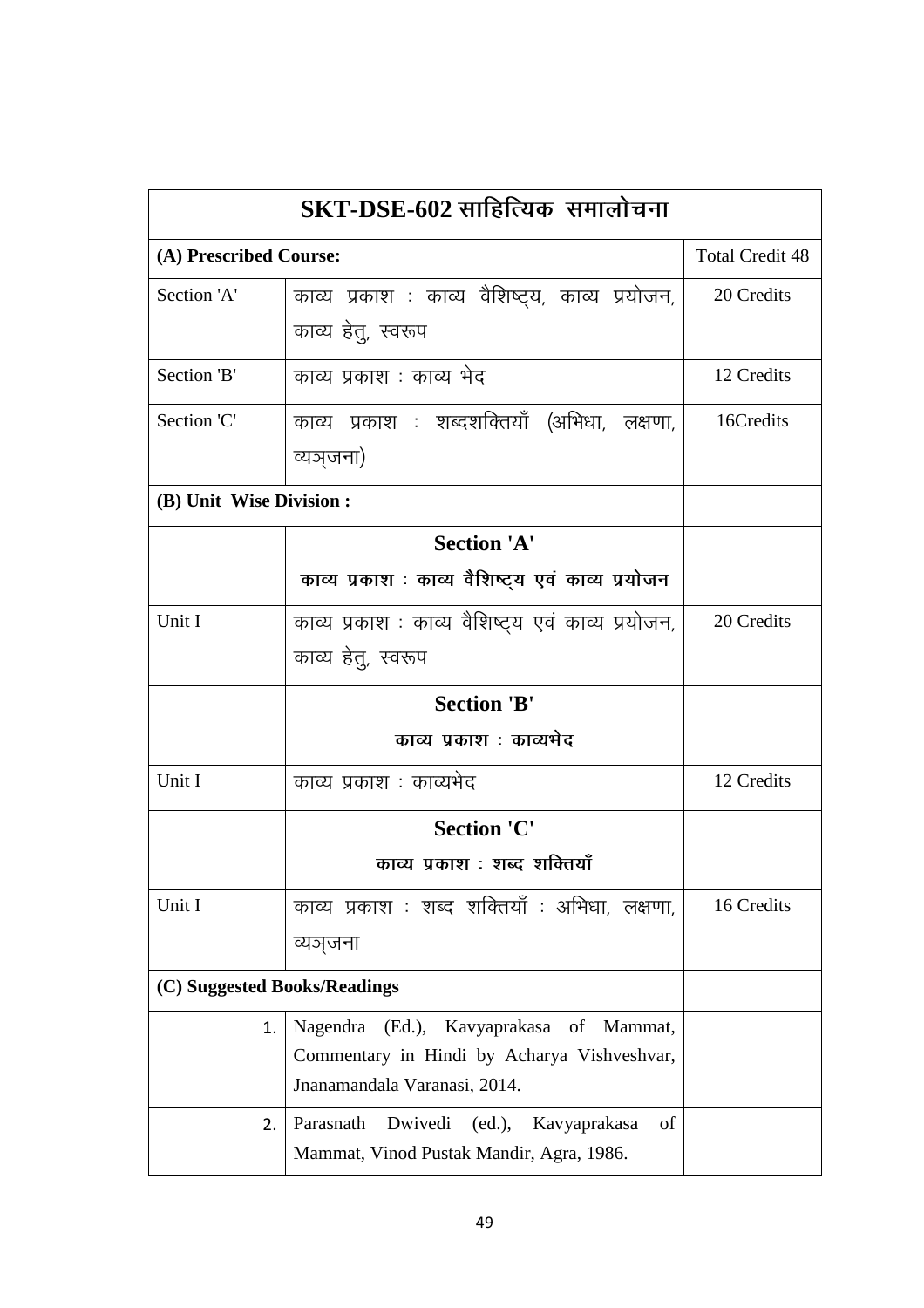| SKT-DSE-602 साहित्यिक समालोचना | | |
|---|---|---|
| **(A) Prescribed Course:** | | Total Credit 48 |
| Section 'A' | काव्य प्रकाश : काव्य वैशिष्ट्य, काव्य प्रयोजन, काव्य हेतु, स्वरूप | 20 Credits |
| Section 'B' | काव्य प्रकाश : काव्य भेद | 12 Credits |
| Section 'C' | काव्य प्रकाश : शब्दशक्तियाँ (अभिधा, लक्षणा, व्यञ्जना) | 16Credits |
| **(B) Unit Wise Division :** | | |
| | **Section 'A'** <br> **काव्य प्रकाश : काव्य वैशिष्ट्य एवं काव्य प्रयोजन** | |
| Unit I | काव्य प्रकाश : काव्य वैशिष्ट्य एवं काव्य प्रयोजन, काव्य हेतु, स्वरूप | 20 Credits |
| | **Section 'B'** <br> **काव्य प्रकाश : काव्यभेद** | |
| Unit I | काव्य प्रकाश : काव्यभेद | 12 Credits |
| | **Section 'C'** <br> **काव्य प्रकाश : शब्द शक्तियाँ** | |
| Unit I | काव्य प्रकाश : शब्द शक्तियाँ : अभिधा, लक्षणा, व्यञ्जना | 16 Credits |
| **(C) Suggested Books/Readings** | | |
| 1. | Nagendra (Ed.), Kavyaprakasa of Mammat, Commentary in Hindi by Acharya Vishveshvar, Jnanamandala Varanasi, 2014. | |
| 2. | Parasnath Dwivedi (ed.), Kavyaprakasa of Mammat, Vinod Pustak Mandir, Agra, 1986. | |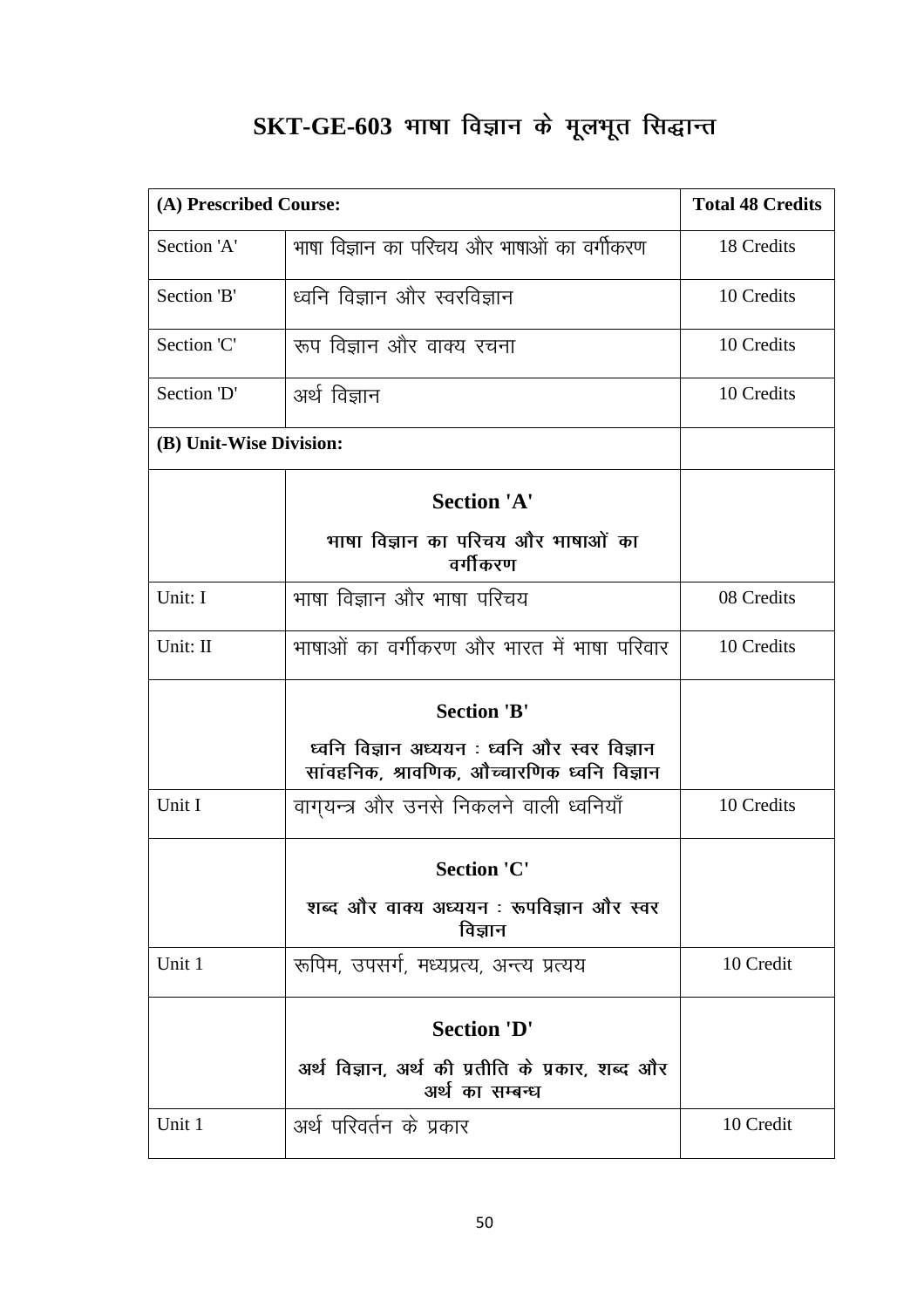# SKT-GE-603 भाषा विज्ञान के मूलभूत सिद्धान्त

| (A) Prescribed Course: | | Total 48 Credits |
|---|---|---|
| Section 'A' | भाषा विज्ञान का परिचय और भाषाओं का वर्गीकरण | 18 Credits |
| Section 'B' | ध्वनि विज्ञान और स्वरविज्ञान | 10 Credits |
| Section 'C' | रूप विज्ञान और वाक्य रचना | 10 Credits |
| Section 'D' | अर्थ विज्ञान | 10 Credits |
| **(B) Unit-Wise Division:** | | |
| | **Section 'A'** **भाषा विज्ञान का परिचय और भाषाओं का वर्गीकरण** | |
| Unit: I | भाषा विज्ञान और भाषा परिचय | 08 Credits |
| Unit: II | भाषाओं का वर्गीकरण और भारत में भाषा परिवार | 10 Credits |
| | **Section 'B'** **ध्वनि विज्ञान अध्ययन : ध्वनि और स्वर विज्ञान सांवहनिक, श्रावणिक, औच्चारणिक ध्वनि विज्ञान** | |
| Unit I | वाग्यन्त्र और उनसे निकलने वाली ध्वनियाँ | 10 Credits |
| | **Section 'C'** **शब्द और वाक्य अध्ययन : रूपविज्ञान और स्वर विज्ञान** | |
| Unit 1 | रूपिम, उपसर्ग, मध्यप्रत्य, अन्त्य प्रत्यय | 10 Credit |
| | **Section 'D'** **अर्थ विज्ञान, अर्थ की प्रतीति के प्रकार, शब्द और अर्थ का सम्बन्ध** | |
| Unit 1 | अर्थ परिवर्तन के प्रकार | 10 Credit |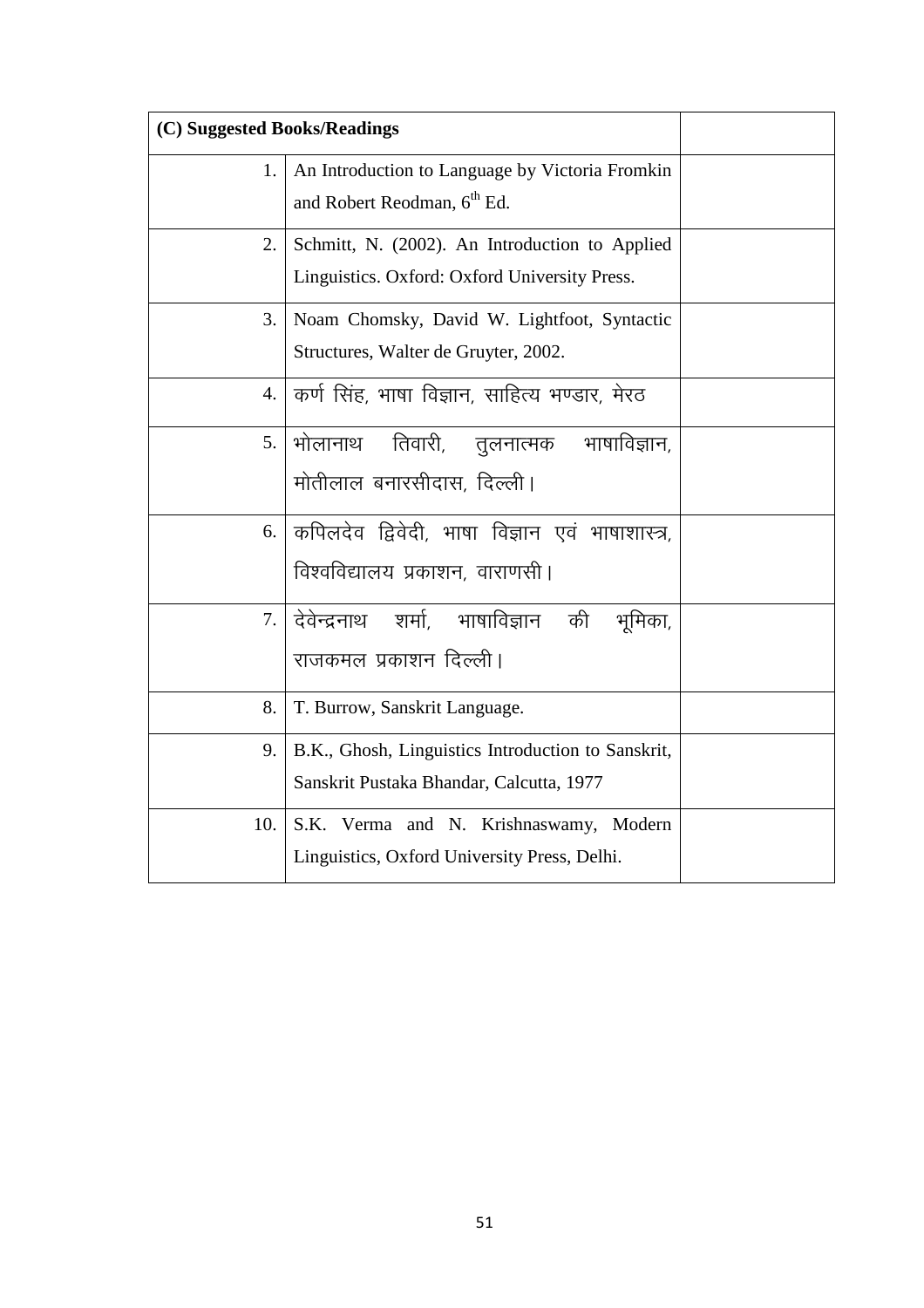| (C) Suggested Books/Readings | | |
|---|---|---|
| 1. | An Introduction to Language by Victoria Fromkin and Robert Reodman, 6th Ed. | |
| 2. | Schmitt, N. (2002). An Introduction to Applied Linguistics. Oxford: Oxford University Press. | |
| 3. | Noam Chomsky, David W. Lightfoot, Syntactic Structures, Walter de Gruyter, 2002. | |
| 4. | कर्ण सिंह, भाषा विज्ञान, साहित्य भण्डार, मेरठ | |
| 5. | भोलानाथ तिवारी, तुलनात्मक भाषाविज्ञान, मोतीलाल बनारसीदास, दिल्ली। | |
| 6. | कपिलदेव द्विवेदी, भाषा विज्ञान एवं भाषाशास्त्र, विश्वविद्यालय प्रकाशन, वाराणसी। | |
| 7. | देवेन्द्रनाथ शर्मा, भाषाविज्ञान की भूमिका, राजकमल प्रकाशन दिल्ली। | |
| 8. | T. Burrow, Sanskrit Language. | |
| 9. | B.K., Ghosh, Linguistics Introduction to Sanskrit, Sanskrit Pustaka Bhandar, Calcutta, 1977 | |
| 10. | S.K. Verma and N. Krishnaswamy, Modern Linguistics, Oxford University Press, Delhi. | |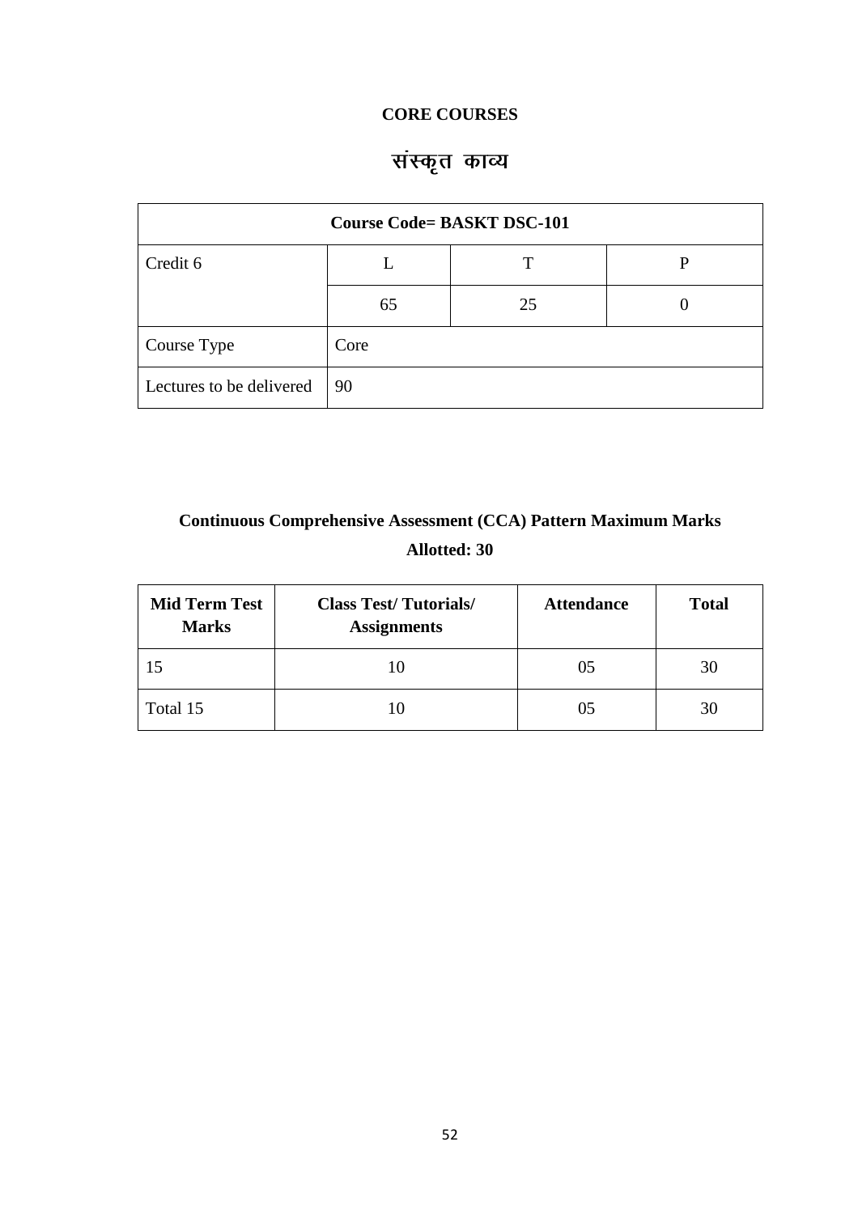## CORE COURSES

# संस्कृत काव्य

| Course Code= BASKT DSC-101 | | | |
|---|---|---|---|
| Credit 6 | L | T | P |
| | 65 | 25 | 0 |
| Course Type | Core | | |
| Lectures to be delivered | 90 | | |

### Continuous Comprehensive Assessment (CCA) Pattern Maximum Marks Allotted: 30

| Mid Term Test Marks | Class Test/ Tutorials/ Assignments | Attendance | Total |
|---|---|---|---|
| 15 | 10 | 05 | 30 |
| Total 15 | 10 | 05 | 30 |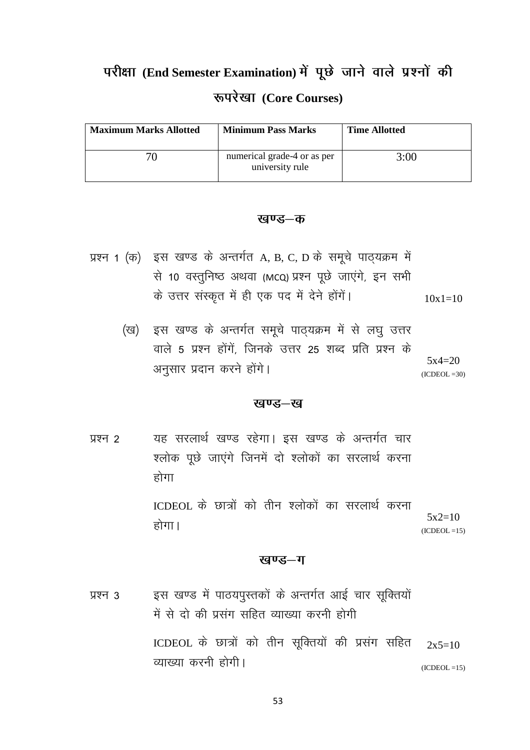# परीक्षा (End Semester Examination) में पूछे जाने वाले प्रश्नों की रूपरेखा (Core Courses)

| Maximum Marks Allotted | Minimum Pass Marks | Time Allotted |
|---|---|---|
| 70 | numerical grade-4 or as per university rule | 3:00 |

## खण्ड–क

प्रश्न 1 (क) इस खण्ड के अन्तर्गत A, B, C, D के समूचे पाठ्यक्रम में से 10 वस्तुनिष्ठ अथवा (MCQ) प्रश्न पूछे जाएंगे, इन सभी के उत्तर संस्कृत में ही एक पद में देने होंगें। 10x1=10

(ख) इस खण्ड के अन्तर्गत समूचे पाठ्यक्रम में से लघु उत्तर वाले 5 प्रश्न होंगें, जिनके उत्तर 25 शब्द प्रति प्रश्न के अनुसार प्रदान करने होंगे। 5x4=20 (ICDEOL =30)

## खण्ड–ख

प्रश्न 2 यह सरलार्थ खण्ड रहेगा। इस खण्ड के अन्तर्गत चार श्लोक पूछे जाएंगे जिनमें दो श्लोकों का सरलार्थ करना होगा

ICDEOL के छात्रों को तीन श्लोकों का सरलार्थ करना होगा। 5x2=10 (ICDEOL =15)

## खण्ड–ग

प्रश्न 3 इस खण्ड में पाठयपुस्तकों के अन्तर्गत आई चार सूक्तियों में से दो की प्रसंग सहित व्याख्या करनी होगी

ICDEOL के छात्रों को तीन सूक्तियों की प्रसंग सहित व्याख्या करनी होगी। 2x5=10 (ICDEOL =15)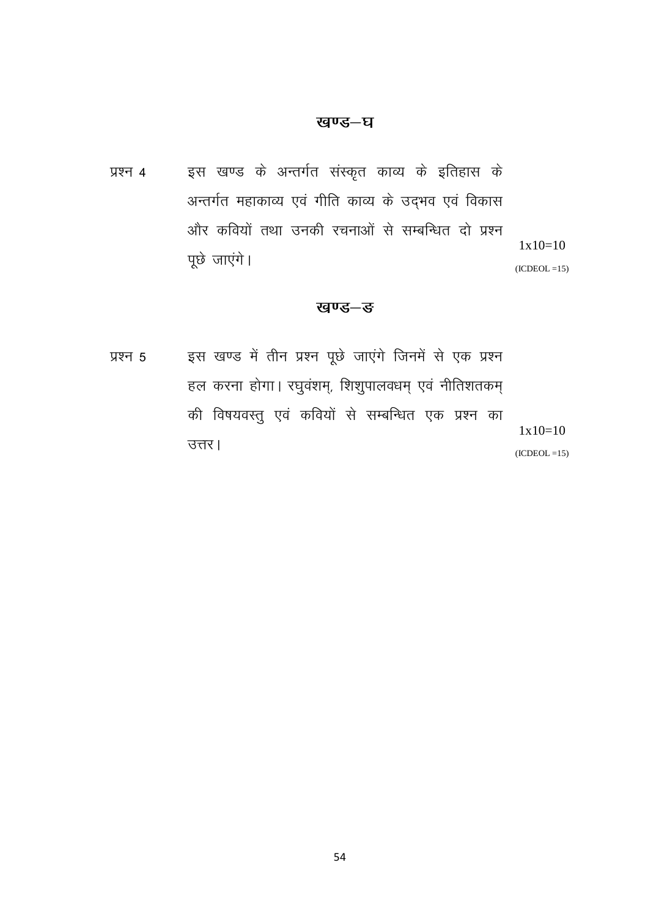## खण्ड–घ

प्रश्न 4 इस खण्ड के अन्तर्गत संस्कृत काव्य के इतिहास के अन्तर्गत महाकाव्य एवं गीति काव्य के उद्भव एवं विकास और कवियों तथा उनकी रचनाओं से सम्बन्धित दो प्रश्न पूछे जाएंगे। 1x10=10 (ICDEOL =15)

## खण्ड–ङ

प्रश्न 5 इस खण्ड में तीन प्रश्न पूछे जाएंगे जिनमें से एक प्रश्न हल करना होगा। रघुवंशम्, शिशुपालवधम् एवं नीतिशतकम् की विषयवस्तु एवं कवियों से सम्बन्धित एक प्रश्न का उत्तर। 1x10=10 (ICDEOL =15)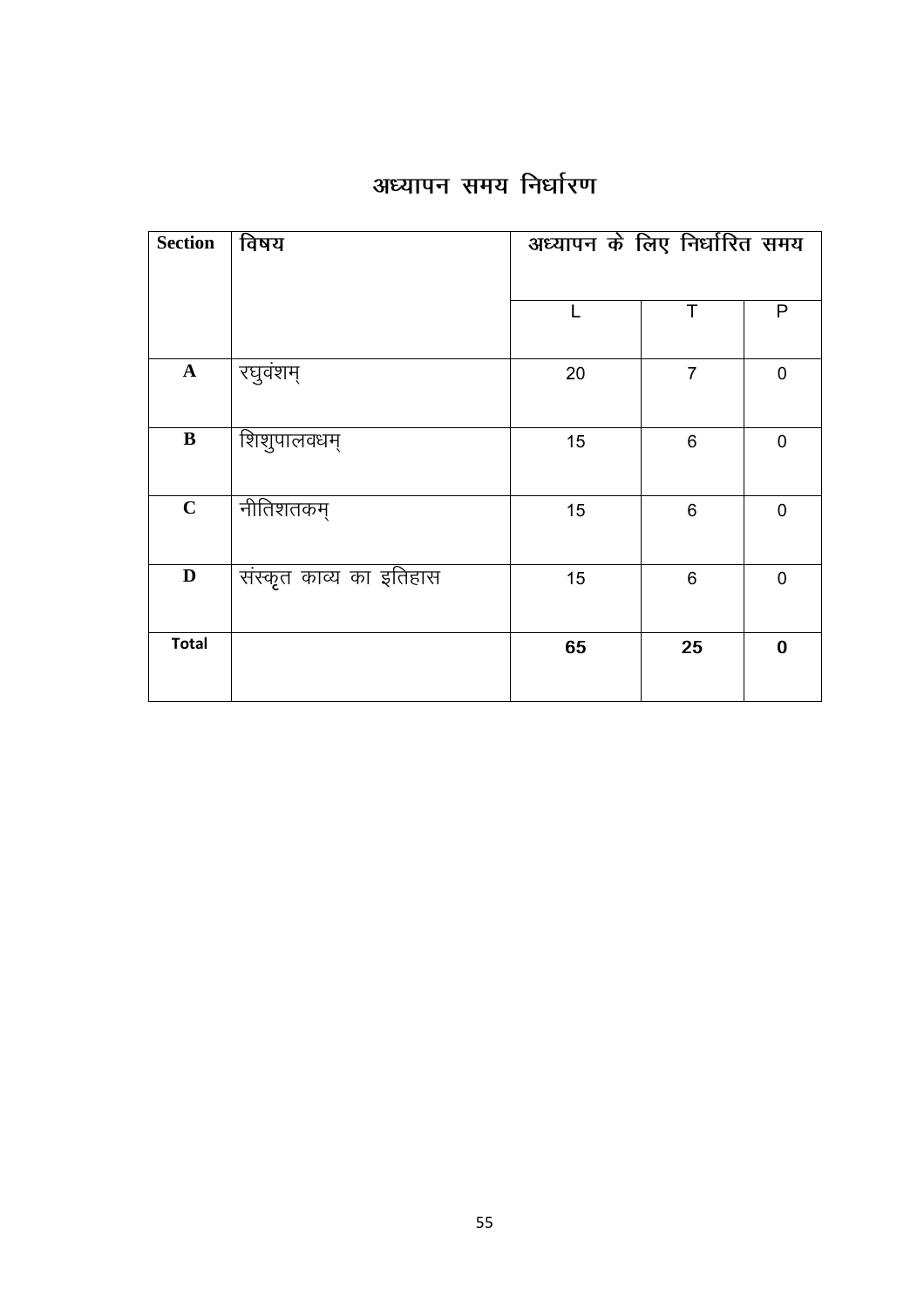# अध्यापन समय निर्धारण

| Section | विषय | अध्यापन के लिए निर्धारित समय | | |
|---|---|---|---|---|
| | | L | T | P |
| **A** | रघुवंशम् | 20 | 7 | 0 |
| **B** | शिशुपालवधम् | 15 | 6 | 0 |
| **C** | नीतिशतकम् | 15 | 6 | 0 |
| **D** | संस्कृत काव्य का इतिहास | 15 | 6 | 0 |
| **Total** | | **65** | **25** | **0** |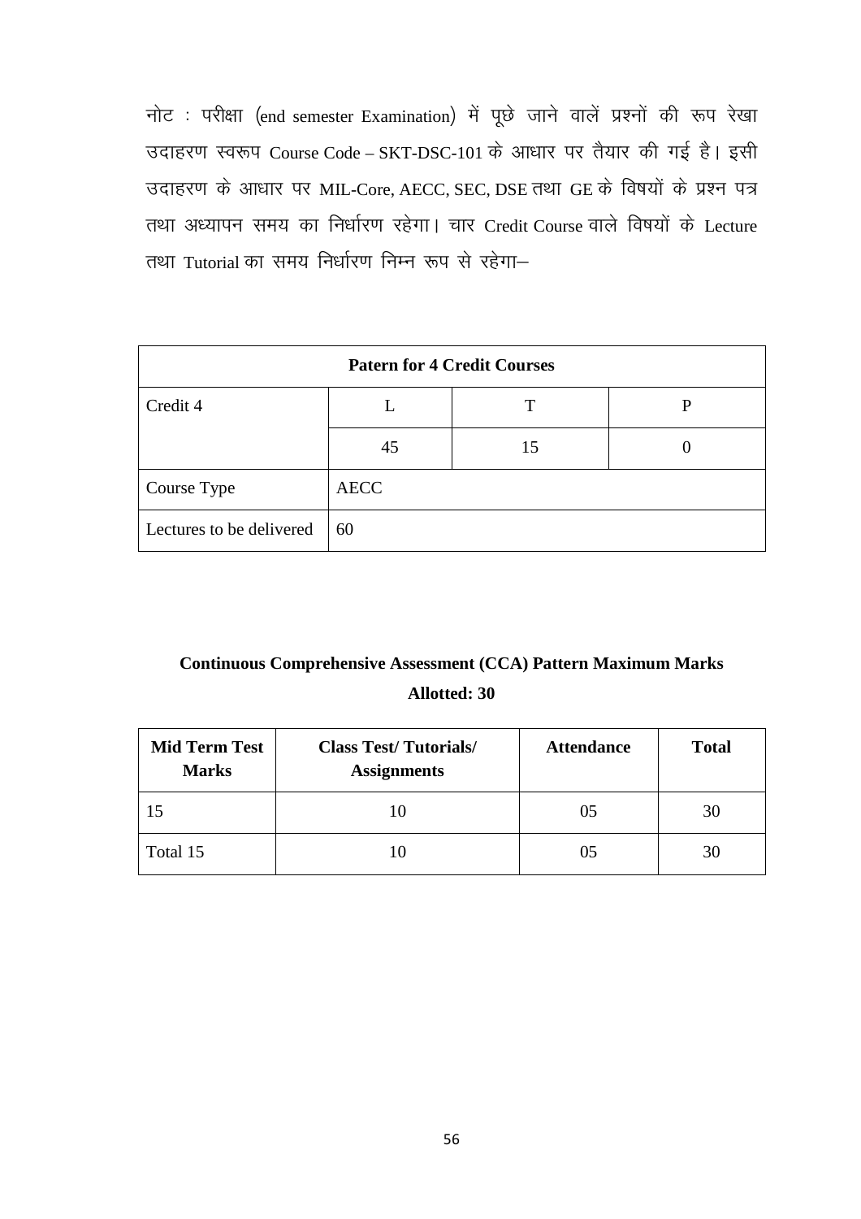नोट : परीक्षा (end semester Examination) में पूछे जाने वालें प्रश्नों की रूप रेखा उदाहरण स्वरूप Course Code – SKT-DSC-101 के आधार पर तैयार की गई है। इसी उदाहरण के आधार पर MIL-Core, AECC, SEC, DSE तथा GE के विषयों के प्रश्न पत्र तथा अध्यापन समय का निर्धारण रहेगा। चार Credit Course वाले विषयों के Lecture तथा Tutorial का समय निर्धारण निम्न रूप से रहेगा–

| **Patern for 4 Credit Courses** | | | |
|---|---|---|---|
| Credit 4 | L | T | P |
| | 45 | 15 | 0 |
| Course Type | AECC | | |
| Lectures to be delivered | 60 | | |

**Continuous Comprehensive Assessment (CCA) Pattern Maximum Marks Allotted: 30**

| **Mid Term Test Marks** | **Class Test/ Tutorials/ Assignments** | **Attendance** | **Total** |
|---|---|---|---|
| 15 | 10 | 05 | 30 |
| Total 15 | 10 | 05 | 30 |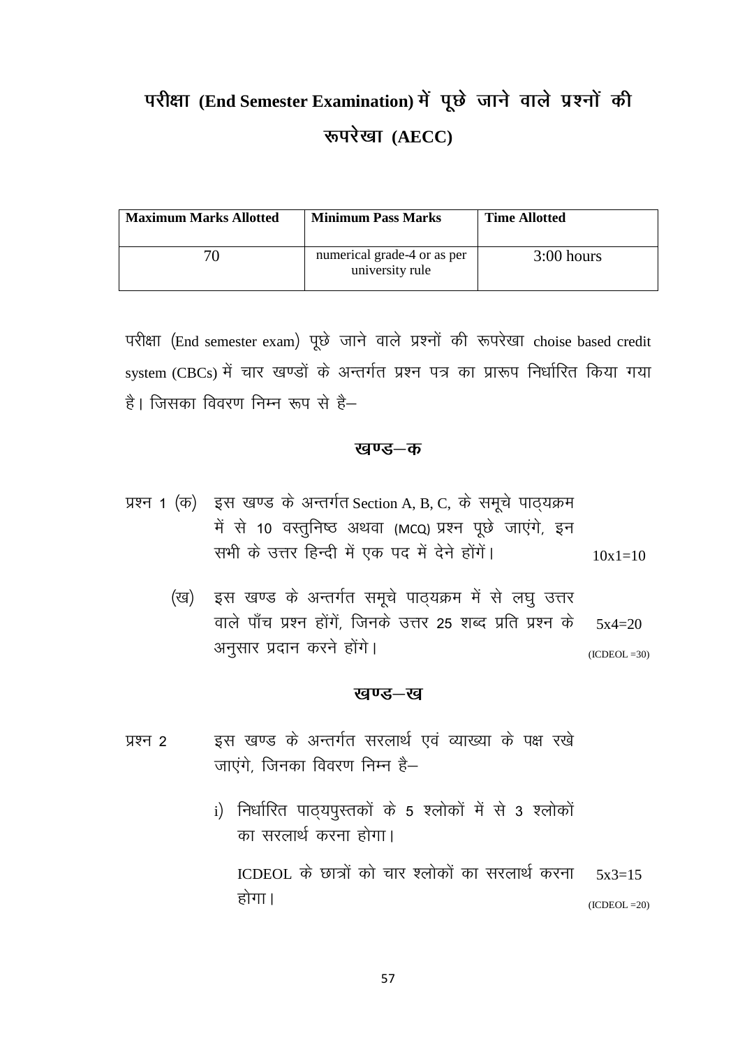# परीक्षा (End Semester Examination) में पूछे जाने वाले प्रश्नों की रूपरेखा (AECC)

| Maximum Marks Allotted | Minimum Pass Marks | Time Allotted |
|---|---|---|
| 70 | numerical grade-4 or as per university rule | 3:00 hours |

परीक्षा (End semester exam) पूछे जाने वाले प्रश्नों की रूपरेखा choise based credit system (CBCs) में चार खण्डों के अन्तर्गत प्रश्न पत्र का प्रारूप निर्धारित किया गया है। जिसका विवरण निम्न रूप से है–

## खण्ड–क

प्रश्न 1 (क) इस खण्ड के अन्तर्गत Section A, B, C, के समूचे पाठ्यक्रम में से 10 वस्तुनिष्ठ अथवा (MCQ) प्रश्न पूछे जाएंगे, इन सभी के उत्तर हिन्दी में एक पद में देने होंगें। 10x1=10

(ख) इस खण्ड के अन्तर्गत समूचे पाठ्यक्रम में से लघु उत्तर वाले पाँच प्रश्न होंगें, जिनके उत्तर 25 शब्द प्रति प्रश्न के अनुसार प्रदान करने होंगे। 5x4=20 (ICDEOL =30)

## खण्ड–ख

प्रश्न 2 इस खण्ड के अन्तर्गत सरलार्थ एवं व्याख्या के पक्ष रखे जाएंगे, जिनका विवरण निम्न है–

i) निर्धारित पाठ्यपुस्तकों के 5 श्लोकों में से 3 श्लोकों का सरलार्थ करना होगा।

ICDEOL के छात्रों को चार श्लोकों का सरलार्थ करना होगा। 5x3=15 (ICDEOL =20)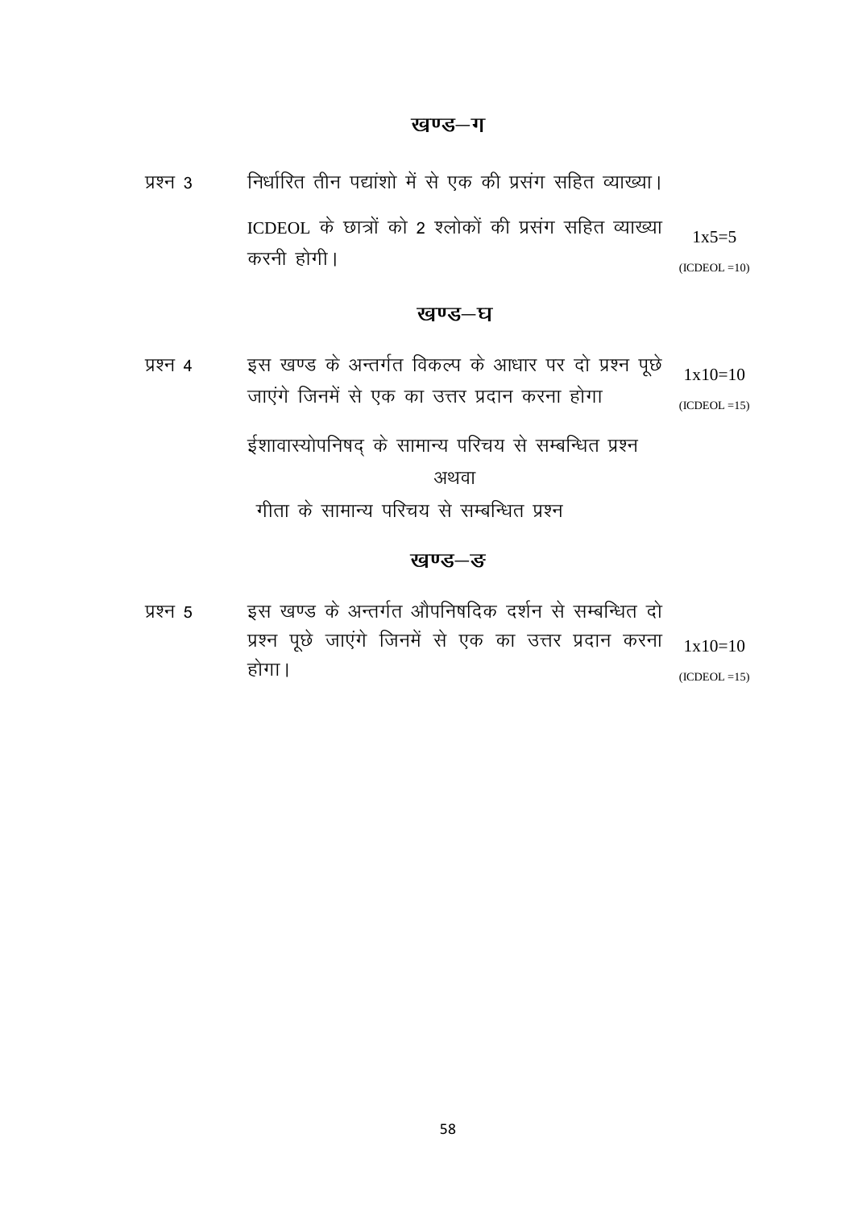## खण्ड–ग

प्रश्न 3 निर्धारित तीन पद्यांशो में से एक की प्रसंग सहित व्याख्या।

ICDEOL के छात्रों को 2 श्लोकों की प्रसंग सहित व्याख्या करनी होगी। 1x5=5 (ICDEOL =10)

## खण्ड–घ

प्रश्न 4 इस खण्ड के अन्तर्गत विकल्प के आधार पर दो प्रश्न पूछे जाएंगे जिनमें से एक का उत्तर प्रदान करना होगा 1x10=10 (ICDEOL =15)

ईशावास्योपनिषद् के सामान्य परिचय से सम्बन्धित प्रश्न

अथवा

गीता के सामान्य परिचय से सम्बन्धित प्रश्न

## खण्ड–ङ

प्रश्न 5 इस खण्ड के अन्तर्गत औपनिषदिक दर्शन से सम्बन्धित दो प्रश्न पूछे जाएंगे जिनमें से एक का उत्तर प्रदान करना होगा। 1x10=10 (ICDEOL =15)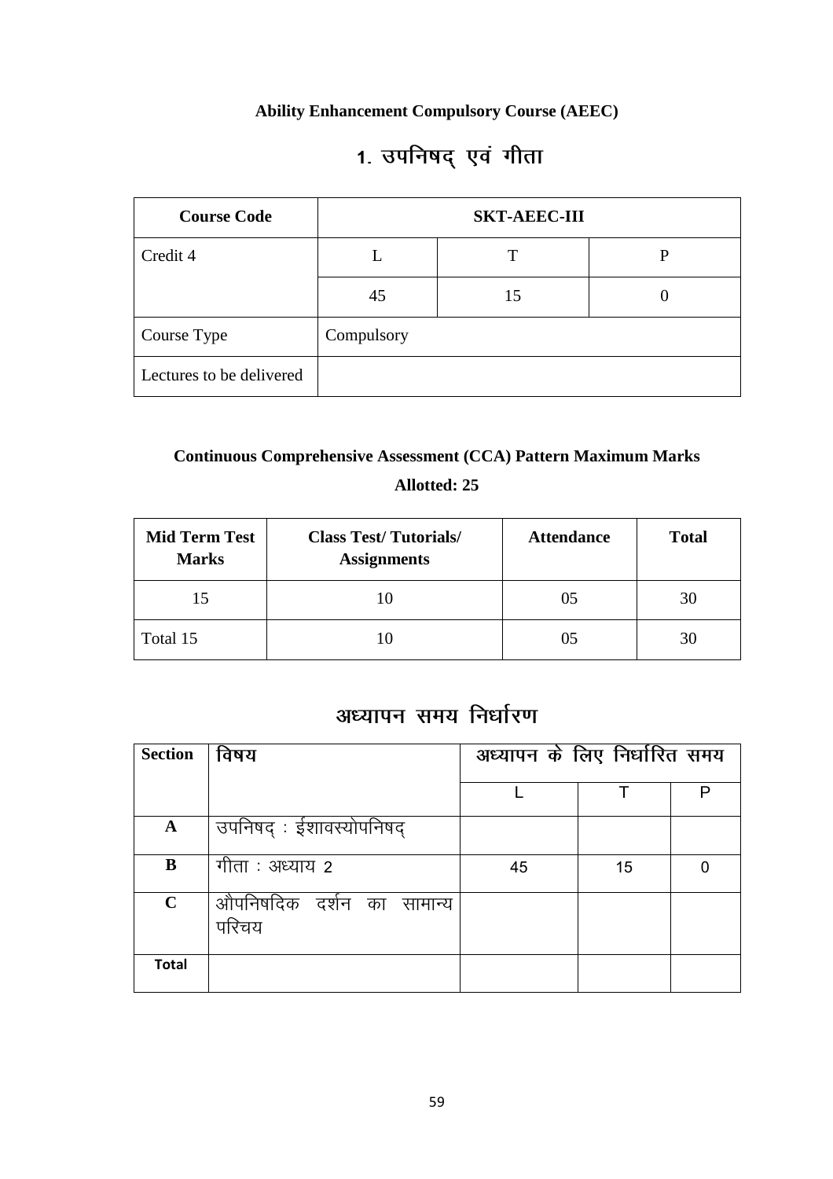**Ability Enhancement Compulsory Course (AEEC)**

# 1. उपनिषद् एवं गीता

| Course Code | SKT-AEEC-III | | |
|---|---|---|---|
| Credit 4 | L | T | P |
| | 45 | 15 | 0 |
| Course Type | Compulsory | | |
| Lectures to be delivered | | | |

**Continuous Comprehensive Assessment (CCA) Pattern Maximum Marks Allotted: 25**

| Mid Term Test Marks | Class Test/ Tutorials/ Assignments | Attendance | Total |
|---|---|---|---|
| 15 | 10 | 05 | 30 |
| Total 15 | 10 | 05 | 30 |

## अध्यापन समय निर्धारण

| Section | विषय | अध्यापन के लिए निर्धारित समय | | |
|---|---|---|---|---|
| | | L | T | P |
| A | उपनिषद् : ईशावस्योपनिषद् | | | |
| B | गीता : अध्याय 2 | 45 | 15 | 0 |
| C | औपनिषदिक दर्शन का सामान्य परिचय | | | |
| Total | | | | |